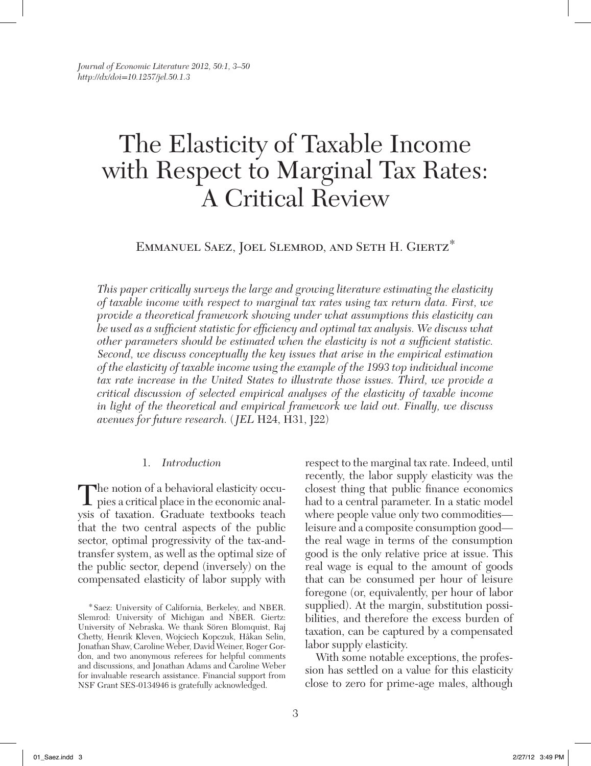# The Elasticity of Taxable Income with Respect to Marginal Tax Rates: A Critical Review

Emmanuel Saez, Joel Slemrod, and Seth H. Giertz*

*This paper critically surveys the large and growing literature estimating the elasticity of taxable income with respect to marginal tax rates using tax return data. First, we provide a theoretical framework showing under what assumptions this elasticity can be used as a sufficient statistic for efficiency and optimal tax analysis. We discuss what other parameters should be estimated when the elasticity is not a sufficient statistic. Second, we discuss conceptually the key issues that arise in the empirical estimation of the elasticity of taxable income using the example of the 1993 top individual income tax rate increase in the United States to illustrate those issues. Third, we provide a critical discussion of selected empirical analyses of the elasticity of taxable income in light of the theoretical and empirical framework we laid out. Finally, we discuss avenues for future research.* (*JEL* H24, H31, J22)

## 1. *Introduction*

The notion of a behavioral elasticity occupies a critical place in the economic analysis of taxation. Graduate textbooks teach that the two central aspects of the public sector, optimal progressivity of the tax-and-transfer system, as well as the optimal size of the public sector, depend (inversely) on the compensated elasticity of labor supply with respect to the marginal tax rate. Indeed, until recently, the labor supply elasticity was the closest thing that public finance economics had to a central parameter. In a static model where people value only two commodities—leisure and a composite consumption good—the real wage in terms of the consumption good is the only relative price at issue. This real wage is equal to the amount of goods that can be consumed per hour of leisure foregone (or, equivalently, per hour of labor supplied). At the margin, substitution possibilities, and therefore the excess burden of taxation, can be captured by a compensated labor supply elasticity.

With some notable exceptions, the profession has settled on a value for this elasticity close to zero for prime-age males, although

*Saez: University of California, Berkeley, and NBER. Slemrod: University of Michigan and NBER. Giertz: University of Nebraska. We thank Sören Blomquist, Raj Chetty, Henrik Kleven, Wojciech Kopczuk, Håkan Selin, Jonathan Shaw, Caroline Weber, David Weiner, Roger Gordon, and two anonymous referees for helpful comments and discussions, and Jonathan Adams and Caroline Weber for invaluable research assistance. Financial support from NSF Grant SES-0134946 is gratefully acknowledged.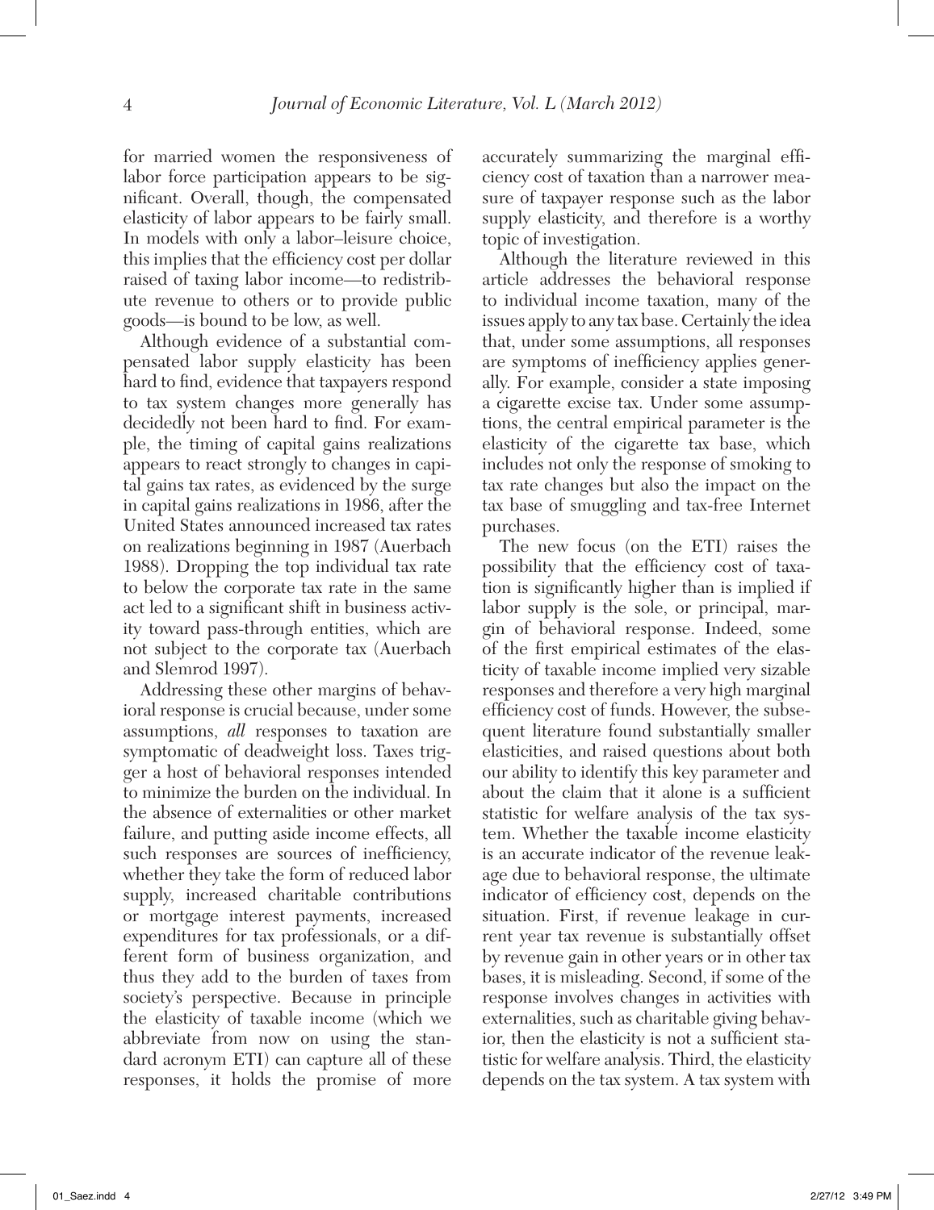for married women the responsiveness of labor force participation appears to be significant. Overall, though, the compensated elasticity of labor appears to be fairly small. In models with only a labor–leisure choice, this implies that the efficiency cost per dollar raised of taxing labor income—to redistribute revenue to others or to provide public goods—is bound to be low, as well.

Although evidence of a substantial compensated labor supply elasticity has been hard to find, evidence that taxpayers respond to tax system changes more generally has decidedly not been hard to find. For example, the timing of capital gains realizations appears to react strongly to changes in capital gains tax rates, as evidenced by the surge in capital gains realizations in 1986, after the United States announced increased tax rates on realizations beginning in 1987 (Auerbach 1988). Dropping the top individual tax rate to below the corporate tax rate in the same act led to a significant shift in business activity toward pass-through entities, which are not subject to the corporate tax (Auerbach and Slemrod 1997).

Addressing these other margins of behavioral response is crucial because, under some assumptions, *all* responses to taxation are symptomatic of deadweight loss. Taxes trigger a host of behavioral responses intended to minimize the burden on the individual. In the absence of externalities or other market failure, and putting aside income effects, all such responses are sources of inefficiency, whether they take the form of reduced labor supply, increased charitable contributions or mortgage interest payments, increased expenditures for tax professionals, or a different form of business organization, and thus they add to the burden of taxes from society's perspective. Because in principle the elasticity of taxable income (which we abbreviate from now on using the standard acronym ETI) can capture all of these responses, it holds the promise of more accurately summarizing the marginal efficiency cost of taxation than a narrower measure of taxpayer response such as the labor supply elasticity, and therefore is a worthy topic of investigation.

Although the literature reviewed in this article addresses the behavioral response to individual income taxation, many of the issues apply to any tax base. Certainly the idea that, under some assumptions, all responses are symptoms of inefficiency applies generally. For example, consider a state imposing a cigarette excise tax. Under some assumptions, the central empirical parameter is the elasticity of the cigarette tax base, which includes not only the response of smoking to tax rate changes but also the impact on the tax base of smuggling and tax-free Internet purchases.

The new focus (on the ETI) raises the possibility that the efficiency cost of taxation is significantly higher than is implied if labor supply is the sole, or principal, margin of behavioral response. Indeed, some of the first empirical estimates of the elasticity of taxable income implied very sizable responses and therefore a very high marginal efficiency cost of funds. However, the subsequent literature found substantially smaller elasticities, and raised questions about both our ability to identify this key parameter and about the claim that it alone is a sufficient statistic for welfare analysis of the tax system. Whether the taxable income elasticity is an accurate indicator of the revenue leakage due to behavioral response, the ultimate indicator of efficiency cost, depends on the situation. First, if revenue leakage in current year tax revenue is substantially offset by revenue gain in other years or in other tax bases, it is misleading. Second, if some of the response involves changes in activities with externalities, such as charitable giving behavior, then the elasticity is not a sufficient statistic for welfare analysis. Third, the elasticity depends on the tax system. A tax system with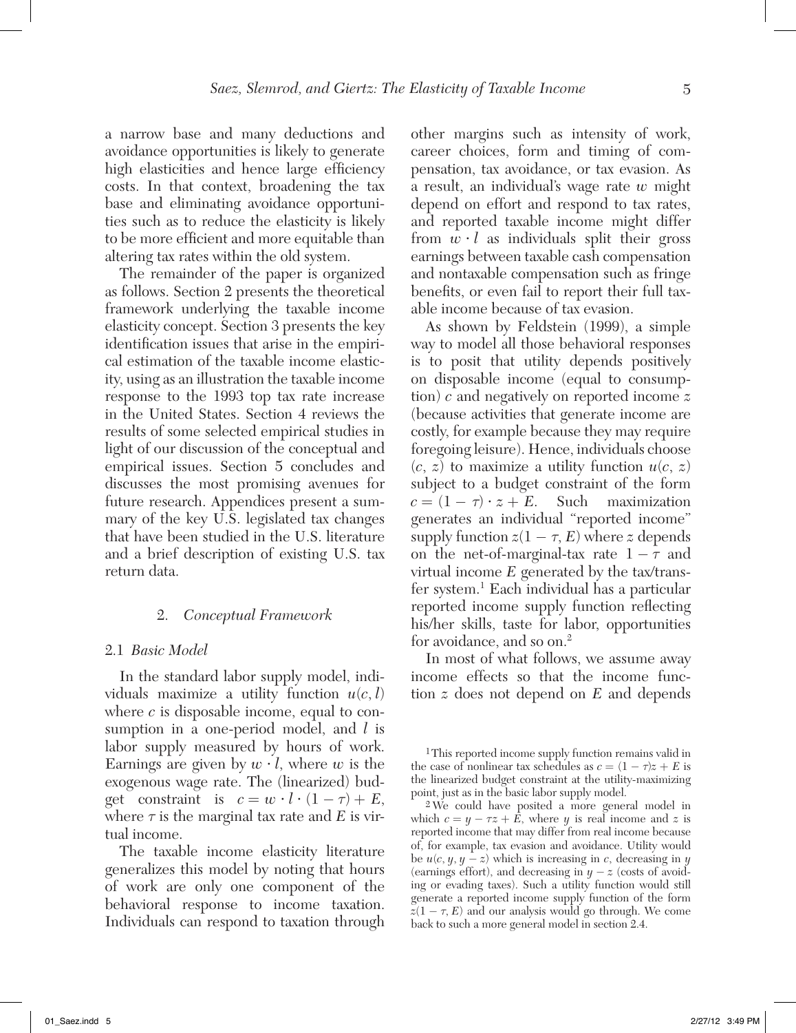a narrow base and many deductions and avoidance opportunities is likely to generate high elasticities and hence large efficiency costs. In that context, broadening the tax base and eliminating avoidance opportunities such as to reduce the elasticity is likely to be more efficient and more equitable than altering tax rates within the old system.

The remainder of the paper is organized as follows. Section 2 presents the theoretical framework underlying the taxable income elasticity concept. Section 3 presents the key identification issues that arise in the empirical estimation of the taxable income elasticity, using as an illustration the taxable income response to the 1993 top tax rate increase in the United States. Section 4 reviews the results of some selected empirical studies in light of our discussion of the conceptual and empirical issues. Section 5 concludes and discusses the most promising avenues for future research. Appendices present a summary of the key U.S. legislated tax changes that have been studied in the U.S. literature and a brief description of existing U.S. tax return data.

## 2. *Conceptual Framework*

### 2.1 *Basic Model*

In the standard labor supply model, individuals maximize a utility function $u(c, l)$ where $c$ is disposable income, equal to consumption in a one-period model, and $l$ is labor supply measured by hours of work. Earnings are given by $w \cdot l$, where $w$ is the exogenous wage rate. The (linearized) budget constraint is $c = w \cdot l \cdot (1 - \tau) + E$, where $\tau$ is the marginal tax rate and $E$ is virtual income.

The taxable income elasticity literature generalizes this model by noting that hours of work are only one component of the behavioral response to income taxation. Individuals can respond to taxation through other margins such as intensity of work, career choices, form and timing of compensation, tax avoidance, or tax evasion. As a result, an individual's wage rate $w$ might depend on effort and respond to tax rates, and reported taxable income might differ from $w \cdot l$ as individuals split their gross earnings between taxable cash compensation and nontaxable compensation such as fringe benefits, or even fail to report their full taxable income because of tax evasion.

As shown by Feldstein (1999), a simple way to model all those behavioral responses is to posit that utility depends positively on disposable income (equal to consumption) $c$ and negatively on reported income $z$ (because activities that generate income are costly, for example because they may require foregoing leisure). Hence, individuals choose $(c, z)$ to maximize a utility function $u(c, z)$ subject to a budget constraint of the form $c = (1 - \tau) \cdot z + E$. Such maximization generates an individual "reported income" supply function $z(1 - \tau, E)$ where $z$ depends on the net-of-marginal-tax rate $1 - \tau$ and virtual income $E$ generated by the tax/transfer system.[1] Each individual has a particular reported income supply function reflecting his/her skills, taste for labor, opportunities for avoidance, and so on.[2]

In most of what follows, we assume away income effects so that the income function $z$ does not depend on $E$ and depends

[1] This reported income supply function remains valid in the case of nonlinear tax schedules as $c = (1 - \tau)z + E$ is the linearized budget constraint at the utility-maximizing point, just as in the basic labor supply model.

[2] We could have posited a more general model in which $c = y - \tau z + E$, where $y$ is real income and $z$ is reported income that may differ from real income because of, for example, tax evasion and avoidance. Utility would be $u(c, y, y - z)$ which is increasing in $c$, decreasing in $y$ (earnings effort), and decreasing in $y - z$ (costs of avoiding or evading taxes). Such a utility function would still generate a reported income supply function of the form $z(1 - \tau, E)$ and our analysis would go through. We come back to such a more general model in section 2.4.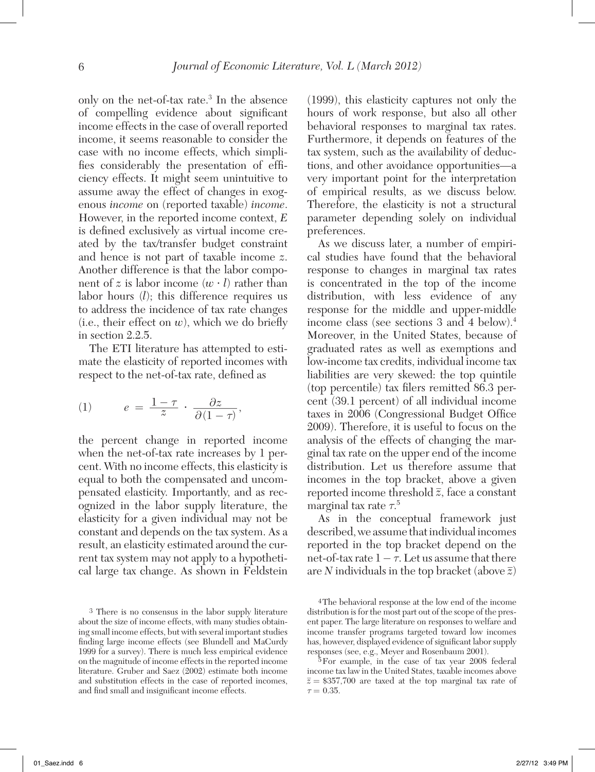only on the net-of-tax rate.[3] In the absence of compelling evidence about significant income effects in the case of overall reported income, it seems reasonable to consider the case with no income effects, which simplifies considerably the presentation of efficiency effects. It might seem unintuitive to assume away the effect of changes in exogenous *income* on (reported taxable) *income*. However, in the reported income context, $E$ is defined exclusively as virtual income created by the tax/transfer budget constraint and hence is not part of taxable income $z$. Another difference is that the labor component of $z$ is labor income $(w \cdot l)$ rather than labor hours $(l)$; this difference requires us to address the incidence of tax rate changes (i.e., their effect on $w$), which we do briefly in section 2.2.5.

The ETI literature has attempted to estimate the elasticity of reported incomes with respect to the net-of-tax rate, defined as

$$(1) \qquad e = \frac{1 - \tau}{z} \cdot \frac{\partial z}{\partial (1 - \tau)},$$

the percent change in reported income when the net-of-tax rate increases by 1 percent. With no income effects, this elasticity is equal to both the compensated and uncompensated elasticity. Importantly, and as recognized in the labor supply literature, the elasticity for a given individual may not be constant and depends on the tax system. As a result, an elasticity estimated around the current tax system may not apply to a hypothetical large tax change. As shown in Feldstein (1999), this elasticity captures not only the hours of work response, but also all other behavioral responses to marginal tax rates. Furthermore, it depends on features of the tax system, such as the availability of deductions, and other avoidance opportunities—a very important point for the interpretation of empirical results, as we discuss below. Therefore, the elasticity is not a structural parameter depending solely on individual preferences.

As we discuss later, a number of empirical studies have found that the behavioral response to changes in marginal tax rates is concentrated in the top of the income distribution, with less evidence of any response for the middle and upper-middle income class (see sections 3 and 4 below).[4] Moreover, in the United States, because of graduated rates as well as exemptions and low-income tax credits, individual income tax liabilities are very skewed: the top quintile (top percentile) tax filers remitted 86.3 percent (39.1 percent) of all individual income taxes in 2006 (Congressional Budget Office 2009). Therefore, it is useful to focus on the analysis of the effects of changing the marginal tax rate on the upper end of the income distribution. Let us therefore assume that incomes in the top bracket, above a given reported income threshold $\bar{z}$, face a constant marginal tax rate $\tau$.[5]

As in the conceptual framework just described, we assume that individual incomes reported in the top bracket depend on the net-of-tax rate $1 - \tau$. Let us assume that there are $N$ individuals in the top bracket (above $\bar{z}$)

---

[3] There is no consensus in the labor supply literature about the size of income effects, with many studies obtaining small income effects, but with several important studies finding large income effects (see Blundell and MaCurdy 1999 for a survey). There is much less empirical evidence on the magnitude of income effects in the reported income literature. Gruber and Saez (2002) estimate both income and substitution effects in the case of reported incomes, and find small and insignificant income effects.

[4] The behavioral response at the low end of the income distribution is for the most part out of the scope of the present paper. The large literature on responses to welfare and income transfer programs targeted toward low incomes has, however, displayed evidence of significant labor supply responses (see, e.g., Meyer and Rosenbaum 2001).

[5] For example, in the case of tax year 2008 federal income tax law in the United States, taxable incomes above $\bar{z} = \$357{,}700$ are taxed at the top marginal tax rate of $\tau = 0.35$.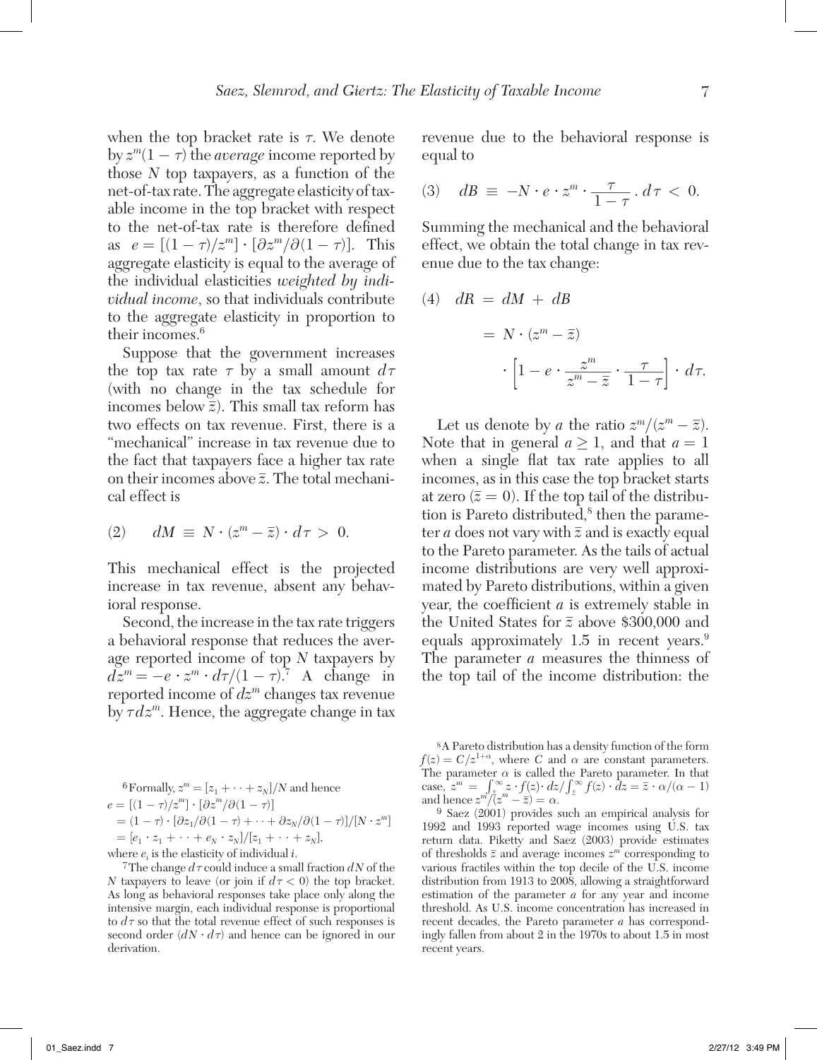when the top bracket rate is $\tau$. We denote by $z^m(1-\tau)$ the *average* income reported by those $N$ top taxpayers, as a function of the net-of-tax rate. The aggregate elasticity of taxable income in the top bracket with respect to the net-of-tax rate is therefore defined as $e = [(1-\tau)/z^m] \cdot [\partial z^m / \partial(1-\tau)]$. This aggregate elasticity is equal to the average of the individual elasticities *weighted by individual income*, so that individuals contribute to the aggregate elasticity in proportion to their incomes.[6]

Suppose that the government increases the top tax rate $\tau$ by a small amount $d\tau$ (with no change in the tax schedule for incomes below $\bar{z}$). This small tax reform has two effects on tax revenue. First, there is a "mechanical" increase in tax revenue due to the fact that taxpayers face a higher tax rate on their incomes above $\bar{z}$. The total mechanical effect is

$$(2) \qquad dM \equiv N \cdot (z^m - \bar{z}) \cdot d\tau > 0.$$

This mechanical effect is the projected increase in tax revenue, absent any behavioral response.

Second, the increase in the tax rate triggers a behavioral response that reduces the average reported income of top $N$ taxpayers by $dz^m = -e \cdot z^m \cdot d\tau/(1-\tau)$.[7] A change in reported income of $dz^m$ changes tax revenue by $\tau dz^m$. Hence, the aggregate change in tax revenue due to the behavioral response is equal to

$$(3) \qquad dB \equiv -N \cdot e \cdot z^m \cdot \frac{\tau}{1-\tau} \cdot d\tau < 0.$$

Summing the mechanical and the behavioral effect, we obtain the total change in tax revenue due to the tax change:

$$(4) \qquad dR = dM + dB = N \cdot (z^m - \bar{z}) \cdot \left[1 - e \cdot \frac{z^m}{z^m - \bar{z}} \cdot \frac{\tau}{1-\tau}\right] \cdot d\tau.$$

Let us denote by $a$ the ratio $z^m/(z^m - \bar{z})$. Note that in general $a \geq 1$, and that $a = 1$ when a single flat tax rate applies to all incomes, as in this case the top bracket starts at zero ($\bar{z} = 0$). If the top tail of the distribution is Pareto distributed,[8] then the parameter $a$ does not vary with $\bar{z}$ and is exactly equal to the Pareto parameter. As the tails of actual income distributions are very well approximated by Pareto distributions, within a given year, the coefficient $a$ is extremely stable in the United States for $\bar{z}$ above \$300,000 and equals approximately 1.5 in recent years.[9] The parameter $a$ measures the thinness of the top tail of the income distribution: the

---

[6] Formally, $z^m = [z_1 + \cdots + z_N]/N$ and hence
$e = [(1-\tau)/z^m] \cdot [\partial z^m / \partial(1-\tau)]$
$= (1-\tau) \cdot [\partial z_1/\partial(1-\tau) + \cdots + \partial z_N/\partial(1-\tau)]/[N \cdot z^m]$
$= [e_1 \cdot z_1 + \cdots + e_N \cdot z_N]/[z_1 + \cdots + z_N]$,
where $e_i$ is the elasticity of individual $i$.

[7] The change $d\tau$ could induce a small fraction $dN$ of the $N$ taxpayers to leave (or join if $d\tau < 0$) the top bracket. As long as behavioral responses take place only along the intensive margin, each individual response is proportional to $d\tau$ so that the total revenue effect of such responses is second order ($dN \cdot d\tau$) and hence can be ignored in our derivation.

[8] A Pareto distribution has a density function of the form $f(z) = C/z^{1+\alpha}$, where $C$ and $\alpha$ are constant parameters. The parameter $\alpha$ is called the Pareto parameter. In that case, $z^m = \int_{\bar{z}}^{\infty} z \cdot f(z) \cdot dz / \int_{\bar{z}}^{\infty} f(z) \cdot dz = \bar{z} \cdot \alpha/(\alpha - 1)$ and hence $z^m/(z^m - \bar{z}) = \alpha$.

[9] Saez (2001) provides such an empirical analysis for 1992 and 1993 reported wage incomes using U.S. tax return data. Piketty and Saez (2003) provide estimates of thresholds $\bar{z}$ and average incomes $z^m$ corresponding to various fractiles within the top decile of the U.S. income distribution from 1913 to 2008, allowing a straightforward estimation of the parameter $a$ for any year and income threshold. As U.S. income concentration has increased in recent decades, the Pareto parameter $a$ has correspondingly fallen from about 2 in the 1970s to about 1.5 in most recent years.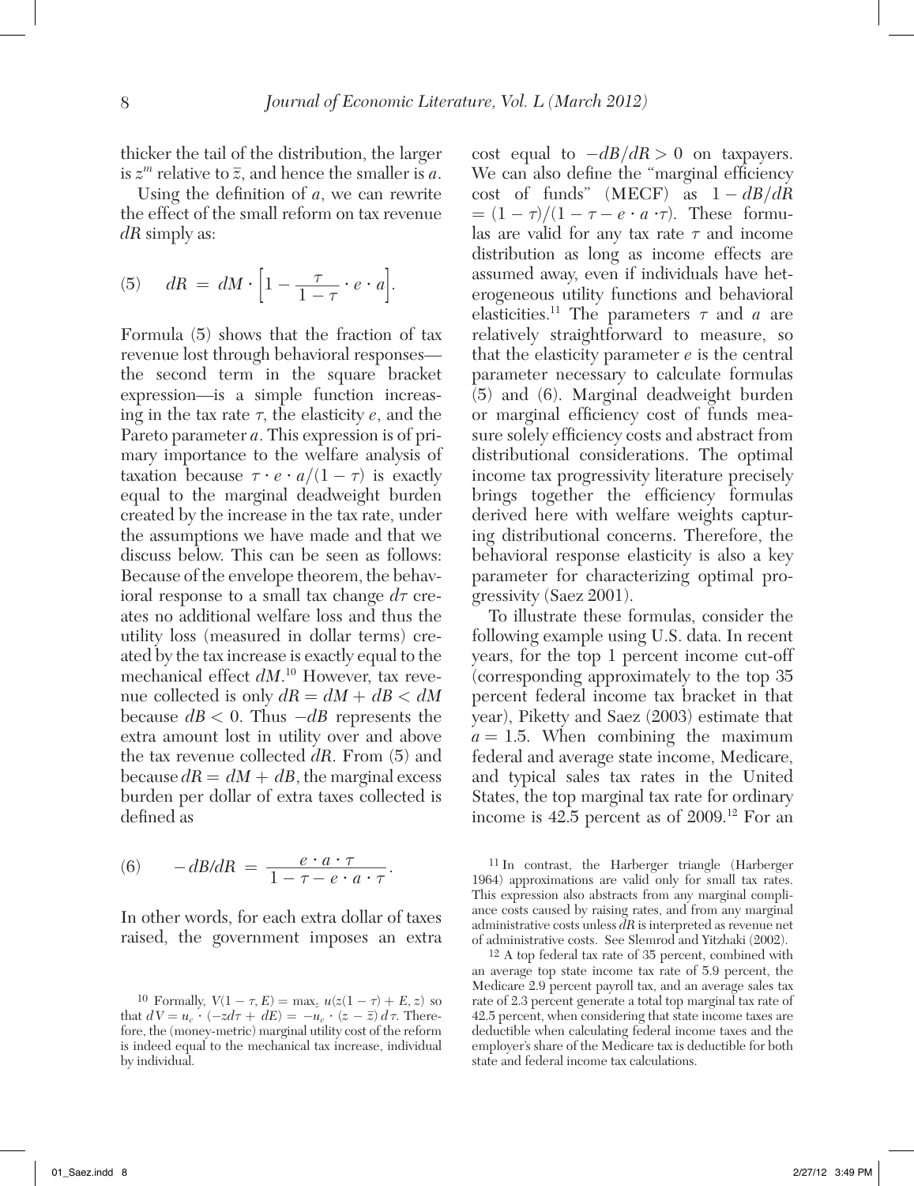thicker the tail of the distribution, the larger is $z^m$ relative to $\bar{z}$, and hence the smaller is $a$.

Using the definition of $a$, we can rewrite the effect of the small reform on tax revenue $dR$ simply as:

$$(5) \quad dR = dM \cdot \left[1 - \frac{\tau}{1-\tau} \cdot e \cdot a\right].$$

Formula (5) shows that the fraction of tax revenue lost through behavioral responses—the second term in the square bracket expression—is a simple function increasing in the tax rate $\tau$, the elasticity $e$, and the Pareto parameter $a$. This expression is of primary importance to the welfare analysis of taxation because $\tau \cdot e \cdot a/(1-\tau)$ is exactly equal to the marginal deadweight burden created by the increase in the tax rate, under the assumptions we have made and that we discuss below. This can be seen as follows: Because of the envelope theorem, the behavioral response to a small tax change $d\tau$ creates no additional welfare loss and thus the utility loss (measured in dollar terms) created by the tax increase is exactly equal to the mechanical effect $dM$.[10] However, tax revenue collected is only $dR = dM + dB < dM$ because $dB < 0$. Thus $-dB$ represents the extra amount lost in utility over and above the tax revenue collected $dR$. From (5) and because $dR = dM + dB$, the marginal excess burden per dollar of extra taxes collected is defined as

$$(6) \quad -dB/dR = \frac{e \cdot a \cdot \tau}{1 - \tau - e \cdot a \cdot \tau}.$$

In other words, for each extra dollar of taxes raised, the government imposes an extra cost equal to $-dB/dR > 0$ on taxpayers. We can also define the "marginal efficiency cost of funds" (MECF) as $1 - dB/dR = (1-\tau)/(1-\tau-e \cdot a \cdot \tau)$. These formulas are valid for any tax rate $\tau$ and income distribution as long as income effects are assumed away, even if individuals have heterogeneous utility functions and behavioral elasticities.[11] The parameters $\tau$ and $a$ are relatively straightforward to measure, so that the elasticity parameter $e$ is the central parameter necessary to calculate formulas (5) and (6). Marginal deadweight burden or marginal efficiency cost of funds measure solely efficiency costs and abstract from distributional considerations. The optimal income tax progressivity literature precisely brings together the efficiency formulas derived here with welfare weights capturing distributional concerns. Therefore, the behavioral response elasticity is also a key parameter for characterizing optimal progressivity (Saez 2001).

To illustrate these formulas, consider the following example using U.S. data. In recent years, for the top 1 percent income cut-off (corresponding approximately to the top 35 percent federal income tax bracket in that year), Piketty and Saez (2003) estimate that $a = 1.5$. When combining the maximum federal and average state income, Medicare, and typical sales tax rates in the United States, the top marginal tax rate for ordinary income is 42.5 percent as of 2009.[12] For an

[10] Formally, $V(1-\tau, E) = \max_z u(z(1-\tau) + E, z)$ so that $dV = u_c \cdot (-zd\tau + dE) = -u_c \cdot (z - \bar{z})\, d\tau$. Therefore, the (money-metric) marginal utility cost of the reform is indeed equal to the mechanical tax increase, individual by individual.

[11] In contrast, the Harberger triangle (Harberger 1964) approximations are valid only for small tax rates. This expression also abstracts from any marginal compliance costs caused by raising rates, and from any marginal administrative costs unless $dR$ is interpreted as revenue net of administrative costs. See Slemrod and Yitzhaki (2002).

[12] A top federal tax rate of 35 percent, combined with an average top state income tax rate of 5.9 percent, the Medicare 2.9 percent payroll tax, and an average sales tax rate of 2.3 percent generate a total top marginal tax rate of 42.5 percent, when considering that state income taxes are deductible when calculating federal income taxes and the employer's share of the Medicare tax is deductible for both state and federal income tax calculations.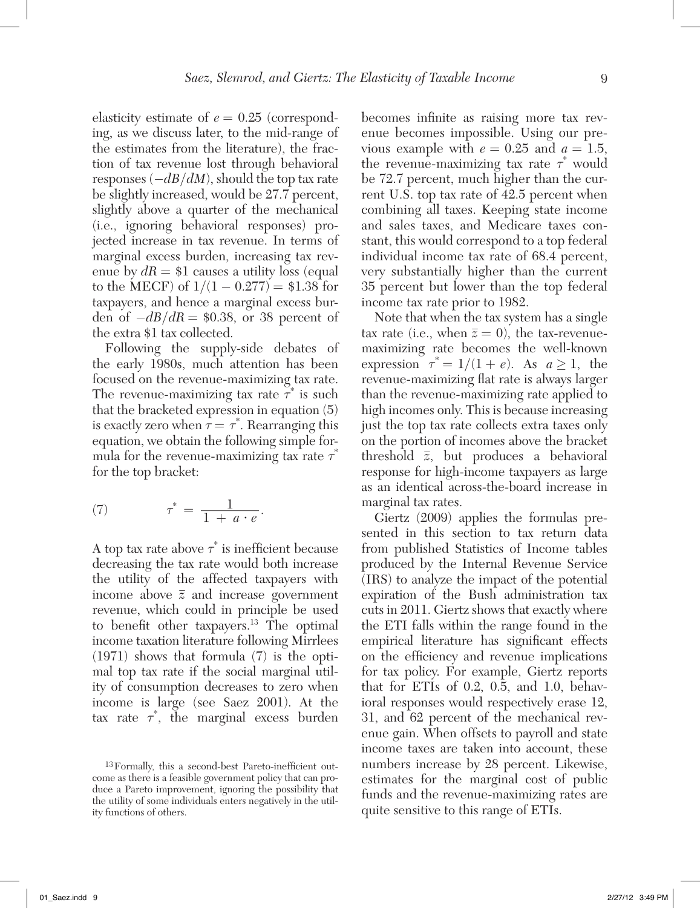elasticity estimate of $e = 0.25$ (corresponding, as we discuss later, to the mid-range of the estimates from the literature), the fraction of tax revenue lost through behavioral responses ($-dB/dM$), should the top tax rate be slightly increased, would be 27.7 percent, slightly above a quarter of the mechanical (i.e., ignoring behavioral responses) projected increase in tax revenue. In terms of marginal excess burden, increasing tax revenue by $dR = \$1$ causes a utility loss (equal to the MECF) of $1/(1 - 0.277) = \$1.38$ for taxpayers, and hence a marginal excess burden of $-dB/dR = \$0.38$, or 38 percent of the extra \$1 tax collected.

Following the supply-side debates of the early 1980s, much attention has been focused on the revenue-maximizing tax rate. The revenue-maximizing tax rate $\tau^*$ is such that the bracketed expression in equation (5) is exactly zero when $\tau = \tau^*$. Rearranging this equation, we obtain the following simple formula for the revenue-maximizing tax rate $\tau^*$ for the top bracket:

$$(7) \qquad \tau^* = \frac{1}{1 + a \cdot e}.$$

A top tax rate above $\tau^*$ is inefficient because decreasing the tax rate would both increase the utility of the affected taxpayers with income above $\bar{z}$ and increase government revenue, which could in principle be used to benefit other taxpayers.[13] The optimal income taxation literature following Mirrlees (1971) shows that formula (7) is the optimal top tax rate if the social marginal utility of consumption decreases to zero when income is large (see Saez 2001). At the tax rate $\tau^*$, the marginal excess burden becomes infinite as raising more tax revenue becomes impossible. Using our previous example with $e = 0.25$ and $a = 1.5$, the revenue-maximizing tax rate $\tau^*$ would be 72.7 percent, much higher than the current U.S. top tax rate of 42.5 percent when combining all taxes. Keeping state income and sales taxes, and Medicare taxes constant, this would correspond to a top federal individual income tax rate of 68.4 percent, very substantially higher than the current 35 percent but lower than the top federal income tax rate prior to 1982.

Note that when the tax system has a single tax rate (i.e., when $\bar{z} = 0$), the tax-revenue-maximizing rate becomes the well-known expression $\tau^* = 1/(1 + e)$. As $a \geq 1$, the revenue-maximizing flat rate is always larger than the revenue-maximizing rate applied to high incomes only. This is because increasing just the top tax rate collects extra taxes only on the portion of incomes above the bracket threshold $\bar{z}$, but produces a behavioral response for high-income taxpayers as large as an identical across-the-board increase in marginal tax rates.

Giertz (2009) applies the formulas presented in this section to tax return data from published Statistics of Income tables produced by the Internal Revenue Service (IRS) to analyze the impact of the potential expiration of the Bush administration tax cuts in 2011. Giertz shows that exactly where the ETI falls within the range found in the empirical literature has significant effects on the efficiency and revenue implications for tax policy. For example, Giertz reports that for ETIs of 0.2, 0.5, and 1.0, behavioral responses would respectively erase 12, 31, and 62 percent of the mechanical revenue gain. When offsets to payroll and state income taxes are taken into account, these numbers increase by 28 percent. Likewise, estimates for the marginal cost of public funds and the revenue-maximizing rates are quite sensitive to this range of ETIs.

[13] Formally, this a second-best Pareto-inefficient outcome as there is a feasible government policy that can produce a Pareto improvement, ignoring the possibility that the utility of some individuals enters negatively in the utility functions of others.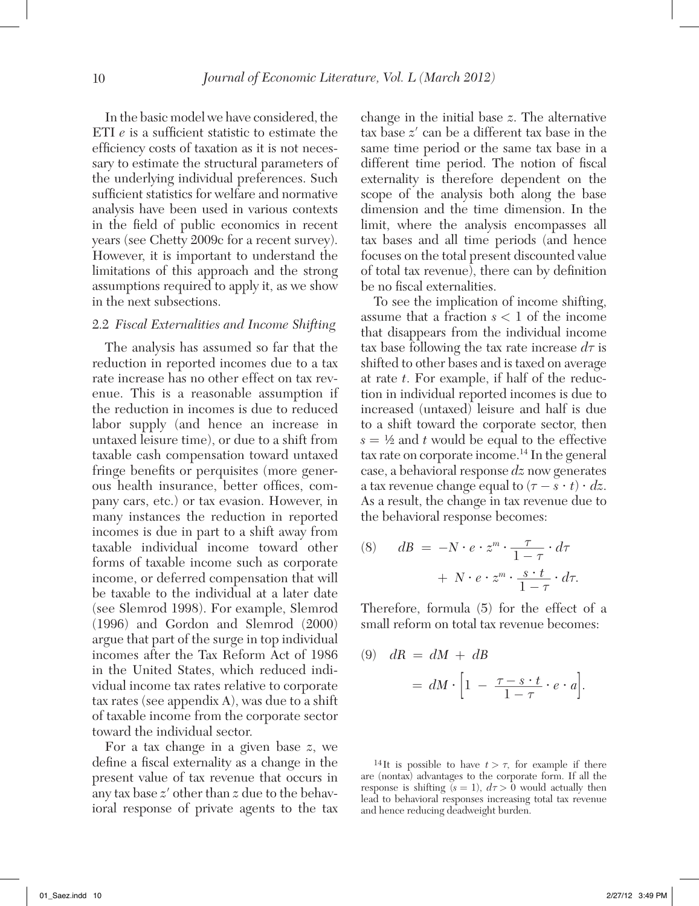In the basic model we have considered, the ETI $e$ is a sufficient statistic to estimate the efficiency costs of taxation as it is not necessary to estimate the structural parameters of the underlying individual preferences. Such sufficient statistics for welfare and normative analysis have been used in various contexts in the field of public economics in recent years (see Chetty 2009c for a recent survey). However, it is important to understand the limitations of this approach and the strong assumptions required to apply it, as we show in the next subsections.

### 2.2 *Fiscal Externalities and Income Shifting*

The analysis has assumed so far that the reduction in reported incomes due to a tax rate increase has no other effect on tax revenue. This is a reasonable assumption if the reduction in incomes is due to reduced labor supply (and hence an increase in untaxed leisure time), or due to a shift from taxable cash compensation toward untaxed fringe benefits or perquisites (more generous health insurance, better offices, company cars, etc.) or tax evasion. However, in many instances the reduction in reported incomes is due in part to a shift away from taxable individual income toward other forms of taxable income such as corporate income, or deferred compensation that will be taxable to the individual at a later date (see Slemrod 1998). For example, Slemrod (1996) and Gordon and Slemrod (2000) argue that part of the surge in top individual incomes after the Tax Reform Act of 1986 in the United States, which reduced individual income tax rates relative to corporate tax rates (see appendix A), was due to a shift of taxable income from the corporate sector toward the individual sector.

For a tax change in a given base $z$, we define a fiscal externality as a change in the present value of tax revenue that occurs in any tax base $z'$ other than $z$ due to the behavioral response of private agents to the tax change in the initial base $z$. The alternative tax base $z'$ can be a different tax base in the same time period or the same tax base in a different time period. The notion of fiscal externality is therefore dependent on the scope of the analysis both along the base dimension and the time dimension. In the limit, where the analysis encompasses all tax bases and all time periods (and hence focuses on the total present discounted value of total tax revenue), there can by definition be no fiscal externalities.

To see the implication of income shifting, assume that a fraction $s < 1$ of the income that disappears from the individual income tax base following the tax rate increase $d\tau$ is shifted to other bases and is taxed on average at rate $t$. For example, if half of the reduction in individual reported incomes is due to increased (untaxed) leisure and half is due to a shift toward the corporate sector, then $s = ½$ and $t$ would be equal to the effective tax rate on corporate income.[14] In the general case, a behavioral response $dz$ now generates a tax revenue change equal to $(\tau - s \cdot t) \cdot dz$. As a result, the change in tax revenue due to the behavioral response becomes:

$$(8) \quad dB = -N \cdot e \cdot z^m \cdot \frac{\tau}{1-\tau} \cdot d\tau + N \cdot e \cdot z^m \cdot \frac{s \cdot t}{1-\tau} \cdot d\tau.$$

Therefore, formula (5) for the effect of a small reform on total tax revenue becomes:

$$(9) \quad dR = dM + dB = dM \cdot \left[1 - \frac{\tau - s \cdot t}{1-\tau} \cdot e \cdot a\right].$$

[14] It is possible to have $t > \tau$, for example if there are (nontax) advantages to the corporate form. If all the response is shifting ($s = 1$), $d\tau > 0$ would actually then lead to behavioral responses increasing total tax revenue and hence reducing deadweight burden.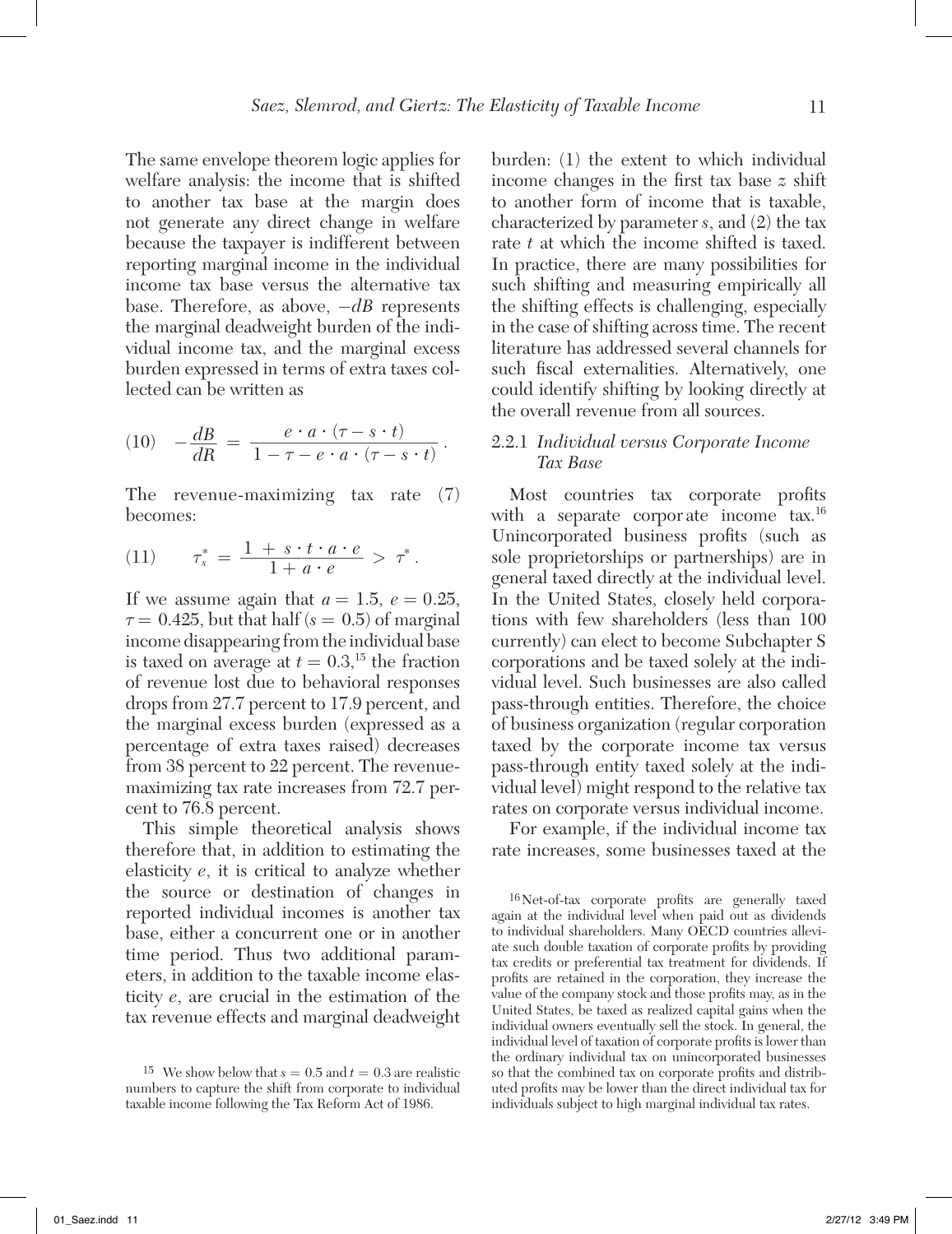The same envelope theorem logic applies for welfare analysis: the income that is shifted to another tax base at the margin does not generate any direct change in welfare because the taxpayer is indifferent between reporting marginal income in the individual income tax base versus the alternative tax base. Therefore, as above, $-dB$ represents the marginal deadweight burden of the individual income tax, and the marginal excess burden expressed in terms of extra taxes collected can be written as

$$(10)\quad -\frac{dB}{dR} = \frac{e \cdot a \cdot (\tau - s \cdot t)}{1 - \tau - e \cdot a \cdot (\tau - s \cdot t)}.$$

The revenue-maximizing tax rate (7) becomes:

$$(11)\qquad \tau_s^* = \frac{1 + s \cdot t \cdot a \cdot e}{1 + a \cdot e} > \tau^*.$$

If we assume again that $a = 1.5$, $e = 0.25$, $\tau = 0.425$, but that half ($s = 0.5$) of marginal income disappearing from the individual base is taxed on average at $t = 0.3$,[15] the fraction of revenue lost due to behavioral responses drops from 27.7 percent to 17.9 percent, and the marginal excess burden (expressed as a percentage of extra taxes raised) decreases from 38 percent to 22 percent. The revenue-maximizing tax rate increases from 72.7 percent to 76.8 percent.

This simple theoretical analysis shows therefore that, in addition to estimating the elasticity $e$, it is critical to analyze whether the source or destination of changes in reported individual incomes is another tax base, either a concurrent one or in another time period. Thus two additional parameters, in addition to the taxable income elasticity $e$, are crucial in the estimation of the tax revenue effects and marginal deadweight burden: (1) the extent to which individual income changes in the first tax base $z$ shift to another form of income that is taxable, characterized by parameter $s$, and (2) the tax rate $t$ at which the income shifted is taxed. In practice, there are many possibilities for such shifting and measuring empirically all the shifting effects is challenging, especially in the case of shifting across time. The recent literature has addressed several channels for such fiscal externalities. Alternatively, one could identify shifting by looking directly at the overall revenue from all sources.

### 2.2.1 *Individual versus Corporate Income Tax Base*

Most countries tax corporate profits with a separate corporate income tax.[16] Unincorporated business profits (such as sole proprietorships or partnerships) are in general taxed directly at the individual level. In the United States, closely held corporations with few shareholders (less than 100 currently) can elect to become Subchapter S corporations and be taxed solely at the individual level. Such businesses are also called pass-through entities. Therefore, the choice of business organization (regular corporation taxed by the corporate income tax versus pass-through entity taxed solely at the individual level) might respond to the relative tax rates on corporate versus individual income.

For example, if the individual income tax rate increases, some businesses taxed at the

---

[15] We show below that $s = 0.5$ and $t = 0.3$ are realistic numbers to capture the shift from corporate to individual taxable income following the Tax Reform Act of 1986.

[16] Net-of-tax corporate profits are generally taxed again at the individual level when paid out as dividends to individual shareholders. Many OECD countries alleviate such double taxation of corporate profits by providing tax credits or preferential tax treatment for dividends. If profits are retained in the corporation, they increase the value of the company stock and those profits may, as in the United States, be taxed as realized capital gains when the individual owners eventually sell the stock. In general, the individual level of taxation of corporate profits is lower than the ordinary individual tax on unincorporated businesses so that the combined tax on corporate profits and distributed profits may be lower than the direct individual tax for individuals subject to high marginal individual tax rates.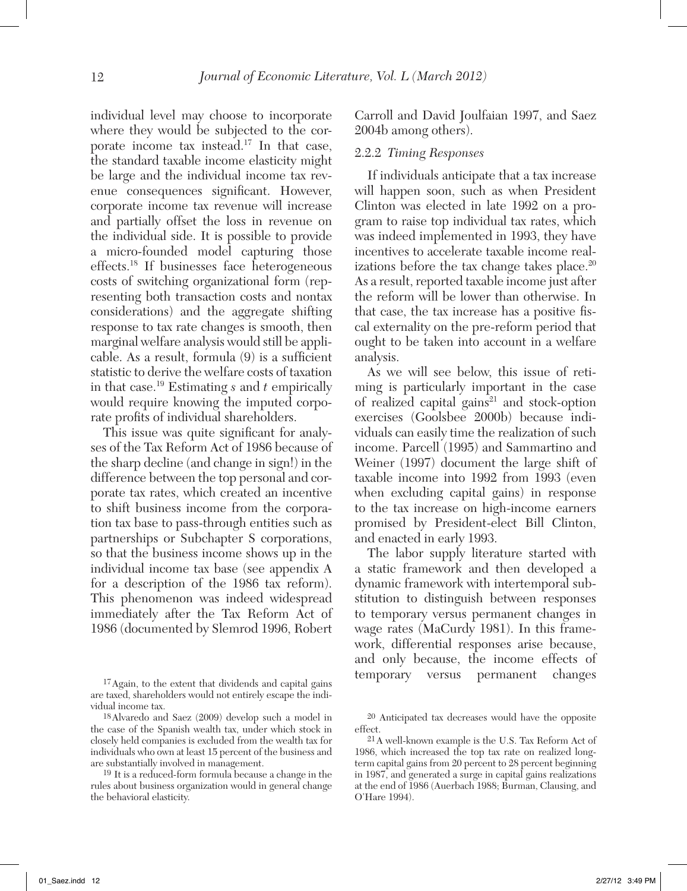individual level may choose to incorporate where they would be subjected to the corporate income tax instead.[17] In that case, the standard taxable income elasticity might be large and the individual income tax revenue consequences significant. However, corporate income tax revenue will increase and partially offset the loss in revenue on the individual side. It is possible to provide a micro-founded model capturing those effects.[18] If businesses face heterogeneous costs of switching organizational form (representing both transaction costs and nontax considerations) and the aggregate shifting response to tax rate changes is smooth, then marginal welfare analysis would still be applicable. As a result, formula (9) is a sufficient statistic to derive the welfare costs of taxation in that case.[19] Estimating $s$ and $t$ empirically would require knowing the imputed corporate profits of individual shareholders.

This issue was quite significant for analyses of the Tax Reform Act of 1986 because of the sharp decline (and change in sign!) in the difference between the top personal and corporate tax rates, which created an incentive to shift business income from the corporation tax base to pass-through entities such as partnerships or Subchapter S corporations, so that the business income shows up in the individual income tax base (see appendix A for a description of the 1986 tax reform). This phenomenon was indeed widespread immediately after the Tax Reform Act of 1986 (documented by Slemrod 1996, Robert Carroll and David Joulfaian 1997, and Saez 2004b among others).

### 2.2.2 *Timing Responses*

If individuals anticipate that a tax increase will happen soon, such as when President Clinton was elected in late 1992 on a program to raise top individual tax rates, which was indeed implemented in 1993, they have incentives to accelerate taxable income realizations before the tax change takes place.[20] As a result, reported taxable income just after the reform will be lower than otherwise. In that case, the tax increase has a positive fiscal externality on the pre-reform period that ought to be taken into account in a welfare analysis.

As we will see below, this issue of retiming is particularly important in the case of realized capital gains[21] and stock-option exercises (Goolsbee 2000b) because individuals can easily time the realization of such income. Parcell (1995) and Sammartino and Weiner (1997) document the large shift of taxable income into 1992 from 1993 (even when excluding capital gains) in response to the tax increase on high-income earners promised by President-elect Bill Clinton, and enacted in early 1993.

The labor supply literature started with a static framework and then developed a dynamic framework with intertemporal substitution to distinguish between responses to temporary versus permanent changes in wage rates (MaCurdy 1981). In this framework, differential responses arise because, and only because, the income effects of temporary versus permanent changes

---

[17] Again, to the extent that dividends and capital gains are taxed, shareholders would not entirely escape the individual income tax.

[18] Alvaredo and Saez (2009) develop such a model in the case of the Spanish wealth tax, under which stock in closely held companies is excluded from the wealth tax for individuals who own at least 15 percent of the business and are substantially involved in management.

[19] It is a reduced-form formula because a change in the rules about business organization would in general change the behavioral elasticity.

[20] Anticipated tax decreases would have the opposite effect.

[21] A well-known example is the U.S. Tax Reform Act of 1986, which increased the top tax rate on realized long-term capital gains from 20 percent to 28 percent beginning in 1987, and generated a surge in capital gains realizations at the end of 1986 (Auerbach 1988; Burman, Clausing, and O'Hare 1994).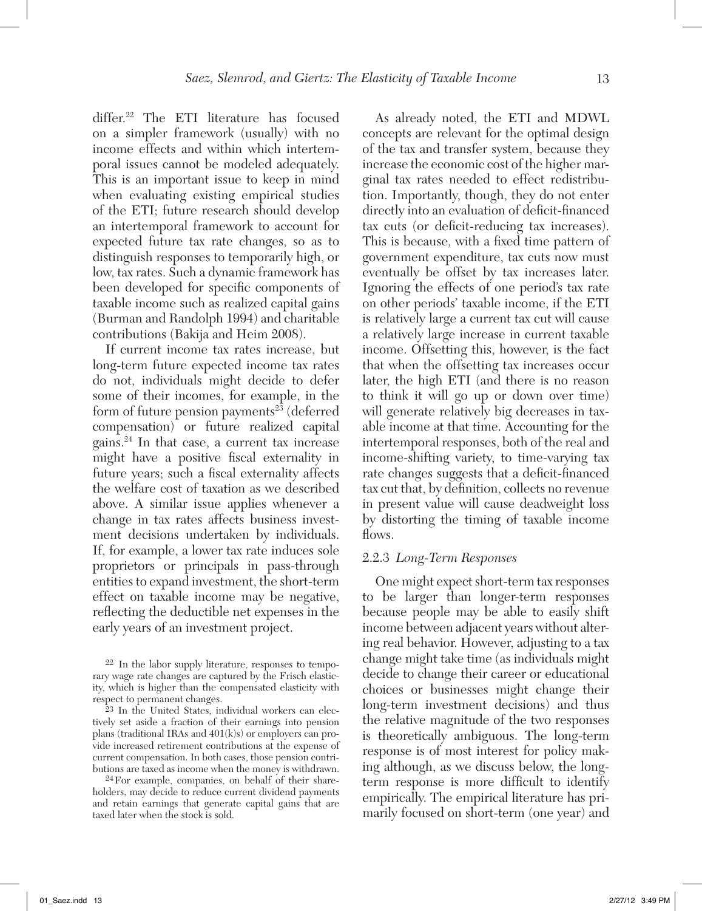differ.[22] The ETI literature has focused on a simpler framework (usually) with no income effects and within which intertemporal issues cannot be modeled adequately. This is an important issue to keep in mind when evaluating existing empirical studies of the ETI; future research should develop an intertemporal framework to account for expected future tax rate changes, so as to distinguish responses to temporarily high, or low, tax rates. Such a dynamic framework has been developed for specific components of taxable income such as realized capital gains (Burman and Randolph 1994) and charitable contributions (Bakija and Heim 2008).

If current income tax rates increase, but long-term future expected income tax rates do not, individuals might decide to defer some of their incomes, for example, in the form of future pension payments[23] (deferred compensation) or future realized capital gains.[24] In that case, a current tax increase might have a positive fiscal externality in future years; such a fiscal externality affects the welfare cost of taxation as we described above. A similar issue applies whenever a change in tax rates affects business investment decisions undertaken by individuals. If, for example, a lower tax rate induces sole proprietors or principals in pass-through entities to expand investment, the short-term effect on taxable income may be negative, reflecting the deductible net expenses in the early years of an investment project.

As already noted, the ETI and MDWL concepts are relevant for the optimal design of the tax and transfer system, because they increase the economic cost of the higher marginal tax rates needed to effect redistribution. Importantly, though, they do not enter directly into an evaluation of deficit-financed tax cuts (or deficit-reducing tax increases). This is because, with a fixed time pattern of government expenditure, tax cuts now must eventually be offset by tax increases later. Ignoring the effects of one period's tax rate on other periods' taxable income, if the ETI is relatively large a current tax cut will cause a relatively large increase in current taxable income. Offsetting this, however, is the fact that when the offsetting tax increases occur later, the high ETI (and there is no reason to think it will go up or down over time) will generate relatively big decreases in taxable income at that time. Accounting for the intertemporal responses, both of the real and income-shifting variety, to time-varying tax rate changes suggests that a deficit-financed tax cut that, by definition, collects no revenue in present value will cause deadweight loss by distorting the timing of taxable income flows.

### 2.2.3 *Long-Term Responses*

One might expect short-term tax responses to be larger than longer-term responses because people may be able to easily shift income between adjacent years without altering real behavior. However, adjusting to a tax change might take time (as individuals might decide to change their career or educational choices or businesses might change their long-term investment decisions) and thus the relative magnitude of the two responses is theoretically ambiguous. The long-term response is of most interest for policy making although, as we discuss below, the long-term response is more difficult to identify empirically. The empirical literature has primarily focused on short-term (one year) and

[22] In the labor supply literature, responses to temporary wage rate changes are captured by the Frisch elasticity, which is higher than the compensated elasticity with respect to permanent changes.

[23] In the United States, individual workers can electively set aside a fraction of their earnings into pension plans (traditional IRAs and 401(k)s) or employers can provide increased retirement contributions at the expense of current compensation. In both cases, those pension contributions are taxed as income when the money is withdrawn.

[24] For example, companies, on behalf of their shareholders, may decide to reduce current dividend payments and retain earnings that generate capital gains that are taxed later when the stock is sold.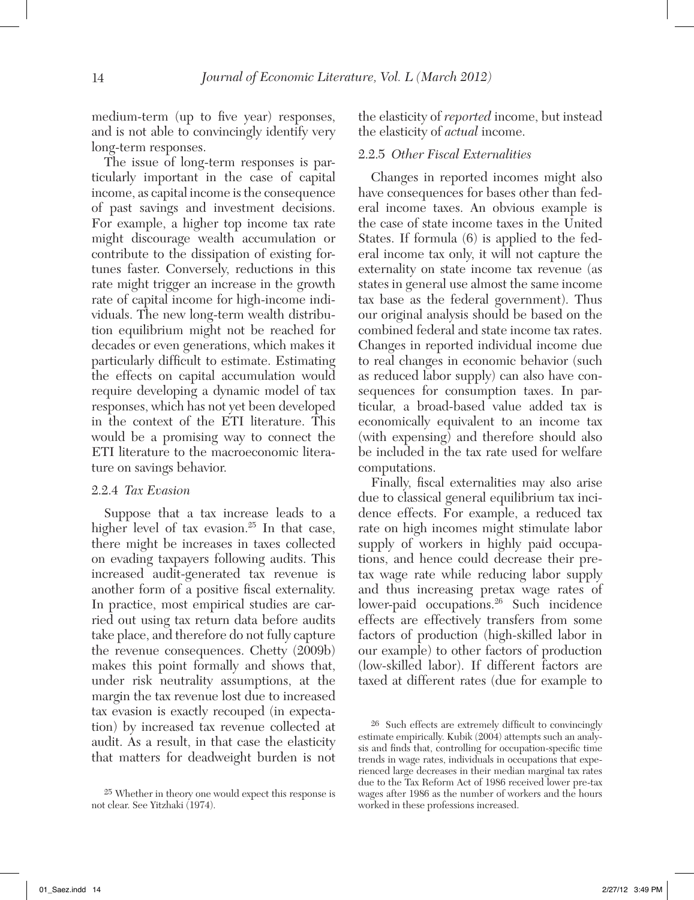medium-term (up to five year) responses, and is not able to convincingly identify very long-term responses.

The issue of long-term responses is particularly important in the case of capital income, as capital income is the consequence of past savings and investment decisions. For example, a higher top income tax rate might discourage wealth accumulation or contribute to the dissipation of existing fortunes faster. Conversely, reductions in this rate might trigger an increase in the growth rate of capital income for high-income individuals. The new long-term wealth distribution equilibrium might not be reached for decades or even generations, which makes it particularly difficult to estimate. Estimating the effects on capital accumulation would require developing a dynamic model of tax responses, which has not yet been developed in the context of the ETI literature. This would be a promising way to connect the ETI literature to the macroeconomic literature on savings behavior.

#### 2.2.4 *Tax Evasion*

Suppose that a tax increase leads to a higher level of tax evasion.[25] In that case, there might be increases in taxes collected on evading taxpayers following audits. This increased audit-generated tax revenue is another form of a positive fiscal externality. In practice, most empirical studies are carried out using tax return data before audits take place, and therefore do not fully capture the revenue consequences. Chetty (2009b) makes this point formally and shows that, under risk neutrality assumptions, at the margin the tax revenue lost due to increased tax evasion is exactly recouped (in expectation) by increased tax revenue collected at audit. As a result, in that case the elasticity that matters for deadweight burden is not the elasticity of *reported* income, but instead the elasticity of *actual* income.

#### 2.2.5 *Other Fiscal Externalities*

Changes in reported incomes might also have consequences for bases other than federal income taxes. An obvious example is the case of state income taxes in the United States. If formula (6) is applied to the federal income tax only, it will not capture the externality on state income tax revenue (as states in general use almost the same income tax base as the federal government). Thus our original analysis should be based on the combined federal and state income tax rates. Changes in reported individual income due to real changes in economic behavior (such as reduced labor supply) can also have consequences for consumption taxes. In particular, a broad-based value added tax is economically equivalent to an income tax (with expensing) and therefore should also be included in the tax rate used for welfare computations.

Finally, fiscal externalities may also arise due to classical general equilibrium tax incidence effects. For example, a reduced tax rate on high incomes might stimulate labor supply of workers in highly paid occupations, and hence could decrease their pretax wage rate while reducing labor supply and thus increasing pretax wage rates of lower-paid occupations.[26] Such incidence effects are effectively transfers from some factors of production (high-skilled labor in our example) to other factors of production (low-skilled labor). If different factors are taxed at different rates (due for example to

[25] Whether in theory one would expect this response is not clear. See Yitzhaki (1974).

[26] Such effects are extremely difficult to convincingly estimate empirically. Kubik (2004) attempts such an analysis and finds that, controlling for occupation-specific time trends in wage rates, individuals in occupations that experienced large decreases in their median marginal tax rates due to the Tax Reform Act of 1986 received lower pre-tax wages after 1986 as the number of workers and the hours worked in these professions increased.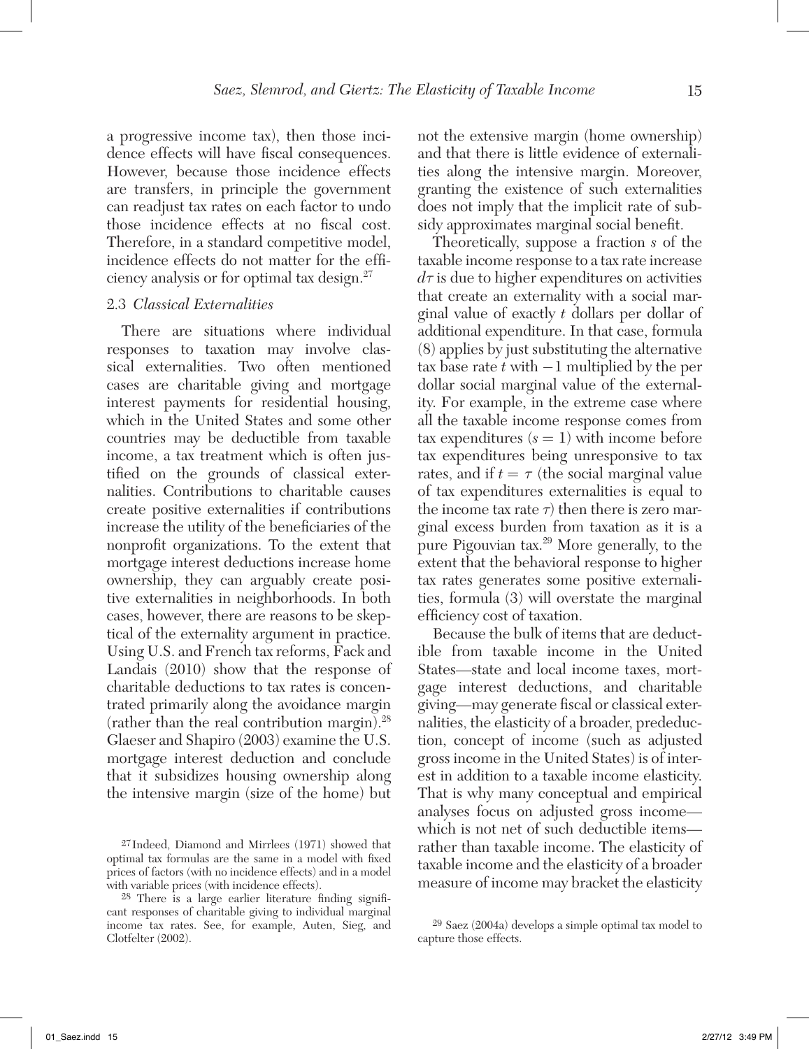a progressive income tax), then those incidence effects will have fiscal consequences. However, because those incidence effects are transfers, in principle the government can readjust tax rates on each factor to undo those incidence effects at no fiscal cost. Therefore, in a standard competitive model, incidence effects do not matter for the efficiency analysis or for optimal tax design.[27]

### 2.3 *Classical Externalities*

There are situations where individual responses to taxation may involve classical externalities. Two often mentioned cases are charitable giving and mortgage interest payments for residential housing, which in the United States and some other countries may be deductible from taxable income, a tax treatment which is often justified on the grounds of classical externalities. Contributions to charitable causes create positive externalities if contributions increase the utility of the beneficiaries of the nonprofit organizations. To the extent that mortgage interest deductions increase home ownership, they can arguably create positive externalities in neighborhoods. In both cases, however, there are reasons to be skeptical of the externality argument in practice. Using U.S. and French tax reforms, Fack and Landais (2010) show that the response of charitable deductions to tax rates is concentrated primarily along the avoidance margin (rather than the real contribution margin).[28] Glaeser and Shapiro (2003) examine the U.S. mortgage interest deduction and conclude that it subsidizes housing ownership along the intensive margin (size of the home) but not the extensive margin (home ownership) and that there is little evidence of externalities along the intensive margin. Moreover, granting the existence of such externalities does not imply that the implicit rate of subsidy approximates marginal social benefit.

Theoretically, suppose a fraction $s$ of the taxable income response to a tax rate increase $d\tau$ is due to higher expenditures on activities that create an externality with a social marginal value of exactly $t$ dollars per dollar of additional expenditure. In that case, formula (8) applies by just substituting the alternative tax base rate $t$ with $-1$ multiplied by the per dollar social marginal value of the externality. For example, in the extreme case where all the taxable income response comes from tax expenditures ($s = 1$) with income before tax expenditures being unresponsive to tax rates, and if $t = \tau$ (the social marginal value of tax expenditures externalities is equal to the income tax rate $\tau$) then there is zero marginal excess burden from taxation as it is a pure Pigouvian tax.[29] More generally, to the extent that the behavioral response to higher tax rates generates some positive externalities, formula (3) will overstate the marginal efficiency cost of taxation.

Because the bulk of items that are deductible from taxable income in the United States—state and local income taxes, mortgage interest deductions, and charitable giving—may generate fiscal or classical externalities, the elasticity of a broader, prededuction, concept of income (such as adjusted gross income in the United States) is of interest in addition to a taxable income elasticity. That is why many conceptual and empirical analyses focus on adjusted gross income—which is not net of such deductible items—rather than taxable income. The elasticity of taxable income and the elasticity of a broader measure of income may bracket the elasticity

---

[27] Indeed, Diamond and Mirrlees (1971) showed that optimal tax formulas are the same in a model with fixed prices of factors (with no incidence effects) and in a model with variable prices (with incidence effects).

[28] There is a large earlier literature finding significant responses of charitable giving to individual marginal income tax rates. See, for example, Auten, Sieg, and Clotfelter (2002).

[29] Saez (2004a) develops a simple optimal tax model to capture those effects.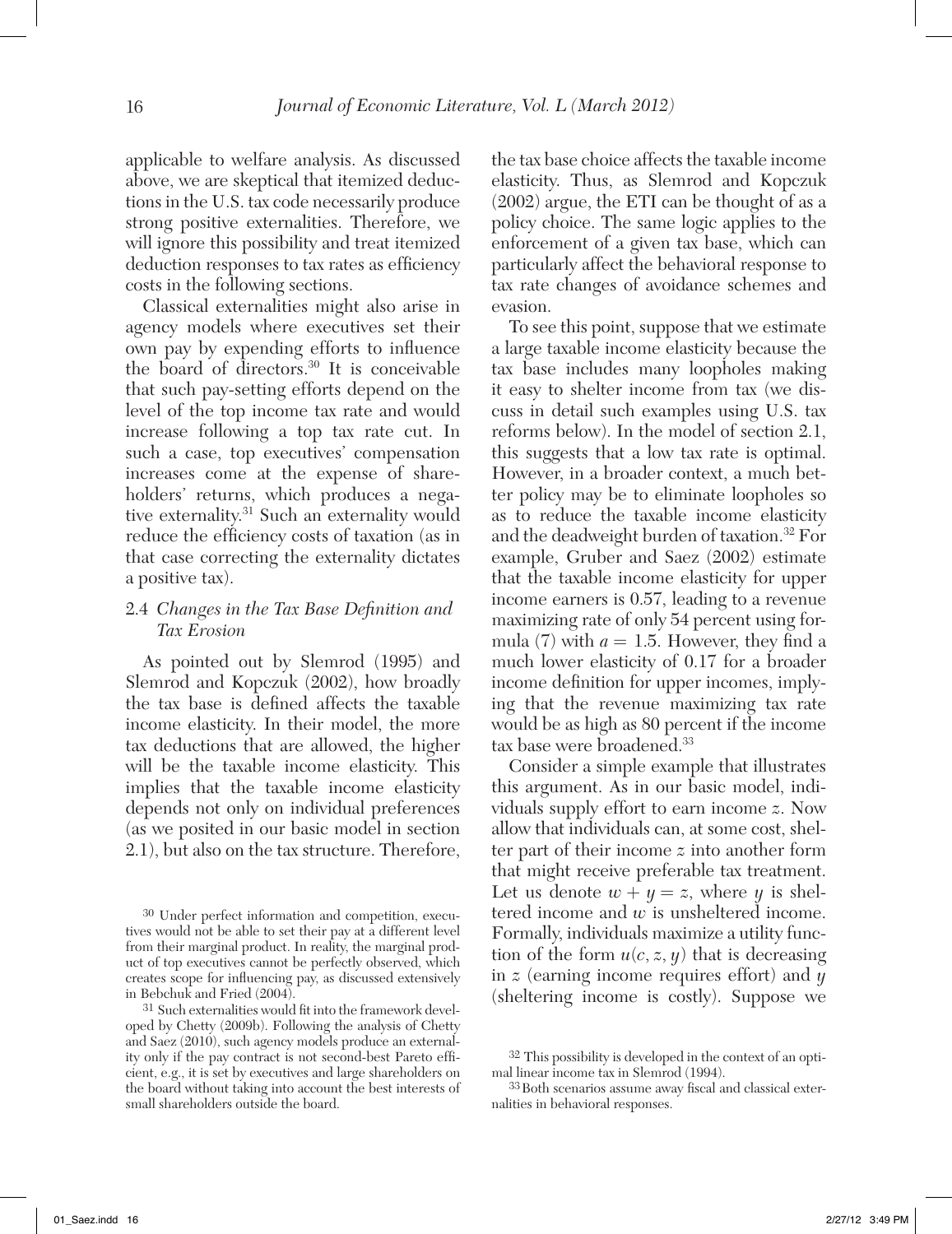applicable to welfare analysis. As discussed above, we are skeptical that itemized deductions in the U.S. tax code necessarily produce strong positive externalities. Therefore, we will ignore this possibility and treat itemized deduction responses to tax rates as efficiency costs in the following sections.

Classical externalities might also arise in agency models where executives set their own pay by expending efforts to influence the board of directors.[30] It is conceivable that such pay-setting efforts depend on the level of the top income tax rate and would increase following a top tax rate cut. In such a case, top executives' compensation increases come at the expense of shareholders' returns, which produces a negative externality.[31] Such an externality would reduce the efficiency costs of taxation (as in that case correcting the externality dictates a positive tax).

### 2.4 *Changes in the Tax Base Definition and Tax Erosion*

As pointed out by Slemrod (1995) and Slemrod and Kopczuk (2002), how broadly the tax base is defined affects the taxable income elasticity. In their model, the more tax deductions that are allowed, the higher will be the taxable income elasticity. This implies that the taxable income elasticity depends not only on individual preferences (as we posited in our basic model in section 2.1), but also on the tax structure. Therefore, the tax base choice affects the taxable income elasticity. Thus, as Slemrod and Kopczuk (2002) argue, the ETI can be thought of as a policy choice. The same logic applies to the enforcement of a given tax base, which can particularly affect the behavioral response to tax rate changes of avoidance schemes and evasion.

To see this point, suppose that we estimate a large taxable income elasticity because the tax base includes many loopholes making it easy to shelter income from tax (we discuss in detail such examples using U.S. tax reforms below). In the model of section 2.1, this suggests that a low tax rate is optimal. However, in a broader context, a much better policy may be to eliminate loopholes so as to reduce the taxable income elasticity and the deadweight burden of taxation.[32] For example, Gruber and Saez (2002) estimate that the taxable income elasticity for upper income earners is 0.57, leading to a revenue maximizing rate of only 54 percent using formula (7) with $a = 1.5$. However, they find a much lower elasticity of 0.17 for a broader income definition for upper incomes, implying that the revenue maximizing tax rate would be as high as 80 percent if the income tax base were broadened.[33]

Consider a simple example that illustrates this argument. As in our basic model, individuals supply effort to earn income $z$. Now allow that individuals can, at some cost, shelter part of their income $z$ into another form that might receive preferable tax treatment. Let us denote $w + y = z$, where $y$ is sheltered income and $w$ is unsheltered income. Formally, individuals maximize a utility function of the form $u(c, z, y)$ that is decreasing in $z$ (earning income requires effort) and $y$ (sheltering income is costly). Suppose we

[30] Under perfect information and competition, executives would not be able to set their pay at a different level from their marginal product. In reality, the marginal product of top executives cannot be perfectly observed, which creates scope for influencing pay, as discussed extensively in Bebchuk and Fried (2004).

[31] Such externalities would fit into the framework developed by Chetty (2009b). Following the analysis of Chetty and Saez (2010), such agency models produce an externality only if the pay contract is not second-best Pareto efficient, e.g., it is set by executives and large shareholders on the board without taking into account the best interests of small shareholders outside the board.

[32] This possibility is developed in the context of an optimal linear income tax in Slemrod (1994).

[33] Both scenarios assume away fiscal and classical externalities in behavioral responses.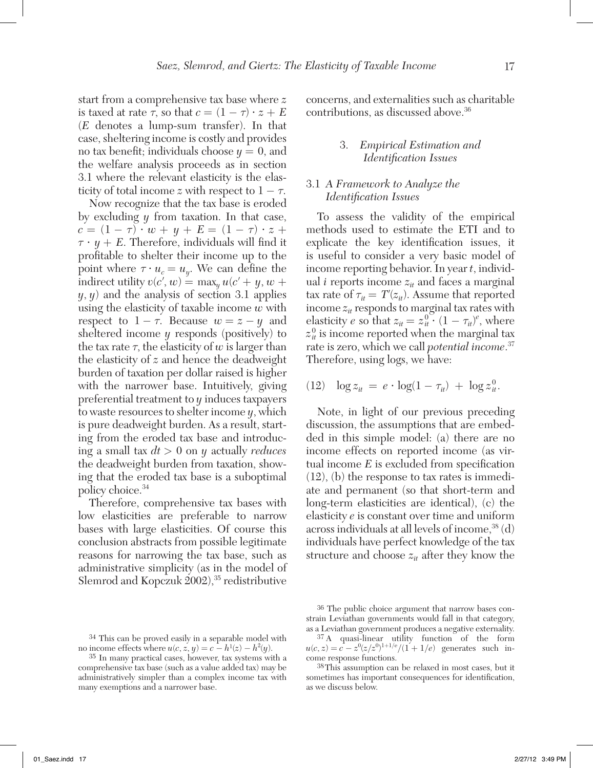start from a comprehensive tax base where $z$ is taxed at rate $\tau$, so that $c = (1 - \tau) \cdot z + E$ ($E$ denotes a lump-sum transfer). In that case, sheltering income is costly and provides no tax benefit; individuals choose $y = 0$, and the welfare analysis proceeds as in section 3.1 where the relevant elasticity is the elasticity of total income $z$ with respect to $1 - \tau$.

Now recognize that the tax base is eroded by excluding $y$ from taxation. In that case, $c = (1 - \tau) \cdot w + y + E = (1 - \tau) \cdot z + \tau \cdot y + E$. Therefore, individuals will find it profitable to shelter their income up to the point where $\tau \cdot u_c = u_y$. We can define the indirect utility $v(c', w) = \max_y u(c' + y, w + y, y)$ and the analysis of section 3.1 applies using the elasticity of taxable income $w$ with respect to $1 - \tau$. Because $w = z - y$ and sheltered income $y$ responds (positively) to the tax rate $\tau$, the elasticity of $w$ is larger than the elasticity of $z$ and hence the deadweight burden of taxation per dollar raised is higher with the narrower base. Intuitively, giving preferential treatment to $y$ induces taxpayers to waste resources to shelter income $y$, which is pure deadweight burden. As a result, starting from the eroded tax base and introducing a small tax $dt > 0$ on $y$ actually *reduces* the deadweight burden from taxation, showing that the eroded tax base is a suboptimal policy choice.[34]

Therefore, comprehensive tax bases with low elasticities are preferable to narrow bases with large elasticities. Of course this conclusion abstracts from possible legitimate reasons for narrowing the tax base, such as administrative simplicity (as in the model of Slemrod and Kopczuk 2002),[35] redistributive concerns, and externalities such as charitable contributions, as discussed above.[36]

## 3. *Empirical Estimation and Identification Issues*

### 3.1 *A Framework to Analyze the Identification Issues*

To assess the validity of the empirical methods used to estimate the ETI and to explicate the key identification issues, it is useful to consider a very basic model of income reporting behavior. In year $t$, individual $i$ reports income $z_{it}$ and faces a marginal tax rate of $\tau_{it} = T'(z_{it})$. Assume that reported income $z_{it}$ responds to marginal tax rates with elasticity $e$ so that $z_{it} = z_{it}^0 \cdot (1 - \tau_{it})^e$, where $z_{it}^0$ is income reported when the marginal tax rate is zero, which we call *potential income*.[37] Therefore, using logs, we have:

$$(12) \quad \log z_{it} = e \cdot \log(1 - \tau_{it}) + \log z_{it}^0.$$

Note, in light of our previous preceding discussion, the assumptions that are embedded in this simple model: (a) there are no income effects on reported income (as virtual income $E$ is excluded from specification (12), (b) the response to tax rates is immediate and permanent (so that short-term and long-term elasticities are identical), (c) the elasticity $e$ is constant over time and uniform across individuals at all levels of income,[38] (d) individuals have perfect knowledge of the tax structure and choose $z_{it}$ after they know the

---

[34] This can be proved easily in a separable model with no income effects where $u(c, z, y) = c - h^1(z) - h^2(y)$.

[35] In many practical cases, however, tax systems with a comprehensive tax base (such as a value added tax) may be administratively simpler than a complex income tax with many exemptions and a narrower base.

[36] The public choice argument that narrow bases constrain Leviathan governments would fall in that category, as a Leviathan government produces a negative externality.

[37] A quasi-linear utility function of the form $u(c, z) = c - z^0(z/z^0)^{1+1/e}/(1 + 1/e)$ generates such income response functions.

[38] This assumption can be relaxed in most cases, but it sometimes has important consequences for identification, as we discuss below.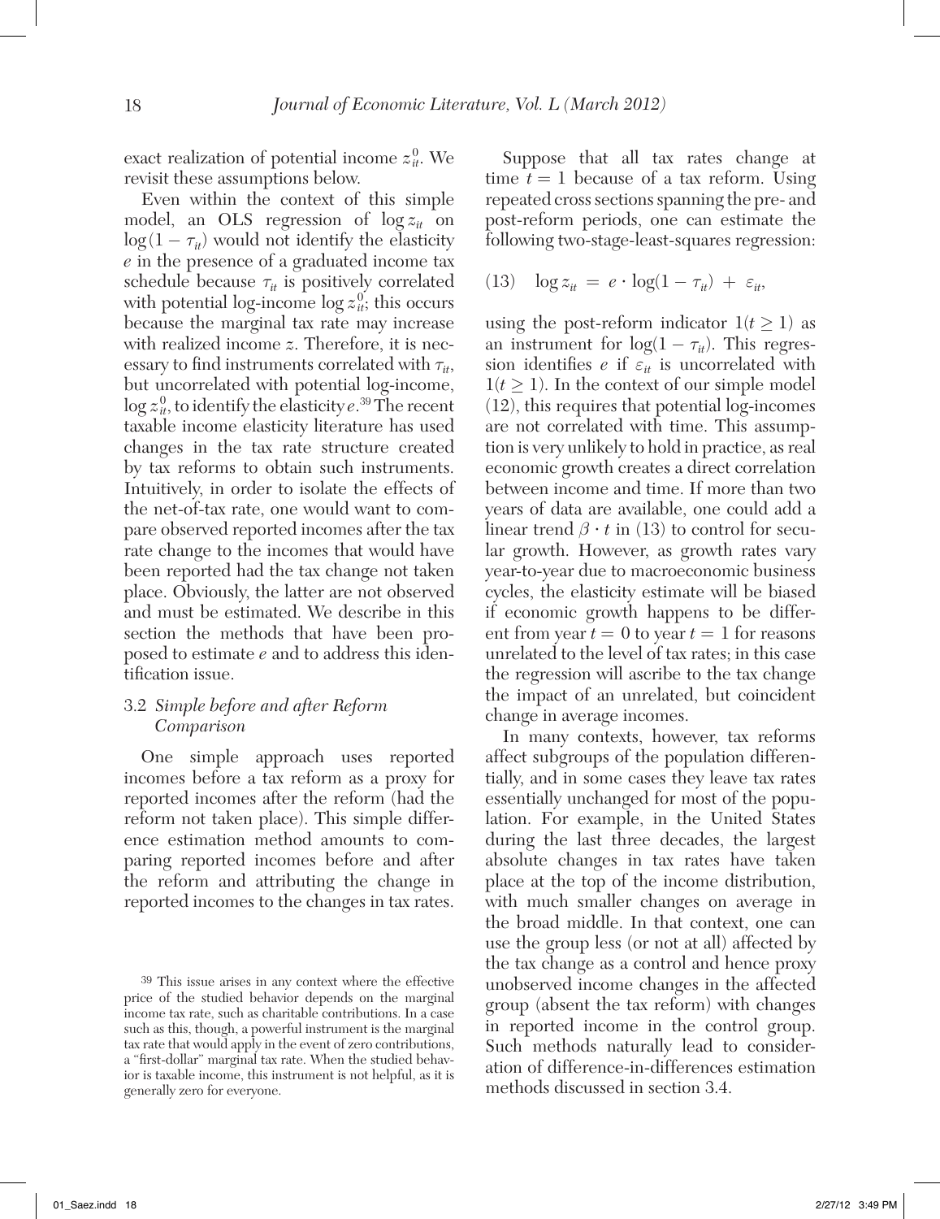exact realization of potential income $z_{it}^0$. We revisit these assumptions below.

Even within the context of this simple model, an OLS regression of $\log z_{it}$ on $\log(1 - \tau_{it})$ would not identify the elasticity $e$ in the presence of a graduated income tax schedule because $\tau_{it}$ is positively correlated with potential log-income $\log z_{it}^0$; this occurs because the marginal tax rate may increase with realized income $z$. Therefore, it is necessary to find instruments correlated with $\tau_{it}$, but uncorrelated with potential log-income, $\log z_{it}^0$, to identify the elasticity $e$.[39] The recent taxable income elasticity literature has used changes in the tax rate structure created by tax reforms to obtain such instruments. Intuitively, in order to isolate the effects of the net-of-tax rate, one would want to compare observed reported incomes after the tax rate change to the incomes that would have been reported had the tax change not taken place. Obviously, the latter are not observed and must be estimated. We describe in this section the methods that have been proposed to estimate $e$ and to address this identification issue.

### 3.2 *Simple before and after Reform Comparison*

One simple approach uses reported incomes before a tax reform as a proxy for reported incomes after the reform (had the reform not taken place). This simple difference estimation method amounts to comparing reported incomes before and after the reform and attributing the change in reported incomes to the changes in tax rates.

Suppose that all tax rates change at time $t = 1$ because of a tax reform. Using repeated cross sections spanning the pre- and post-reform periods, one can estimate the following two-stage-least-squares regression:

$$(13) \quad \log z_{it} = e \cdot \log(1 - \tau_{it}) + \varepsilon_{it},$$

using the post-reform indicator $1(t \geq 1)$ as an instrument for $\log(1 - \tau_{it})$. This regression identifies $e$ if $\varepsilon_{it}$ is uncorrelated with $1(t \geq 1)$. In the context of our simple model (12), this requires that potential log-incomes are not correlated with time. This assumption is very unlikely to hold in practice, as real economic growth creates a direct correlation between income and time. If more than two years of data are available, one could add a linear trend $\beta \cdot t$ in (13) to control for secular growth. However, as growth rates vary year-to-year due to macroeconomic business cycles, the elasticity estimate will be biased if economic growth happens to be different from year $t = 0$ to year $t = 1$ for reasons unrelated to the level of tax rates; in this case the regression will ascribe to the tax change the impact of an unrelated, but coincident change in average incomes.

In many contexts, however, tax reforms affect subgroups of the population differentially, and in some cases they leave tax rates essentially unchanged for most of the population. For example, in the United States during the last three decades, the largest absolute changes in tax rates have taken place at the top of the income distribution, with much smaller changes on average in the broad middle. In that context, one can use the group less (or not at all) affected by the tax change as a control and hence proxy unobserved income changes in the affected group (absent the tax reform) with changes in reported income in the control group. Such methods naturally lead to consideration of difference-in-differences estimation methods discussed in section 3.4.

---

[39] This issue arises in any context where the effective price of the studied behavior depends on the marginal income tax rate, such as charitable contributions. In a case such as this, though, a powerful instrument is the marginal tax rate that would apply in the event of zero contributions, a "first-dollar" marginal tax rate. When the studied behavior is taxable income, this instrument is not helpful, as it is generally zero for everyone.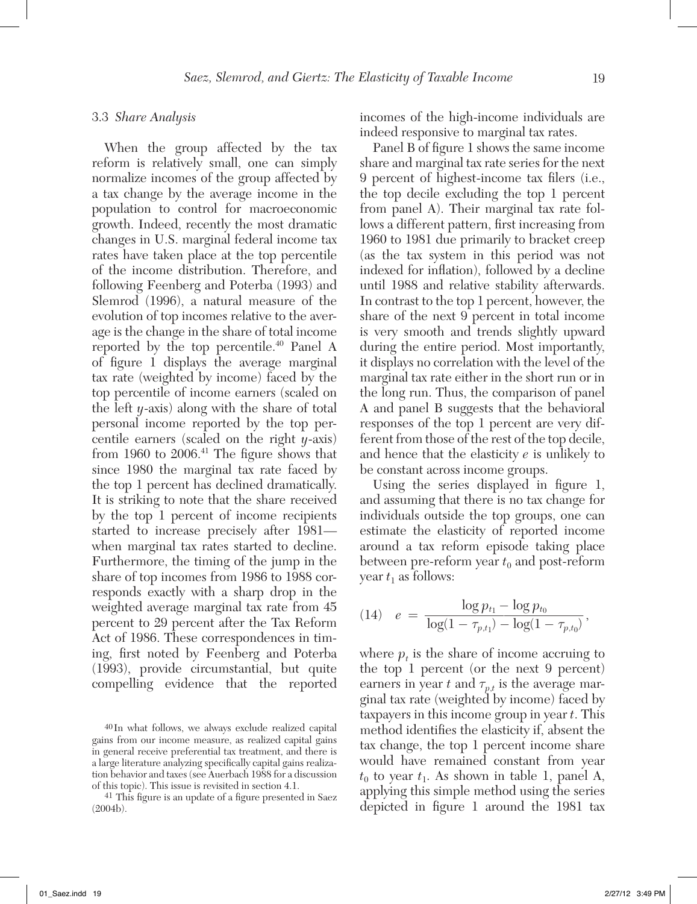### 3.3 *Share Analysis*

When the group affected by the tax reform is relatively small, one can simply normalize incomes of the group affected by a tax change by the average income in the population to control for macroeconomic growth. Indeed, recently the most dramatic changes in U.S. marginal federal income tax rates have taken place at the top percentile of the income distribution. Therefore, and following Feenberg and Poterba (1993) and Slemrod (1996), a natural measure of the evolution of top incomes relative to the average is the change in the share of total income reported by the top percentile.[40] Panel A of figure 1 displays the average marginal tax rate (weighted by income) faced by the top percentile of income earners (scaled on the left $y$-axis) along with the share of total personal income reported by the top percentile earners (scaled on the right $y$-axis) from 1960 to 2006.[41] The figure shows that since 1980 the marginal tax rate faced by the top 1 percent has declined dramatically. It is striking to note that the share received by the top 1 percent of income recipients started to increase precisely after 1981—when marginal tax rates started to decline. Furthermore, the timing of the jump in the share of top incomes from 1986 to 1988 corresponds exactly with a sharp drop in the weighted average marginal tax rate from 45 percent to 29 percent after the Tax Reform Act of 1986. These correspondences in timing, first noted by Feenberg and Poterba (1993), provide circumstantial, but quite compelling evidence that the reported incomes of the high-income individuals are indeed responsive to marginal tax rates.

Panel B of figure 1 shows the same income share and marginal tax rate series for the next 9 percent of highest-income tax filers (i.e., the top decile excluding the top 1 percent from panel A). Their marginal tax rate follows a different pattern, first increasing from 1960 to 1981 due primarily to bracket creep (as the tax system in this period was not indexed for inflation), followed by a decline until 1988 and relative stability afterwards. In contrast to the top 1 percent, however, the share of the next 9 percent in total income is very smooth and trends slightly upward during the entire period. Most importantly, it displays no correlation with the level of the marginal tax rate either in the short run or in the long run. Thus, the comparison of panel A and panel B suggests that the behavioral responses of the top 1 percent are very different from those of the rest of the top decile, and hence that the elasticity $e$ is unlikely to be constant across income groups.

Using the series displayed in figure 1, and assuming that there is no tax change for individuals outside the top groups, one can estimate the elasticity of reported income around a tax reform episode taking place between pre-reform year $t_0$ and post-reform year $t_1$ as follows:

$$(14) \quad e = \frac{\log p_{t_1} - \log p_{t_0}}{\log(1 - \tau_{p,t_1}) - \log(1 - \tau_{p,t_0})},$$

where $p_t$ is the share of income accruing to the top 1 percent (or the next 9 percent) earners in year $t$ and $\tau_{p,t}$ is the average marginal tax rate (weighted by income) faced by taxpayers in this income group in year $t$. This method identifies the elasticity if, absent the tax change, the top 1 percent income share would have remained constant from year $t_0$ to year $t_1$. As shown in table 1, panel A, applying this simple method using the series depicted in figure 1 around the 1981 tax

[40] In what follows, we always exclude realized capital gains from our income measure, as realized capital gains in general receive preferential tax treatment, and there is a large literature analyzing specifically capital gains realization behavior and taxes (see Auerbach 1988 for a discussion of this topic). This issue is revisited in section 4.1.

[41] This figure is an update of a figure presented in Saez (2004b).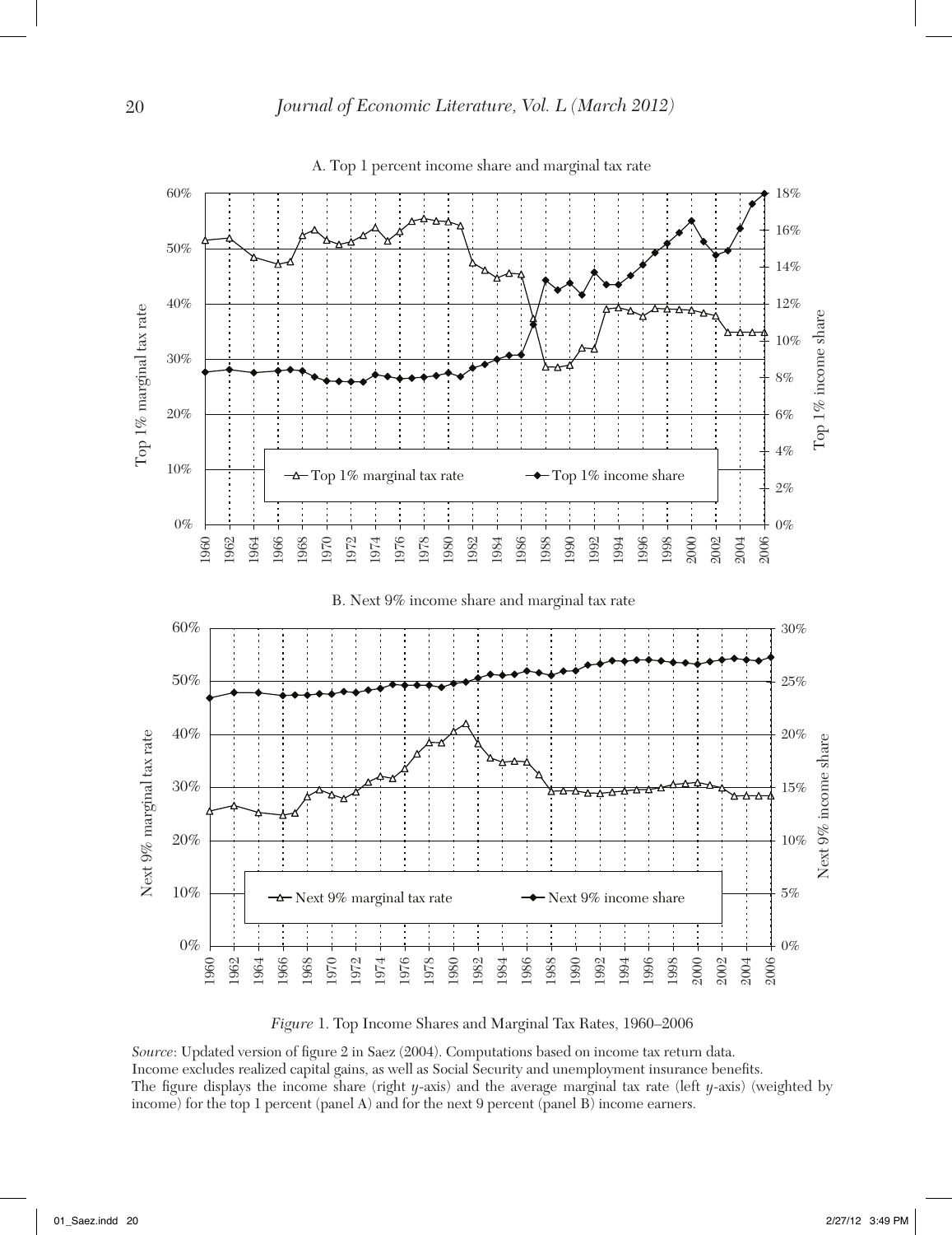A. Top 1 percent income share and marginal tax rate

B. Next 9% income share and marginal tax rate

*Figure* 1. Top Income Shares and Marginal Tax Rates, 1960–2006

*Source*: Updated version of figure 2 in Saez (2004). Computations based on income tax return data.
Income excludes realized capital gains, as well as Social Security and unemployment insurance benefits.
The figure displays the income share (right *y*-axis) and the average marginal tax rate (left *y*-axis) (weighted by income) for the top 1 percent (panel A) and for the next 9 percent (panel B) income earners.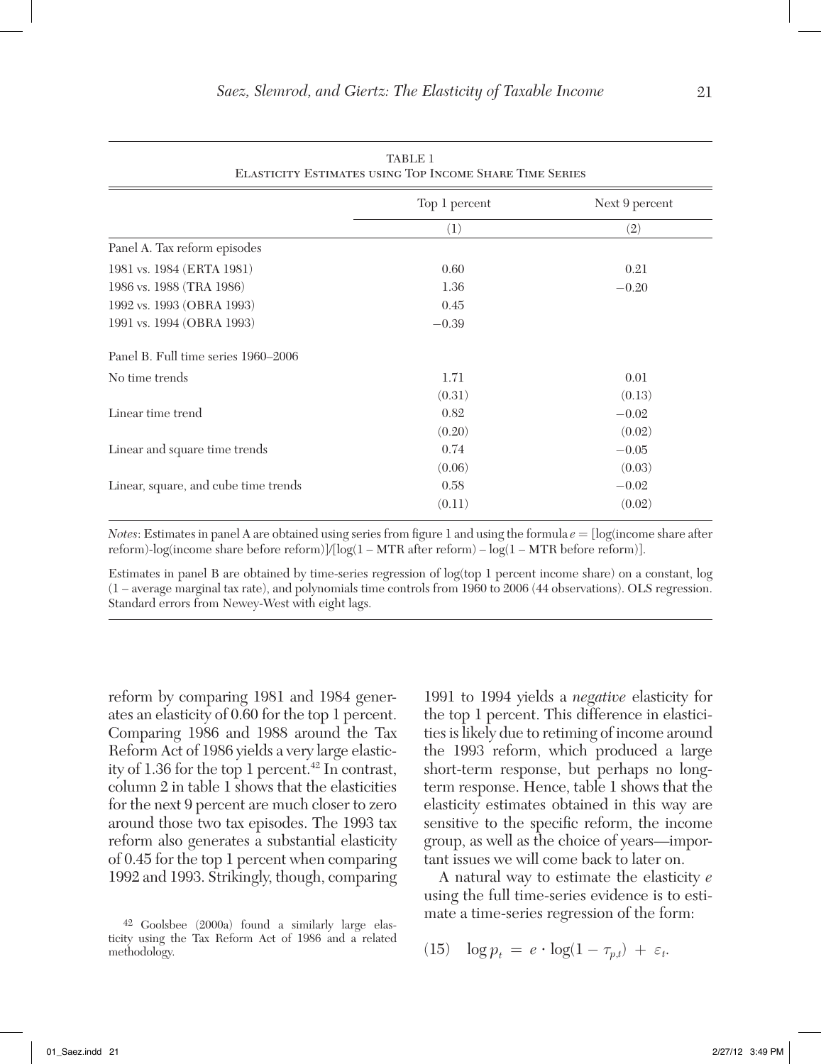TABLE 1
Elasticity Estimates using Top Income Share Time Series

| | Top 1 percent | Next 9 percent |
|---|---|---|
| | (1) | (2) |
| Panel A. Tax reform episodes | | |
| 1981 vs. 1984 (ERTA 1981) | 0.60 | 0.21 |
| 1986 vs. 1988 (TRA 1986) | 1.36 | −0.20 |
| 1992 vs. 1993 (OBRA 1993) | 0.45 | |
| 1991 vs. 1994 (OBRA 1993) | −0.39 | |
| Panel B. Full time series 1960–2006 | | |
| No time trends | 1.71 | 0.01 |
| | (0.31) | (0.13) |
| Linear time trend | 0.82 | −0.02 |
| | (0.20) | (0.02) |
| Linear and square time trends | 0.74 | −0.05 |
| | (0.06) | (0.03) |
| Linear, square, and cube time trends | 0.58 | −0.02 |
| | (0.11) | (0.02) |

*Notes*: Estimates in panel A are obtained using series from figure 1 and using the formula $e$ = [log(income share after reform)-log(income share before reform)]/[log(1 – MTR after reform) – log(1 – MTR before reform)].

Estimates in panel B are obtained by time-series regression of log(top 1 percent income share) on a constant, log (1 – average marginal tax rate), and polynomials time controls from 1960 to 2006 (44 observations). OLS regression. Standard errors from Newey-West with eight lags.

reform by comparing 1981 and 1984 generates an elasticity of 0.60 for the top 1 percent. Comparing 1986 and 1988 around the Tax Reform Act of 1986 yields a very large elasticity of 1.36 for the top 1 percent.[42] In contrast, column 2 in table 1 shows that the elasticities for the next 9 percent are much closer to zero around those two tax episodes. The 1993 tax reform also generates a substantial elasticity of 0.45 for the top 1 percent when comparing 1992 and 1993. Strikingly, though, comparing 1991 to 1994 yields a *negative* elasticity for the top 1 percent. This difference in elasticities is likely due to retiming of income around the 1993 reform, which produced a large short-term response, but perhaps no long-term response. Hence, table 1 shows that the elasticity estimates obtained in this way are sensitive to the specific reform, the income group, as well as the choice of years—important issues we will come back to later on.

A natural way to estimate the elasticity $e$ using the full time-series evidence is to estimate a time-series regression of the form:

$$(15) \quad \log p_t = e \cdot \log(1 - \tau_{p,t}) + \varepsilon_t.$$

[42] Goolsbee (2000a) found a similarly large elasticity using the Tax Reform Act of 1986 and a related methodology.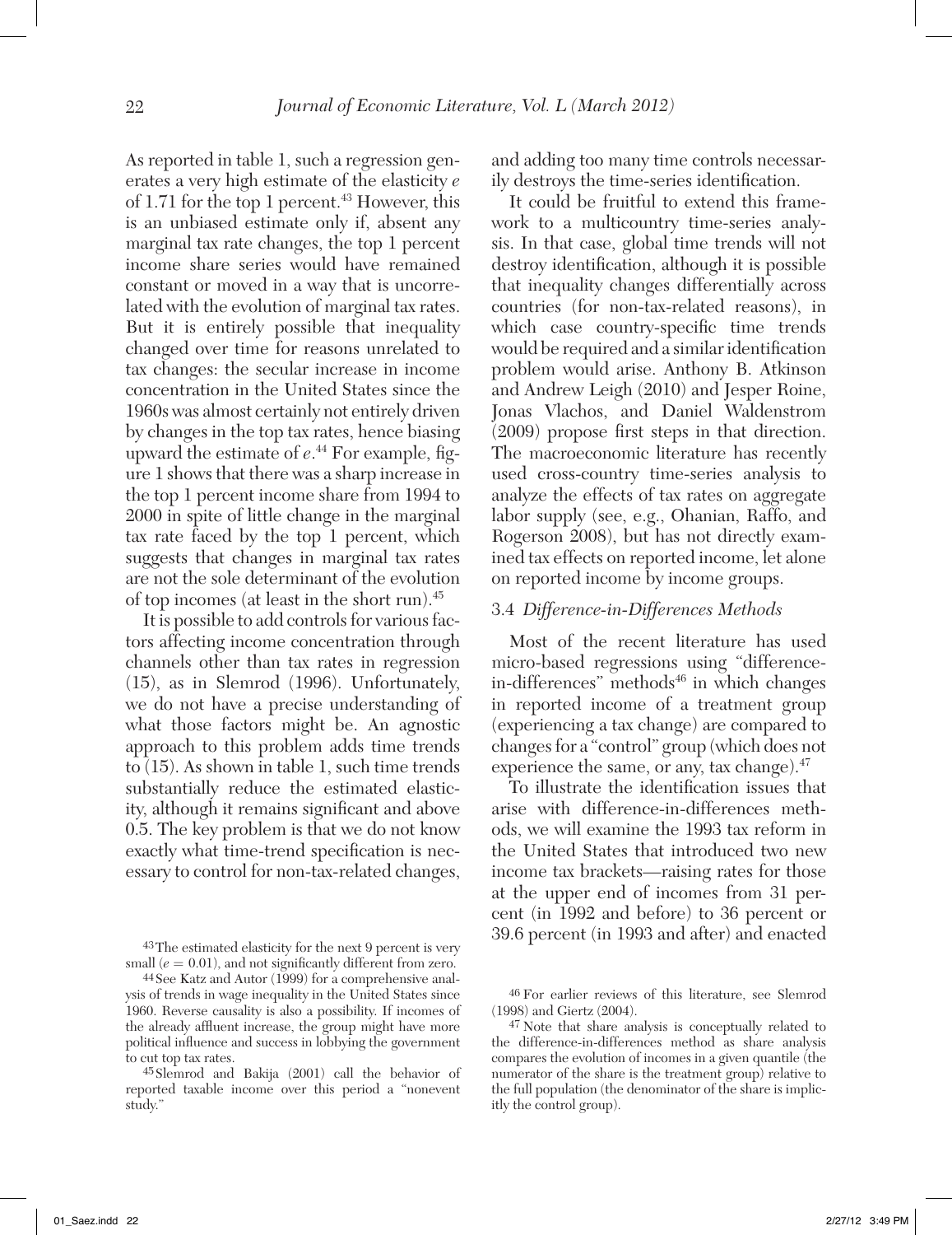As reported in table 1, such a regression generates a very high estimate of the elasticity $e$ of 1.71 for the top 1 percent.[43] However, this is an unbiased estimate only if, absent any marginal tax rate changes, the top 1 percent income share series would have remained constant or moved in a way that is uncorrelated with the evolution of marginal tax rates. But it is entirely possible that inequality changed over time for reasons unrelated to tax changes: the secular increase in income concentration in the United States since the 1960s was almost certainly not entirely driven by changes in the top tax rates, hence biasing upward the estimate of $e$.[44] For example, figure 1 shows that there was a sharp increase in the top 1 percent income share from 1994 to 2000 in spite of little change in the marginal tax rate faced by the top 1 percent, which suggests that changes in marginal tax rates are not the sole determinant of the evolution of top incomes (at least in the short run).[45]

It is possible to add controls for various factors affecting income concentration through channels other than tax rates in regression (15), as in Slemrod (1996). Unfortunately, we do not have a precise understanding of what those factors might be. An agnostic approach to this problem adds time trends to (15). As shown in table 1, such time trends substantially reduce the estimated elasticity, although it remains significant and above 0.5. The key problem is that we do not know exactly what time-trend specification is necessary to control for non-tax-related changes, and adding too many time controls necessarily destroys the time-series identification.

It could be fruitful to extend this framework to a multicountry time-series analysis. In that case, global time trends will not destroy identification, although it is possible that inequality changes differentially across countries (for non-tax-related reasons), in which case country-specific time trends would be required and a similar identification problem would arise. Anthony B. Atkinson and Andrew Leigh (2010) and Jesper Roine, Jonas Vlachos, and Daniel Waldenstrom (2009) propose first steps in that direction. The macroeconomic literature has recently used cross-country time-series analysis to analyze the effects of tax rates on aggregate labor supply (see, e.g., Ohanian, Raffo, and Rogerson 2008), but has not directly examined tax effects on reported income, let alone on reported income by income groups.

### 3.4 *Difference-in-Differences Methods*

Most of the recent literature has used micro-based regressions using "difference-in-differences" methods[46] in which changes in reported income of a treatment group (experiencing a tax change) are compared to changes for a "control" group (which does not experience the same, or any, tax change).[47]

To illustrate the identification issues that arise with difference-in-differences methods, we will examine the 1993 tax reform in the United States that introduced two new income tax brackets—raising rates for those at the upper end of incomes from 31 percent (in 1992 and before) to 36 percent or 39.6 percent (in 1993 and after) and enacted

[43] The estimated elasticity for the next 9 percent is very small ($e = 0.01$), and not significantly different from zero.

[44] See Katz and Autor (1999) for a comprehensive analysis of trends in wage inequality in the United States since 1960. Reverse causality is also a possibility. If incomes of the already affluent increase, the group might have more political influence and success in lobbying the government to cut top tax rates.

[45] Slemrod and Bakija (2001) call the behavior of reported taxable income over this period a "nonevent study."

[46] For earlier reviews of this literature, see Slemrod (1998) and Giertz (2004).

[47] Note that share analysis is conceptually related to the difference-in-differences method as share analysis compares the evolution of incomes in a given quantile (the numerator of the share is the treatment group) relative to the full population (the denominator of the share is implicitly the control group).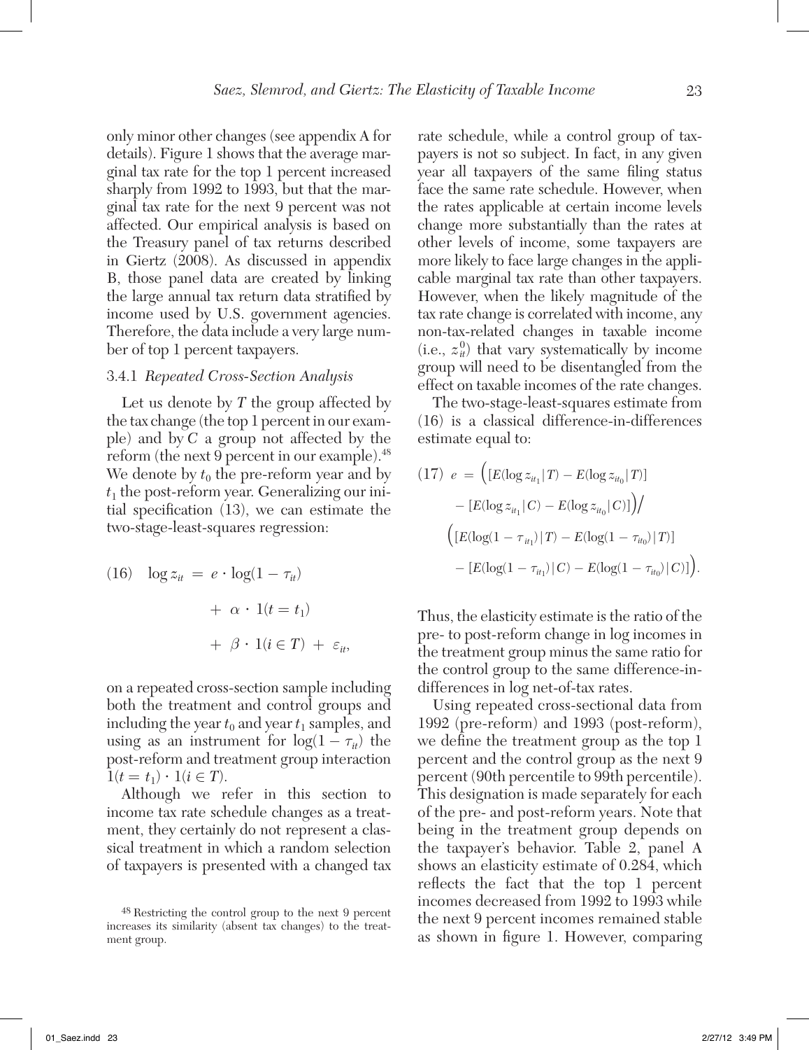only minor other changes (see appendix A for details). Figure 1 shows that the average marginal tax rate for the top 1 percent increased sharply from 1992 to 1993, but that the marginal tax rate for the next 9 percent was not affected. Our empirical analysis is based on the Treasury panel of tax returns described in Giertz (2008). As discussed in appendix B, those panel data are created by linking the large annual tax return data stratified by income used by U.S. government agencies. Therefore, the data include a very large number of top 1 percent taxpayers.

### 3.4.1 *Repeated Cross-Section Analysis*

Let us denote by $T$ the group affected by the tax change (the top 1 percent in our example) and by $C$ a group not affected by the reform (the next 9 percent in our example).[48] We denote by $t_0$ the pre-reform year and by $t_1$ the post-reform year. Generalizing our initial specification (13), we can estimate the two-stage-least-squares regression:

$$(16) \quad \log z_{it} = e \cdot \log(1 - \tau_{it}) + \alpha \cdot 1(t = t_1) + \beta \cdot 1(i \in T) + \varepsilon_{it},$$

on a repeated cross-section sample including both the treatment and control groups and including the year $t_0$ and year $t_1$ samples, and using as an instrument for $\log(1 - \tau_{it})$ the post-reform and treatment group interaction $1(t = t_1) \cdot 1(i \in T)$.

Although we refer in this section to income tax rate schedule changes as a treatment, they certainly do not represent a classical treatment in which a random selection of taxpayers is presented with a changed tax rate schedule, while a control group of taxpayers is not so subject. In fact, in any given year all taxpayers of the same filing status face the same rate schedule. However, when the rates applicable at certain income levels change more substantially than the rates at other levels of income, some taxpayers are more likely to face large changes in the applicable marginal tax rate than other taxpayers. However, when the likely magnitude of the tax rate change is correlated with income, any non-tax-related changes in taxable income (i.e., $z_{it}^0$) that vary systematically by income group will need to be disentangled from the effect on taxable incomes of the rate changes.

The two-stage-least-squares estimate from (16) is a classical difference-in-differences estimate equal to:

$$(17) \quad e = \Big( [E(\log z_{it_1} | T) - E(\log z_{it_0} | T)] - [E(\log z_{it_1} | C) - E(\log z_{it_0} | C)] \Big) \Big/ \Big( [E(\log(1 - \tau_{it_1}) | T) - E(\log(1 - \tau_{it_0}) | T)] - [E(\log(1 - \tau_{it_1}) | C) - E(\log(1 - \tau_{it_0}) | C)] \Big).$$

Thus, the elasticity estimate is the ratio of the pre- to post-reform change in log incomes in the treatment group minus the same ratio for the control group to the same difference-in-differences in log net-of-tax rates.

Using repeated cross-sectional data from 1992 (pre-reform) and 1993 (post-reform), we define the treatment group as the top 1 percent and the control group as the next 9 percent (90th percentile to 99th percentile). This designation is made separately for each of the pre- and post-reform years. Note that being in the treatment group depends on the taxpayer's behavior. Table 2, panel A shows an elasticity estimate of 0.284, which reflects the fact that the top 1 percent incomes decreased from 1992 to 1993 while the next 9 percent incomes remained stable as shown in figure 1. However, comparing

[48] Restricting the control group to the next 9 percent increases its similarity (absent tax changes) to the treatment group.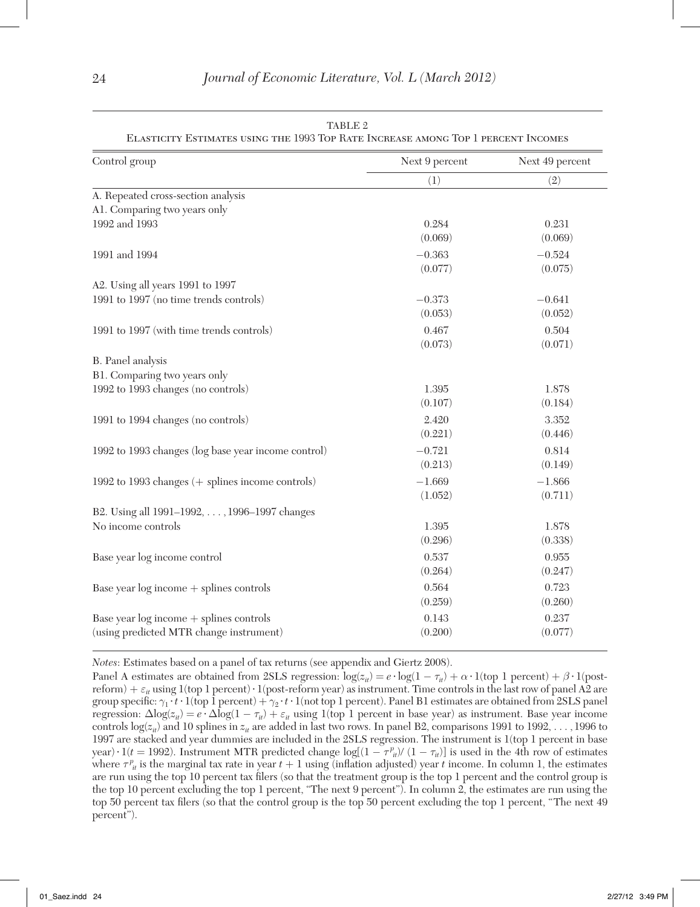TABLE 2
Elasticity Estimates using the 1993 Top Rate Increase among Top 1 percent Incomes

| Control group | Next 9 percent | Next 49 percent |
|---|---|---|
| | (1) | (2) |
| A. Repeated cross-section analysis | | |
| A1. Comparing two years only | | |
| 1992 and 1993 | 0.284 | 0.231 |
| | (0.069) | (0.069) |
| 1991 and 1994 | −0.363 | −0.524 |
| | (0.077) | (0.075) |
| A2. Using all years 1991 to 1997 | | |
| 1991 to 1997 (no time trends controls) | −0.373 | −0.641 |
| | (0.053) | (0.052) |
| 1991 to 1997 (with time trends controls) | 0.467 | 0.504 |
| | (0.073) | (0.071) |
| B. Panel analysis | | |
| B1. Comparing two years only | | |
| 1992 to 1993 changes (no controls) | 1.395 | 1.878 |
| | (0.107) | (0.184) |
| 1991 to 1994 changes (no controls) | 2.420 | 3.352 |
| | (0.221) | (0.446) |
| 1992 to 1993 changes (log base year income control) | −0.721 | 0.814 |
| | (0.213) | (0.149) |
| 1992 to 1993 changes (+ splines income controls) | −1.669 | −1.866 |
| | (1.052) | (0.711) |
| B2. Using all 1991–1992, . . . , 1996–1997 changes | | |
| No income controls | 1.395 | 1.878 |
| | (0.296) | (0.338) |
| Base year log income control | 0.537 | 0.955 |
| | (0.264) | (0.247) |
| Base year log income + splines controls | 0.564 | 0.723 |
| | (0.259) | (0.260) |
| Base year log income + splines controls (using predicted MTR change instrument) | 0.143 | 0.237 |
| | (0.200) | (0.077) |

*Notes*: Estimates based on a panel of tax returns (see appendix and Giertz 2008).

Panel A estimates are obtained from 2SLS regression: $\log(z_{it}) = e \cdot \log(1 - \tau_{it}) + \alpha \cdot 1(\text{top 1 percent}) + \beta \cdot 1(\text{post-reform}) + \varepsilon_{it}$ using 1(top 1 percent) · 1(post-reform year) as instrument. Time controls in the last row of panel A2 are group specific: $\gamma_1 \cdot t \cdot 1(\text{top 1 percent}) + \gamma_2 \cdot t \cdot 1(\text{not top 1 percent})$. Panel B1 estimates are obtained from 2SLS panel regression: $\Delta\log(z_{it}) = e \cdot \Delta\log(1 - \tau_{it}) + \varepsilon_{it}$ using 1(top 1 percent in base year) as instrument. Base year income controls $\log(z_{it})$ and 10 splines in $z_{it}$ are added in last two rows. In panel B2, comparisons 1991 to 1992, . . . , 1996 to 1997 are stacked and year dummies are included in the 2SLS regression. The instrument is 1(top 1 percent in base year) · 1($t$ = 1992). Instrument MTR predicted change $\log[(1 - \tau^p_{it})/(1 - \tau_{it})]$ is used in the 4th row of estimates where $\tau^p_{it}$ is the marginal tax rate in year $t + 1$ using (inflation adjusted) year $t$ income. In column 1, the estimates are run using the top 10 percent tax filers (so that the treatment group is the top 1 percent and the control group is the top 10 percent excluding the top 1 percent, "The next 9 percent"). In column 2, the estimates are run using the top 50 percent tax filers (so that the control group is the top 50 percent excluding the top 1 percent, "The next 49 percent").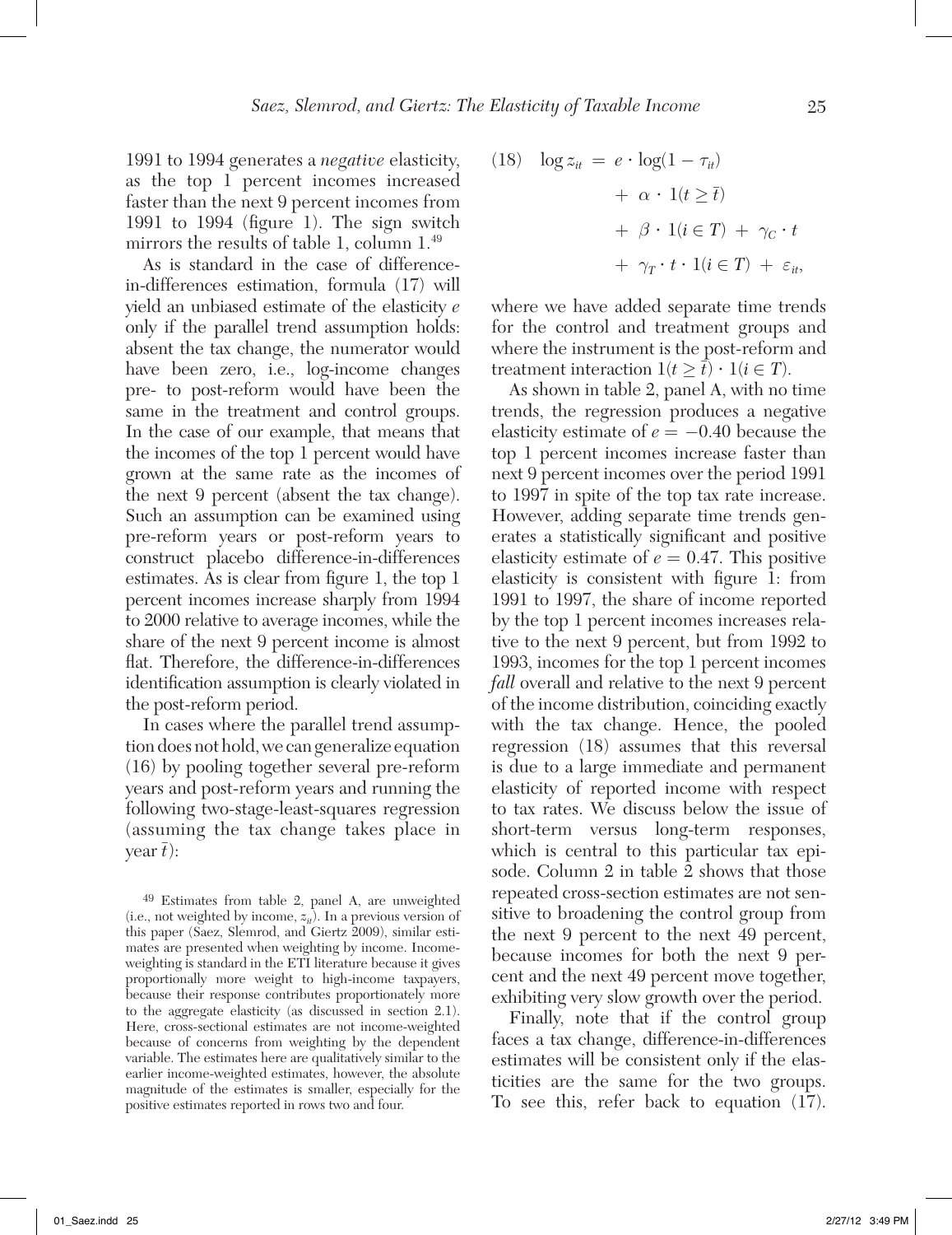1991 to 1994 generates a *negative* elasticity, as the top 1 percent incomes increased faster than the next 9 percent incomes from 1991 to 1994 (figure 1). The sign switch mirrors the results of table 1, column 1.[49]

As is standard in the case of difference-in-differences estimation, formula (17) will yield an unbiased estimate of the elasticity $e$ only if the parallel trend assumption holds: absent the tax change, the numerator would have been zero, i.e., log-income changes pre- to post-reform would have been the same in the treatment and control groups. In the case of our example, that means that the incomes of the top 1 percent would have grown at the same rate as the incomes of the next 9 percent (absent the tax change). Such an assumption can be examined using pre-reform years or post-reform years to construct placebo difference-in-differences estimates. As is clear from figure 1, the top 1 percent incomes increase sharply from 1994 to 2000 relative to average incomes, while the share of the next 9 percent income is almost flat. Therefore, the difference-in-differences identification assumption is clearly violated in the post-reform period.

In cases where the parallel trend assumption does not hold, we can generalize equation (16) by pooling together several pre-reform years and post-reform years and running the following two-stage-least-squares regression (assuming the tax change takes place in year $\bar{t}$):

$$
(18) \quad \log z_{it} = e \cdot \log(1 - \tau_{it}) + \alpha \cdot 1(t \geq \bar{t}) + \beta \cdot 1(i \in T) + \gamma_C \cdot t + \gamma_T \cdot t \cdot 1(i \in T) + \varepsilon_{it},
$$

where we have added separate time trends for the control and treatment groups and where the instrument is the post-reform and treatment interaction $1(t \geq \bar{t}) \cdot 1(i \in T)$.

As shown in table 2, panel A, with no time trends, the regression produces a negative elasticity estimate of $e = -0.40$ because the top 1 percent incomes increase faster than next 9 percent incomes over the period 1991 to 1997 in spite of the top tax rate increase. However, adding separate time trends generates a statistically significant and positive elasticity estimate of $e = 0.47$. This positive elasticity is consistent with figure 1: from 1991 to 1997, the share of income reported by the top 1 percent incomes increases relative to the next 9 percent, but from 1992 to 1993, incomes for the top 1 percent incomes *fall* overall and relative to the next 9 percent of the income distribution, coinciding exactly with the tax change. Hence, the pooled regression (18) assumes that this reversal is due to a large immediate and permanent elasticity of reported income with respect to tax rates. We discuss below the issue of short-term versus long-term responses, which is central to this particular tax episode. Column 2 in table 2 shows that those repeated cross-section estimates are not sensitive to broadening the control group from the next 9 percent to the next 49 percent, because incomes for both the next 9 percent and the next 49 percent move together, exhibiting very slow growth over the period.

Finally, note that if the control group faces a tax change, difference-in-differences estimates will be consistent only if the elasticities are the same for the two groups. To see this, refer back to equation (17).

[49] Estimates from table 2, panel A, are unweighted (i.e., not weighted by income, $z_{it}$). In a previous version of this paper (Saez, Slemrod, and Giertz 2009), similar estimates are presented when weighting by income. Income-weighting is standard in the ETI literature because it gives proportionally more weight to high-income taxpayers, because their response contributes proportionately more to the aggregate elasticity (as discussed in section 2.1). Here, cross-sectional estimates are not income-weighted because of concerns from weighting by the dependent variable. The estimates here are qualitatively similar to the earlier income-weighted estimates, however, the absolute magnitude of the estimates is smaller, especially for the positive estimates reported in rows two and four.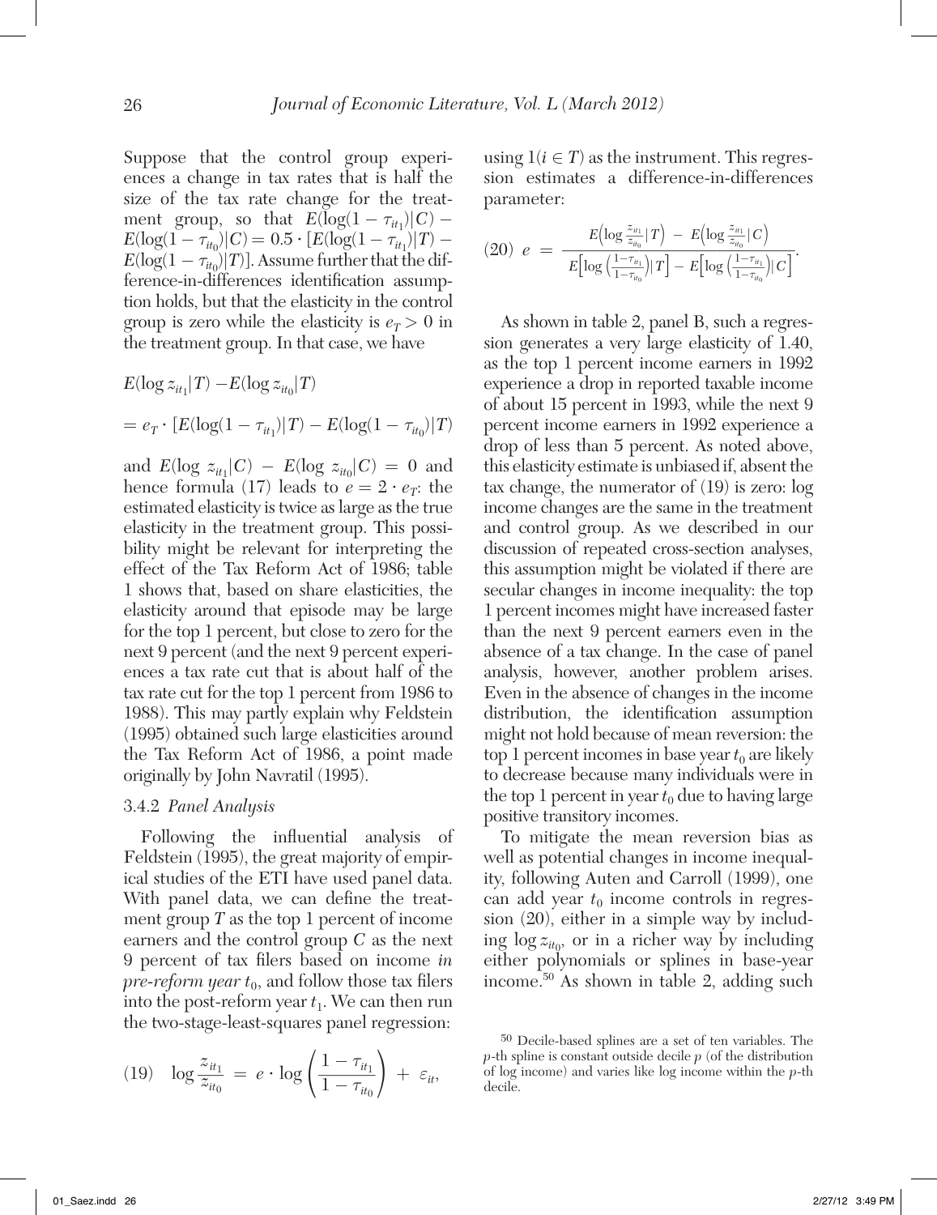Suppose that the control group experiences a change in tax rates that is half the size of the tax rate change for the treatment group, so that $E(\log(1 - \tau_{it_1})|C) - E(\log(1 - \tau_{it_0})|C) = 0.5 \cdot [E(\log(1 - \tau_{it_1})|T) - E(\log(1 - \tau_{it_0})|T)]$. Assume further that the difference-in-differences identification assumption holds, but that the elasticity in the control group is zero while the elasticity is $e_T > 0$ in the treatment group. In that case, we have

$$E(\log z_{it_1}|T) - E(\log z_{it_0}|T)$$

$$= e_T \cdot [E(\log(1 - \tau_{it_1})|T) - E(\log(1 - \tau_{it_0})|T)$$

and $E(\log z_{it_1}|C) - E(\log z_{it_0}|C) = 0$ and hence formula (17) leads to $e = 2 \cdot e_T$: the estimated elasticity is twice as large as the true elasticity in the treatment group. This possibility might be relevant for interpreting the effect of the Tax Reform Act of 1986; table 1 shows that, based on share elasticities, the elasticity around that episode may be large for the top 1 percent, but close to zero for the next 9 percent (and the next 9 percent experiences a tax rate cut that is about half of the tax rate cut for the top 1 percent from 1986 to 1988). This may partly explain why Feldstein (1995) obtained such large elasticities around the Tax Reform Act of 1986, a point made originally by John Navratil (1995).

### 3.4.2 *Panel Analysis*

Following the influential analysis of Feldstein (1995), the great majority of empirical studies of the ETI have used panel data. With panel data, we can define the treatment group $T$ as the top 1 percent of income earners and the control group $C$ as the next 9 percent of tax filers based on income *in pre-reform year* $t_0$, and follow those tax filers into the post-reform year $t_1$. We can then run the two-stage-least-squares panel regression:

$$(19) \quad \log \frac{z_{it_1}}{z_{it_0}} = e \cdot \log \left( \frac{1 - \tau_{it_1}}{1 - \tau_{it_0}} \right) + \varepsilon_{it},$$

using $1(i \in T)$ as the instrument. This regression estimates a difference-in-differences parameter:

$$(20) \quad e = \frac{E\left(\log \frac{z_{it_1}}{z_{it_0}} | T\right) - E\left(\log \frac{z_{it_1}}{z_{it_0}} | C\right)}{E\left[\log \left(\frac{1-\tau_{it_1}}{1-\tau_{it_0}}\right) | T\right] - E\left[\log \left(\frac{1-\tau_{it_1}}{1-\tau_{it_0}}\right) | C\right]}.$$

As shown in table 2, panel B, such a regression generates a very large elasticity of 1.40, as the top 1 percent income earners in 1992 experience a drop in reported taxable income of about 15 percent in 1993, while the next 9 percent income earners in 1992 experience a drop of less than 5 percent. As noted above, this elasticity estimate is unbiased if, absent the tax change, the numerator of (19) is zero: log income changes are the same in the treatment and control group. As we described in our discussion of repeated cross-section analyses, this assumption might be violated if there are secular changes in income inequality: the top 1 percent incomes might have increased faster than the next 9 percent earners even in the absence of a tax change. In the case of panel analysis, however, another problem arises. Even in the absence of changes in the income distribution, the identification assumption might not hold because of mean reversion: the top 1 percent incomes in base year $t_0$ are likely to decrease because many individuals were in the top 1 percent in year $t_0$ due to having large positive transitory incomes.

To mitigate the mean reversion bias as well as potential changes in income inequality, following Auten and Carroll (1999), one can add year $t_0$ income controls in regression (20), either in a simple way by including $\log z_{it_0}$, or in a richer way by including either polynomials or splines in base-year income.[50] As shown in table 2, adding such

[50] Decile-based splines are a set of ten variables. The $p$-th spline is constant outside decile $p$ (of the distribution of log income) and varies like log income within the $p$-th decile.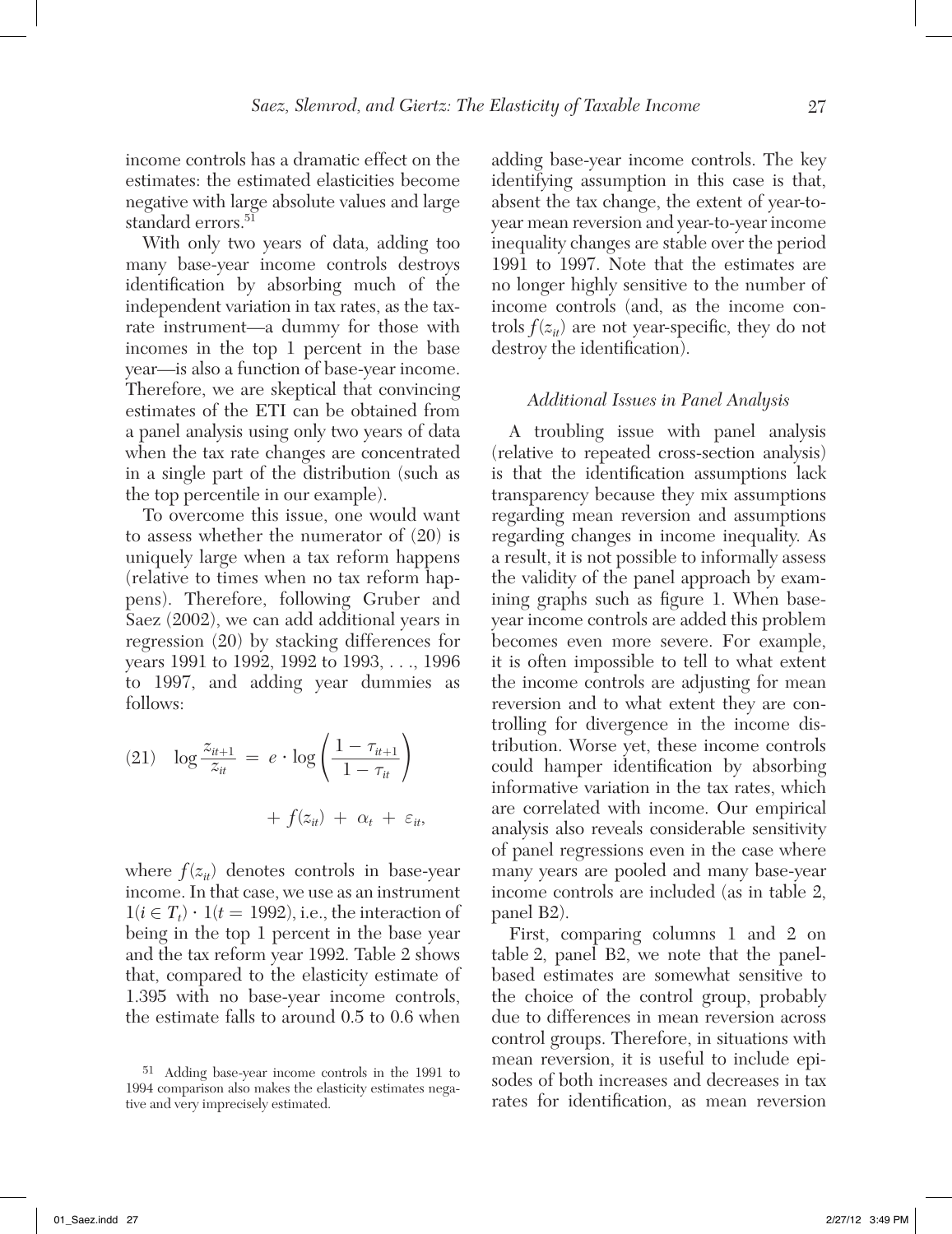income controls has a dramatic effect on the estimates: the estimated elasticities become negative with large absolute values and large standard errors.[51]

With only two years of data, adding too many base-year income controls destroys identification by absorbing much of the independent variation in tax rates, as the tax-rate instrument—a dummy for those with incomes in the top 1 percent in the base year—is also a function of base-year income. Therefore, we are skeptical that convincing estimates of the ETI can be obtained from a panel analysis using only two years of data when the tax rate changes are concentrated in a single part of the distribution (such as the top percentile in our example).

To overcome this issue, one would want to assess whether the numerator of (20) is uniquely large when a tax reform happens (relative to times when no tax reform happens). Therefore, following Gruber and Saez (2002), we can add additional years in regression (20) by stacking differences for years 1991 to 1992, 1992 to 1993, . . ., 1996 to 1997, and adding year dummies as follows:

$$(21) \quad \log \frac{z_{it+1}}{z_{it}} = e \cdot \log \left( \frac{1 - \tau_{it+1}}{1 - \tau_{it}} \right) + f(z_{it}) + \alpha_t + \varepsilon_{it},$$

where $f(z_{it})$ denotes controls in base-year income. In that case, we use as an instrument $1(i \in T_t) \cdot 1(t = 1992)$, i.e., the interaction of being in the top 1 percent in the base year and the tax reform year 1992. Table 2 shows that, compared to the elasticity estimate of 1.395 with no base-year income controls, the estimate falls to around 0.5 to 0.6 when adding base-year income controls. The key identifying assumption in this case is that, absent the tax change, the extent of year-to-year mean reversion and year-to-year income inequality changes are stable over the period 1991 to 1997. Note that the estimates are no longer highly sensitive to the number of income controls (and, as the income controls $f(z_{it})$ are not year-specific, they do not destroy the identification).

### *Additional Issues in Panel Analysis*

A troubling issue with panel analysis (relative to repeated cross-section analysis) is that the identification assumptions lack transparency because they mix assumptions regarding mean reversion and assumptions regarding changes in income inequality. As a result, it is not possible to informally assess the validity of the panel approach by examining graphs such as figure 1. When base-year income controls are added this problem becomes even more severe. For example, it is often impossible to tell to what extent the income controls are adjusting for mean reversion and to what extent they are controlling for divergence in the income distribution. Worse yet, these income controls could hamper identification by absorbing informative variation in the tax rates, which are correlated with income. Our empirical analysis also reveals considerable sensitivity of panel regressions even in the case where many years are pooled and many base-year income controls are included (as in table 2, panel B2).

First, comparing columns 1 and 2 on table 2, panel B2, we note that the panel-based estimates are somewhat sensitive to the choice of the control group, probably due to differences in mean reversion across control groups. Therefore, in situations with mean reversion, it is useful to include episodes of both increases and decreases in tax rates for identification, as mean reversion

[51] Adding base-year income controls in the 1991 to 1994 comparison also makes the elasticity estimates negative and very imprecisely estimated.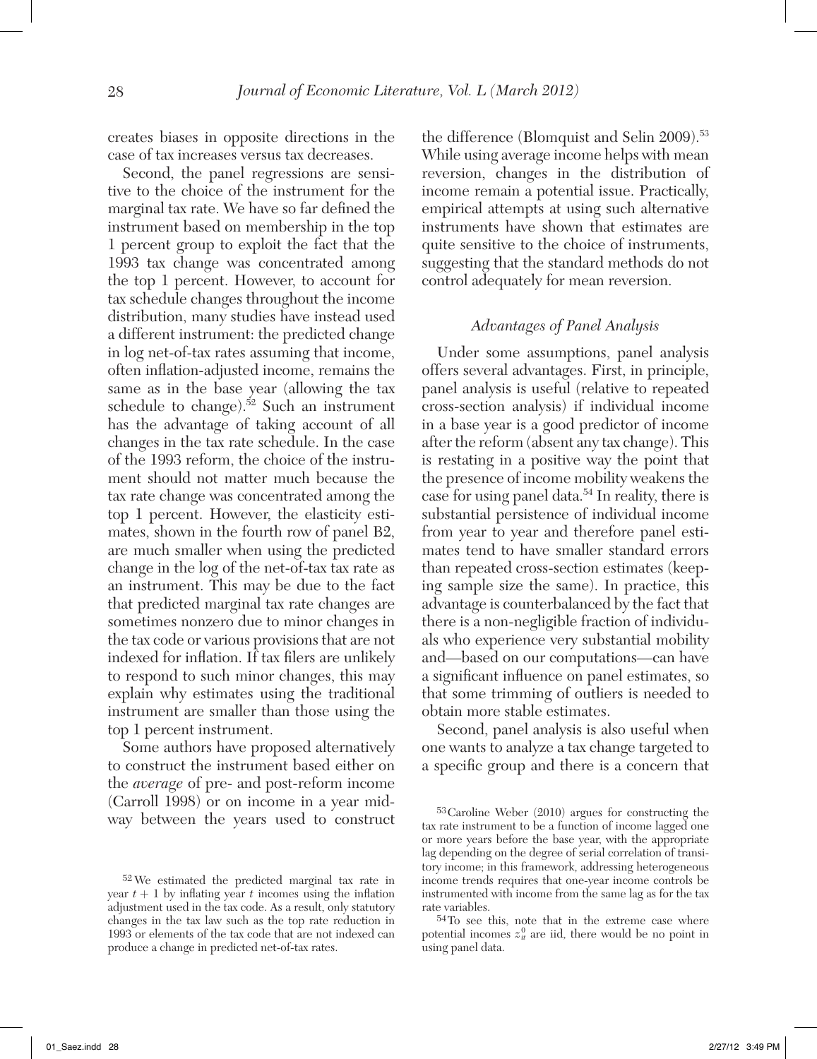creates biases in opposite directions in the case of tax increases versus tax decreases.

Second, the panel regressions are sensitive to the choice of the instrument for the marginal tax rate. We have so far defined the instrument based on membership in the top 1 percent group to exploit the fact that the 1993 tax change was concentrated among the top 1 percent. However, to account for tax schedule changes throughout the income distribution, many studies have instead used a different instrument: the predicted change in log net-of-tax rates assuming that income, often inflation-adjusted income, remains the same as in the base year (allowing the tax schedule to change).[52] Such an instrument has the advantage of taking account of all changes in the tax rate schedule. In the case of the 1993 reform, the choice of the instrument should not matter much because the tax rate change was concentrated among the top 1 percent. However, the elasticity estimates, shown in the fourth row of panel B2, are much smaller when using the predicted change in the log of the net-of-tax tax rate as an instrument. This may be due to the fact that predicted marginal tax rate changes are sometimes nonzero due to minor changes in the tax code or various provisions that are not indexed for inflation. If tax filers are unlikely to respond to such minor changes, this may explain why estimates using the traditional instrument are smaller than those using the top 1 percent instrument.

Some authors have proposed alternatively to construct the instrument based either on the *average* of pre- and post-reform income (Carroll 1998) or on income in a year midway between the years used to construct the difference (Blomquist and Selin 2009).[53] While using average income helps with mean reversion, changes in the distribution of income remain a potential issue. Practically, empirical attempts at using such alternative instruments have shown that estimates are quite sensitive to the choice of instruments, suggesting that the standard methods do not control adequately for mean reversion.

### *Advantages of Panel Analysis*

Under some assumptions, panel analysis offers several advantages. First, in principle, panel analysis is useful (relative to repeated cross-section analysis) if individual income in a base year is a good predictor of income after the reform (absent any tax change). This is restating in a positive way the point that the presence of income mobility weakens the case for using panel data.[54] In reality, there is substantial persistence of individual income from year to year and therefore panel estimates tend to have smaller standard errors than repeated cross-section estimates (keeping sample size the same). In practice, this advantage is counterbalanced by the fact that there is a non-negligible fraction of individuals who experience very substantial mobility and—based on our computations—can have a significant influence on panel estimates, so that some trimming of outliers is needed to obtain more stable estimates.

Second, panel analysis is also useful when one wants to analyze a tax change targeted to a specific group and there is a concern that

---

[52] We estimated the predicted marginal tax rate in year $t + 1$ by inflating year $t$ incomes using the inflation adjustment used in the tax code. As a result, only statutory changes in the tax law such as the top rate reduction in 1993 or elements of the tax code that are not indexed can produce a change in predicted net-of-tax rates.

[53] Caroline Weber (2010) argues for constructing the tax rate instrument to be a function of income lagged one or more years before the base year, with the appropriate lag depending on the degree of serial correlation of transitory income; in this framework, addressing heterogeneous income trends requires that one-year income controls be instrumented with income from the same lag as for the tax rate variables.

[54] To see this, note that in the extreme case where potential incomes $z_{it}^0$ are iid, there would be no point in using panel data.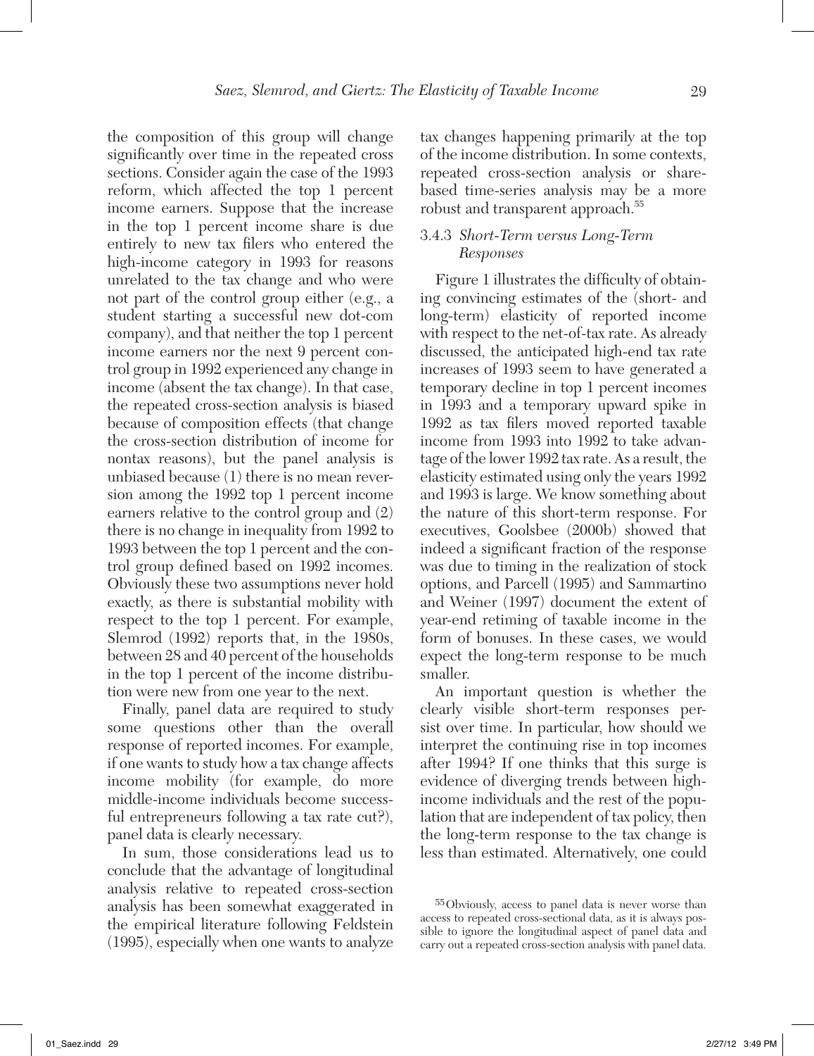the composition of this group will change significantly over time in the repeated cross sections. Consider again the case of the 1993 reform, which affected the top 1 percent income earners. Suppose that the increase in the top 1 percent income share is due entirely to new tax filers who entered the high-income category in 1993 for reasons unrelated to the tax change and who were not part of the control group either (e.g., a student starting a successful new dot-com company), and that neither the top 1 percent income earners nor the next 9 percent control group in 1992 experienced any change in income (absent the tax change). In that case, the repeated cross-section analysis is biased because of composition effects (that change the cross-section distribution of income for nontax reasons), but the panel analysis is unbiased because (1) there is no mean reversion among the 1992 top 1 percent income earners relative to the control group and (2) there is no change in inequality from 1992 to 1993 between the top 1 percent and the control group defined based on 1992 incomes. Obviously these two assumptions never hold exactly, as there is substantial mobility with respect to the top 1 percent. For example, Slemrod (1992) reports that, in the 1980s, between 28 and 40 percent of the households in the top 1 percent of the income distribution were new from one year to the next.

Finally, panel data are required to study some questions other than the overall response of reported incomes. For example, if one wants to study how a tax change affects income mobility (for example, do more middle-income individuals become successful entrepreneurs following a tax rate cut?), panel data is clearly necessary.

In sum, those considerations lead us to conclude that the advantage of longitudinal analysis relative to repeated cross-section analysis has been somewhat exaggerated in the empirical literature following Feldstein (1995), especially when one wants to analyze tax changes happening primarily at the top of the income distribution. In some contexts, repeated cross-section analysis or share-based time-series analysis may be a more robust and transparent approach.[55]

### 3.4.3 *Short-Term versus Long-Term Responses*

Figure 1 illustrates the difficulty of obtaining convincing estimates of the (short- and long-term) elasticity of reported income with respect to the net-of-tax rate. As already discussed, the anticipated high-end tax rate increases of 1993 seem to have generated a temporary decline in top 1 percent incomes in 1993 and a temporary upward spike in 1992 as tax filers moved reported taxable income from 1993 into 1992 to take advantage of the lower 1992 tax rate. As a result, the elasticity estimated using only the years 1992 and 1993 is large. We know something about the nature of this short-term response. For executives, Goolsbee (2000b) showed that indeed a significant fraction of the response was due to timing in the realization of stock options, and Parcell (1995) and Sammartino and Weiner (1997) document the extent of year-end retiming of taxable income in the form of bonuses. In these cases, we would expect the long-term response to be much smaller.

An important question is whether the clearly visible short-term responses persist over time. In particular, how should we interpret the continuing rise in top incomes after 1994? If one thinks that this surge is evidence of diverging trends between high-income individuals and the rest of the population that are independent of tax policy, then the long-term response to the tax change is less than estimated. Alternatively, one could

[55] Obviously, access to panel data is never worse than access to repeated cross-sectional data, as it is always possible to ignore the longitudinal aspect of panel data and carry out a repeated cross-section analysis with panel data.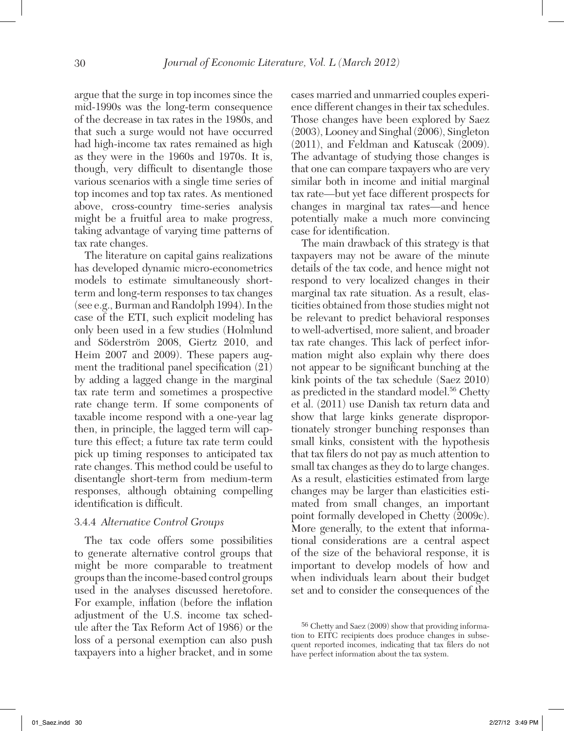argue that the surge in top incomes since the mid-1990s was the long-term consequence of the decrease in tax rates in the 1980s, and that such a surge would not have occurred had high-income tax rates remained as high as they were in the 1960s and 1970s. It is, though, very difficult to disentangle those various scenarios with a single time series of top incomes and top tax rates. As mentioned above, cross-country time-series analysis might be a fruitful area to make progress, taking advantage of varying time patterns of tax rate changes.

The literature on capital gains realizations has developed dynamic micro-econometrics models to estimate simultaneously short-term and long-term responses to tax changes (see e.g., Burman and Randolph 1994). In the case of the ETI, such explicit modeling has only been used in a few studies (Holmlund and Söderström 2008, Giertz 2010, and Heim 2007 and 2009). These papers augment the traditional panel specification (21) by adding a lagged change in the marginal tax rate term and sometimes a prospective rate change term. If some components of taxable income respond with a one-year lag then, in principle, the lagged term will capture this effect; a future tax rate term could pick up timing responses to anticipated tax rate changes. This method could be useful to disentangle short-term from medium-term responses, although obtaining compelling identification is difficult.

### 3.4.4 *Alternative Control Groups*

The tax code offers some possibilities to generate alternative control groups that might be more comparable to treatment groups than the income-based control groups used in the analyses discussed heretofore. For example, inflation (before the inflation adjustment of the U.S. income tax schedule after the Tax Reform Act of 1986) or the loss of a personal exemption can also push taxpayers into a higher bracket, and in some cases married and unmarried couples experience different changes in their tax schedules. Those changes have been explored by Saez (2003), Looney and Singhal (2006), Singleton (2011), and Feldman and Katuscak (2009). The advantage of studying those changes is that one can compare taxpayers who are very similar both in income and initial marginal tax rate—but yet face different prospects for changes in marginal tax rates—and hence potentially make a much more convincing case for identification.

The main drawback of this strategy is that taxpayers may not be aware of the minute details of the tax code, and hence might not respond to very localized changes in their marginal tax rate situation. As a result, elasticities obtained from those studies might not be relevant to predict behavioral responses to well-advertised, more salient, and broader tax rate changes. This lack of perfect information might also explain why there does not appear to be significant bunching at the kink points of the tax schedule (Saez 2010) as predicted in the standard model.[56] Chetty et al. (2011) use Danish tax return data and show that large kinks generate disproportionately stronger bunching responses than small kinks, consistent with the hypothesis that tax filers do not pay as much attention to small tax changes as they do to large changes. As a result, elasticities estimated from large changes may be larger than elasticities estimated from small changes, an important point formally developed in Chetty (2009c). More generally, to the extent that informational considerations are a central aspect of the size of the behavioral response, it is important to develop models of how and when individuals learn about their budget set and to consider the consequences of the

[56] Chetty and Saez (2009) show that providing information to EITC recipients does produce changes in subsequent reported incomes, indicating that tax filers do not have perfect information about the tax system.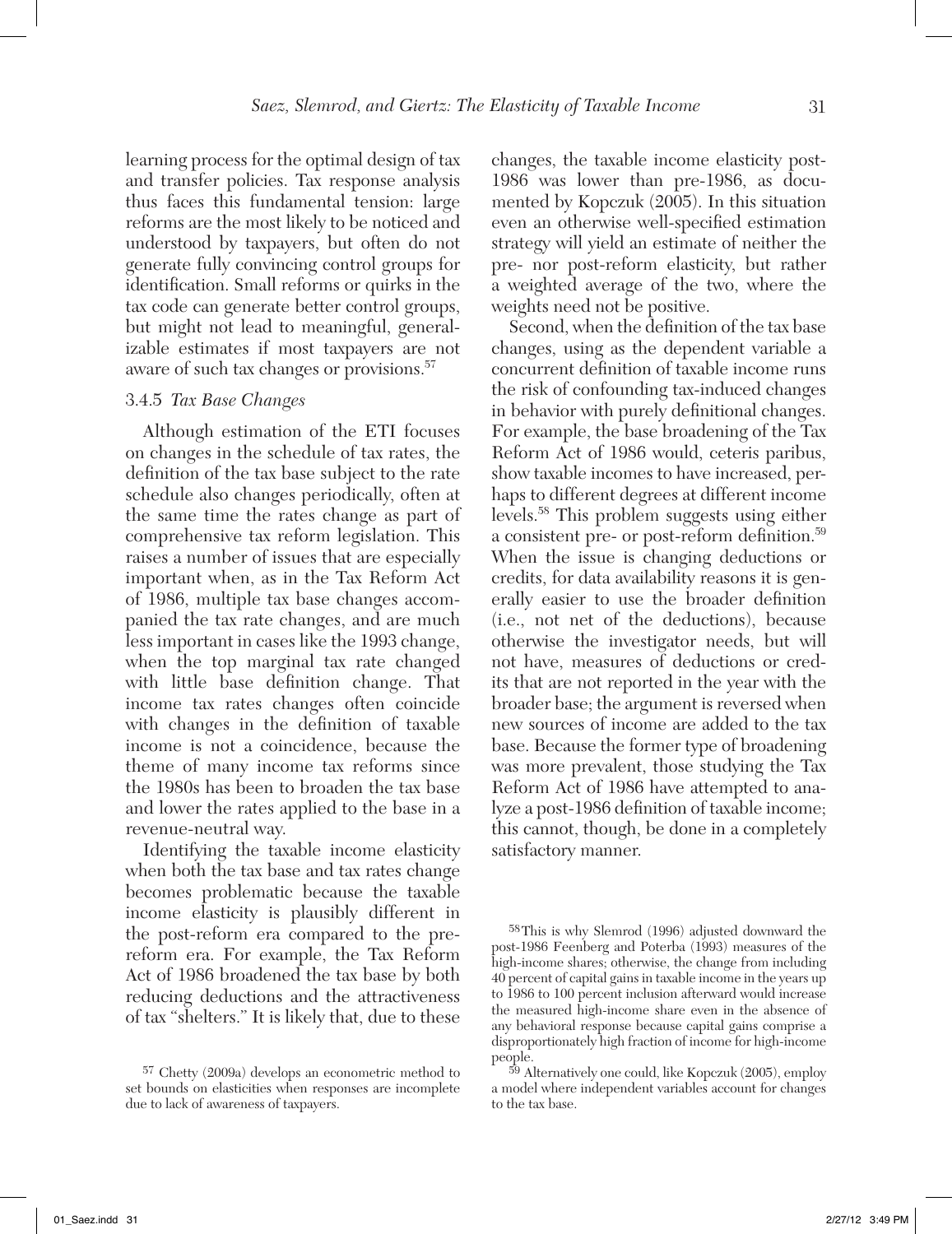learning process for the optimal design of tax and transfer policies. Tax response analysis thus faces this fundamental tension: large reforms are the most likely to be noticed and understood by taxpayers, but often do not generate fully convincing control groups for identification. Small reforms or quirks in the tax code can generate better control groups, but might not lead to meaningful, generalizable estimates if most taxpayers are not aware of such tax changes or provisions.[57]

### 3.4.5 *Tax Base Changes*

Although estimation of the ETI focuses on changes in the schedule of tax rates, the definition of the tax base subject to the rate schedule also changes periodically, often at the same time the rates change as part of comprehensive tax reform legislation. This raises a number of issues that are especially important when, as in the Tax Reform Act of 1986, multiple tax base changes accompanied the tax rate changes, and are much less important in cases like the 1993 change, when the top marginal tax rate changed with little base definition change. That income tax rates changes often coincide with changes in the definition of taxable income is not a coincidence, because the theme of many income tax reforms since the 1980s has been to broaden the tax base and lower the rates applied to the base in a revenue-neutral way.

Identifying the taxable income elasticity when both the tax base and tax rates change becomes problematic because the taxable income elasticity is plausibly different in the post-reform era compared to the pre-reform era. For example, the Tax Reform Act of 1986 broadened the tax base by both reducing deductions and the attractiveness of tax "shelters." It is likely that, due to these changes, the taxable income elasticity post-1986 was lower than pre-1986, as documented by Kopczuk (2005). In this situation even an otherwise well-specified estimation strategy will yield an estimate of neither the pre- nor post-reform elasticity, but rather a weighted average of the two, where the weights need not be positive.

Second, when the definition of the tax base changes, using as the dependent variable a concurrent definition of taxable income runs the risk of confounding tax-induced changes in behavior with purely definitional changes. For example, the base broadening of the Tax Reform Act of 1986 would, ceteris paribus, show taxable incomes to have increased, perhaps to different degrees at different income levels.[58] This problem suggests using either a consistent pre- or post-reform definition.[59] When the issue is changing deductions or credits, for data availability reasons it is generally easier to use the broader definition (i.e., not net of the deductions), because otherwise the investigator needs, but will not have, measures of deductions or credits that are not reported in the year with the broader base; the argument is reversed when new sources of income are added to the tax base. Because the former type of broadening was more prevalent, those studying the Tax Reform Act of 1986 have attempted to analyze a post-1986 definition of taxable income; this cannot, though, be done in a completely satisfactory manner.

---

[57] Chetty (2009a) develops an econometric method to set bounds on elasticities when responses are incomplete due to lack of awareness of taxpayers.

[58] This is why Slemrod (1996) adjusted downward the post-1986 Feenberg and Poterba (1993) measures of the high-income shares; otherwise, the change from including 40 percent of capital gains in taxable income in the years up to 1986 to 100 percent inclusion afterward would increase the measured high-income share even in the absence of any behavioral response because capital gains comprise a disproportionately high fraction of income for high-income people.

[59] Alternatively one could, like Kopczuk (2005), employ a model where independent variables account for changes to the tax base.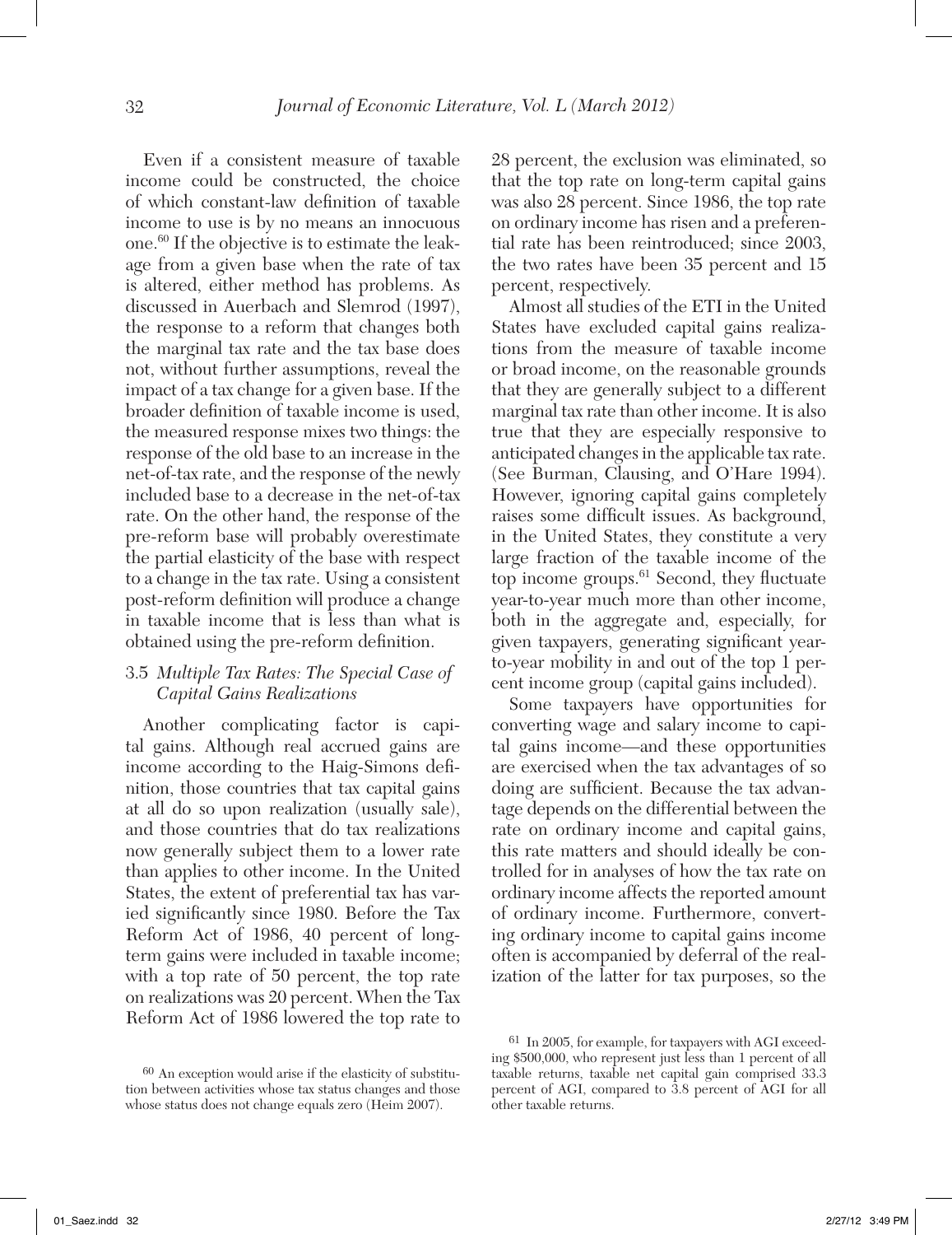Even if a consistent measure of taxable income could be constructed, the choice of which constant-law definition of taxable income to use is by no means an innocuous one.[60] If the objective is to estimate the leakage from a given base when the rate of tax is altered, either method has problems. As discussed in Auerbach and Slemrod (1997), the response to a reform that changes both the marginal tax rate and the tax base does not, without further assumptions, reveal the impact of a tax change for a given base. If the broader definition of taxable income is used, the measured response mixes two things: the response of the old base to an increase in the net-of-tax rate, and the response of the newly included base to a decrease in the net-of-tax rate. On the other hand, the response of the pre-reform base will probably overestimate the partial elasticity of the base with respect to a change in the tax rate. Using a consistent post-reform definition will produce a change in taxable income that is less than what is obtained using the pre-reform definition.

### 3.5 *Multiple Tax Rates: The Special Case of Capital Gains Realizations*

Another complicating factor is capital gains. Although real accrued gains are income according to the Haig-Simons definition, those countries that tax capital gains at all do so upon realization (usually sale), and those countries that do tax realizations now generally subject them to a lower rate than applies to other income. In the United States, the extent of preferential tax has varied significantly since 1980. Before the Tax Reform Act of 1986, 40 percent of long-term gains were included in taxable income; with a top rate of 50 percent, the top rate on realizations was 20 percent. When the Tax Reform Act of 1986 lowered the top rate to 28 percent, the exclusion was eliminated, so that the top rate on long-term capital gains was also 28 percent. Since 1986, the top rate on ordinary income has risen and a preferential rate has been reintroduced; since 2003, the two rates have been 35 percent and 15 percent, respectively.

Almost all studies of the ETI in the United States have excluded capital gains realizations from the measure of taxable income or broad income, on the reasonable grounds that they are generally subject to a different marginal tax rate than other income. It is also true that they are especially responsive to anticipated changes in the applicable tax rate. (See Burman, Clausing, and O'Hare 1994). However, ignoring capital gains completely raises some difficult issues. As background, in the United States, they constitute a very large fraction of the taxable income of the top income groups.[61] Second, they fluctuate year-to-year much more than other income, both in the aggregate and, especially, for given taxpayers, generating significant year-to-year mobility in and out of the top 1 percent income group (capital gains included).

Some taxpayers have opportunities for converting wage and salary income to capital gains income—and these opportunities are exercised when the tax advantages of so doing are sufficient. Because the tax advantage depends on the differential between the rate on ordinary income and capital gains, this rate matters and should ideally be controlled for in analyses of how the tax rate on ordinary income affects the reported amount of ordinary income. Furthermore, converting ordinary income to capital gains income often is accompanied by deferral of the realization of the latter for tax purposes, so the

---

[60] An exception would arise if the elasticity of substitution between activities whose tax status changes and those whose status does not change equals zero (Heim 2007).

[61] In 2005, for example, for taxpayers with AGI exceeding $500,000, who represent just less than 1 percent of all taxable returns, taxable net capital gain comprised 33.3 percent of AGI, compared to 3.8 percent of AGI for all other taxable returns.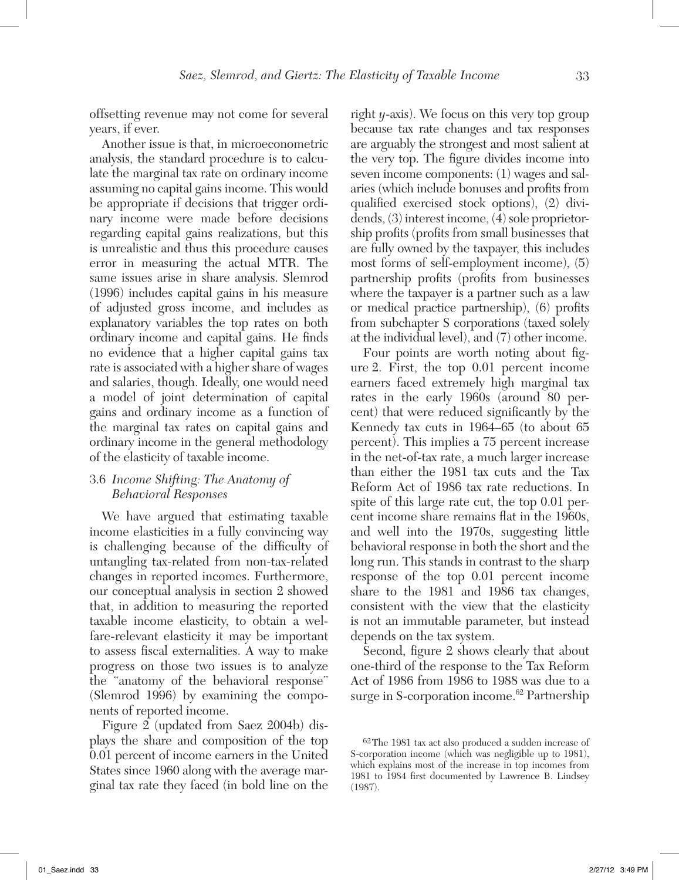offsetting revenue may not come for several years, if ever.

Another issue is that, in microeconometric analysis, the standard procedure is to calculate the marginal tax rate on ordinary income assuming no capital gains income. This would be appropriate if decisions that trigger ordinary income were made before decisions regarding capital gains realizations, but this is unrealistic and thus this procedure causes error in measuring the actual MTR. The same issues arise in share analysis. Slemrod (1996) includes capital gains in his measure of adjusted gross income, and includes as explanatory variables the top rates on both ordinary income and capital gains. He finds no evidence that a higher capital gains tax rate is associated with a higher share of wages and salaries, though. Ideally, one would need a model of joint determination of capital gains and ordinary income as a function of the marginal tax rates on capital gains and ordinary income in the general methodology of the elasticity of taxable income.

### 3.6 *Income Shifting: The Anatomy of Behavioral Responses*

We have argued that estimating taxable income elasticities in a fully convincing way is challenging because of the difficulty of untangling tax-related from non-tax-related changes in reported incomes. Furthermore, our conceptual analysis in section 2 showed that, in addition to measuring the reported taxable income elasticity, to obtain a welfare-relevant elasticity it may be important to assess fiscal externalities. A way to make progress on those two issues is to analyze the "anatomy of the behavioral response" (Slemrod 1996) by examining the components of reported income.

Figure 2 (updated from Saez 2004b) displays the share and composition of the top 0.01 percent of income earners in the United States since 1960 along with the average marginal tax rate they faced (in bold line on the right *y*-axis). We focus on this very top group because tax rate changes and tax responses are arguably the strongest and most salient at the very top. The figure divides income into seven income components: (1) wages and salaries (which include bonuses and profits from qualified exercised stock options), (2) dividends, (3) interest income, (4) sole proprietorship profits (profits from small businesses that are fully owned by the taxpayer, this includes most forms of self-employment income), (5) partnership profits (profits from businesses where the taxpayer is a partner such as a law or medical practice partnership), (6) profits from subchapter S corporations (taxed solely at the individual level), and (7) other income.

Four points are worth noting about figure 2. First, the top 0.01 percent income earners faced extremely high marginal tax rates in the early 1960s (around 80 percent) that were reduced significantly by the Kennedy tax cuts in 1964–65 (to about 65 percent). This implies a 75 percent increase in the net-of-tax rate, a much larger increase than either the 1981 tax cuts and the Tax Reform Act of 1986 tax rate reductions. In spite of this large rate cut, the top 0.01 percent income share remains flat in the 1960s, and well into the 1970s, suggesting little behavioral response in both the short and the long run. This stands in contrast to the sharp response of the top 0.01 percent income share to the 1981 and 1986 tax changes, consistent with the view that the elasticity is not an immutable parameter, but instead depends on the tax system.

Second, figure 2 shows clearly that about one-third of the response to the Tax Reform Act of 1986 from 1986 to 1988 was due to a surge in S-corporation income.[62] Partnership

[62] The 1981 tax act also produced a sudden increase of S-corporation income (which was negligible up to 1981), which explains most of the increase in top incomes from 1981 to 1984 first documented by Lawrence B. Lindsey (1987).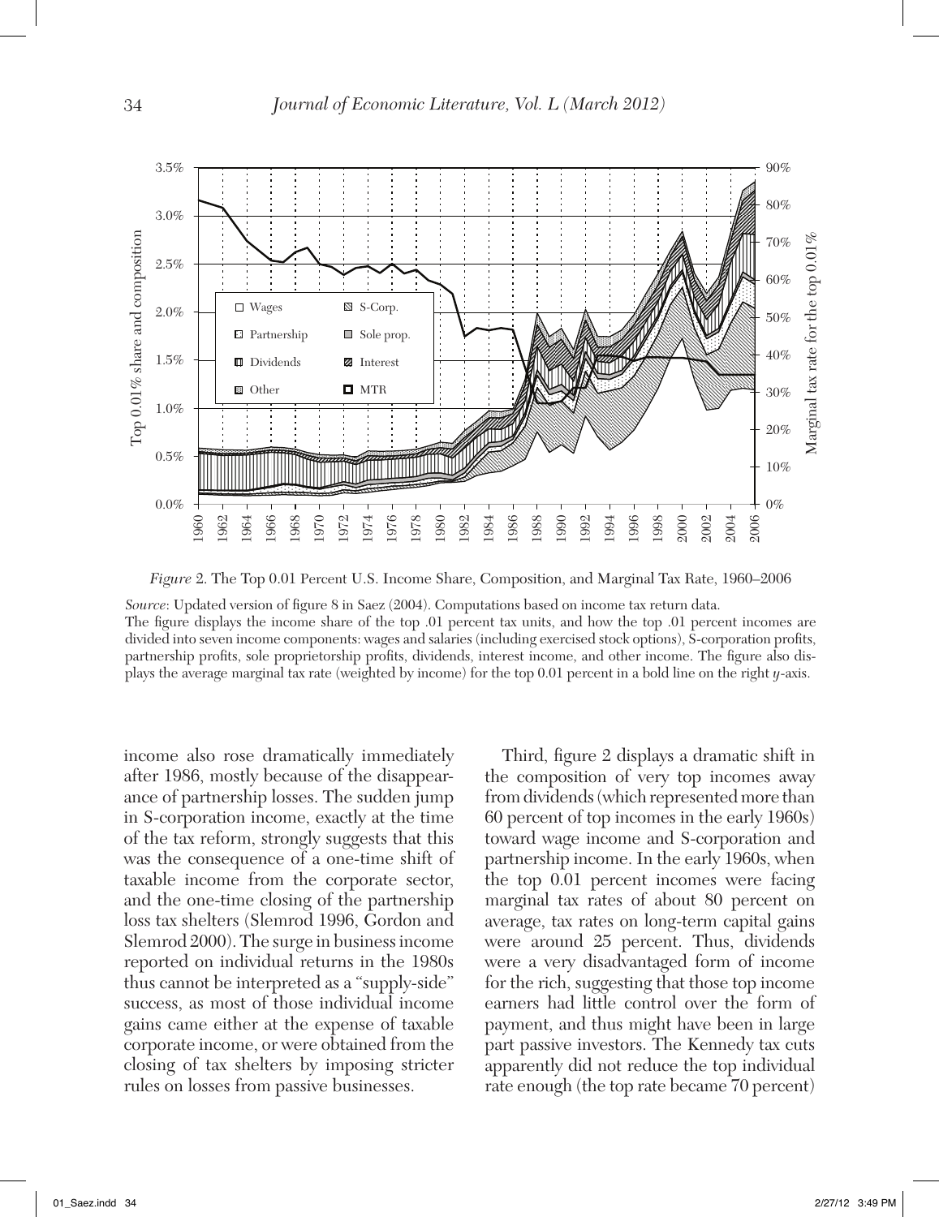*Figure* 2. The Top 0.01 Percent U.S. Income Share, Composition, and Marginal Tax Rate, 1960–2006

*Source*: Updated version of figure 8 in Saez (2004). Computations based on income tax return data.
The figure displays the income share of the top .01 percent tax units, and how the top .01 percent incomes are divided into seven income components: wages and salaries (including exercised stock options), S-corporation profits, partnership profits, sole proprietorship profits, dividends, interest income, and other income. The figure also displays the average marginal tax rate (weighted by income) for the top 0.01 percent in a bold line on the right *y*-axis.

income also rose dramatically immediately after 1986, mostly because of the disappearance of partnership losses. The sudden jump in S-corporation income, exactly at the time of the tax reform, strongly suggests that this was the consequence of a one-time shift of taxable income from the corporate sector, and the one-time closing of the partnership loss tax shelters (Slemrod 1996, Gordon and Slemrod 2000). The surge in business income reported on individual returns in the 1980s thus cannot be interpreted as a "supply-side" success, as most of those individual income gains came either at the expense of taxable corporate income, or were obtained from the closing of tax shelters by imposing stricter rules on losses from passive businesses.

Third, figure 2 displays a dramatic shift in the composition of very top incomes away from dividends (which represented more than 60 percent of top incomes in the early 1960s) toward wage income and S-corporation and partnership income. In the early 1960s, when the top 0.01 percent incomes were facing marginal tax rates of about 80 percent on average, tax rates on long-term capital gains were around 25 percent. Thus, dividends were a very disadvantaged form of income for the rich, suggesting that those top income earners had little control over the form of payment, and thus might have been in large part passive investors. The Kennedy tax cuts apparently did not reduce the top individual rate enough (the top rate became 70 percent)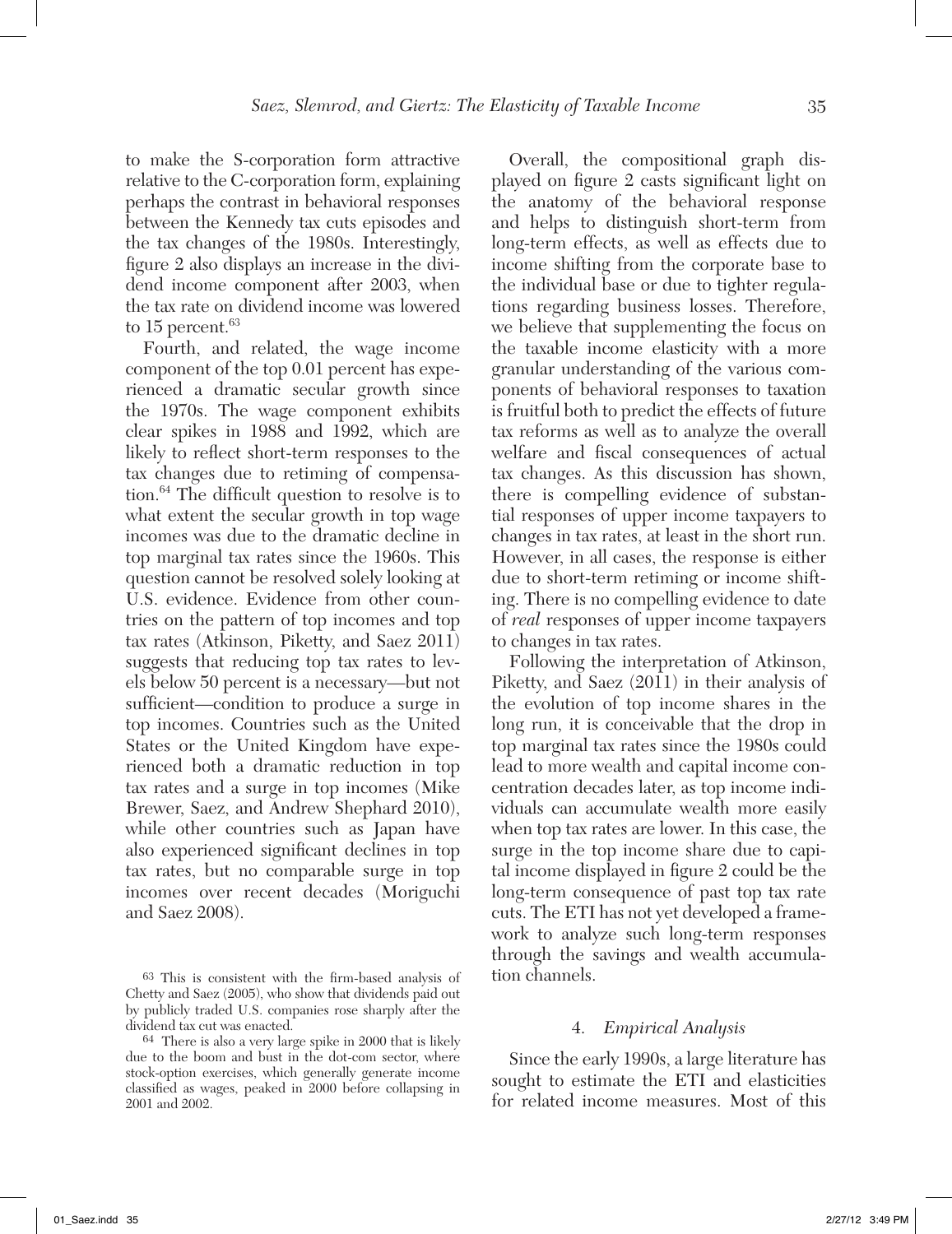to make the S-corporation form attractive relative to the C-corporation form, explaining perhaps the contrast in behavioral responses between the Kennedy tax cuts episodes and the tax changes of the 1980s. Interestingly, figure 2 also displays an increase in the dividend income component after 2003, when the tax rate on dividend income was lowered to 15 percent.[63]

Fourth, and related, the wage income component of the top 0.01 percent has experienced a dramatic secular growth since the 1970s. The wage component exhibits clear spikes in 1988 and 1992, which are likely to reflect short-term responses to the tax changes due to retiming of compensation.[64] The difficult question to resolve is to what extent the secular growth in top wage incomes was due to the dramatic decline in top marginal tax rates since the 1960s. This question cannot be resolved solely looking at U.S. evidence. Evidence from other countries on the pattern of top incomes and top tax rates (Atkinson, Piketty, and Saez 2011) suggests that reducing top tax rates to levels below 50 percent is a necessary—but not sufficient—condition to produce a surge in top incomes. Countries such as the United States or the United Kingdom have experienced both a dramatic reduction in top tax rates and a surge in top incomes (Mike Brewer, Saez, and Andrew Shephard 2010), while other countries such as Japan have also experienced significant declines in top tax rates, but no comparable surge in top incomes over recent decades (Moriguchi and Saez 2008).

Overall, the compositional graph displayed on figure 2 casts significant light on the anatomy of the behavioral response and helps to distinguish short-term from long-term effects, as well as effects due to income shifting from the corporate base to the individual base or due to tighter regulations regarding business losses. Therefore, we believe that supplementing the focus on the taxable income elasticity with a more granular understanding of the various components of behavioral responses to taxation is fruitful both to predict the effects of future tax reforms as well as to analyze the overall welfare and fiscal consequences of actual tax changes. As this discussion has shown, there is compelling evidence of substantial responses of upper income taxpayers to changes in tax rates, at least in the short run. However, in all cases, the response is either due to short-term retiming or income shifting. There is no compelling evidence to date of *real* responses of upper income taxpayers to changes in tax rates.

Following the interpretation of Atkinson, Piketty, and Saez (2011) in their analysis of the evolution of top income shares in the long run, it is conceivable that the drop in top marginal tax rates since the 1980s could lead to more wealth and capital income concentration decades later, as top income individuals can accumulate wealth more easily when top tax rates are lower. In this case, the surge in the top income share due to capital income displayed in figure 2 could be the long-term consequence of past top tax rate cuts. The ETI has not yet developed a framework to analyze such long-term responses through the savings and wealth accumulation channels.

## 4. *Empirical Analysis*

Since the early 1990s, a large literature has sought to estimate the ETI and elasticities for related income measures. Most of this

[63] This is consistent with the firm-based analysis of Chetty and Saez (2005), who show that dividends paid out by publicly traded U.S. companies rose sharply after the dividend tax cut was enacted.

[64] There is also a very large spike in 2000 that is likely due to the boom and bust in the dot-com sector, where stock-option exercises, which generally generate income classified as wages, peaked in 2000 before collapsing in 2001 and 2002.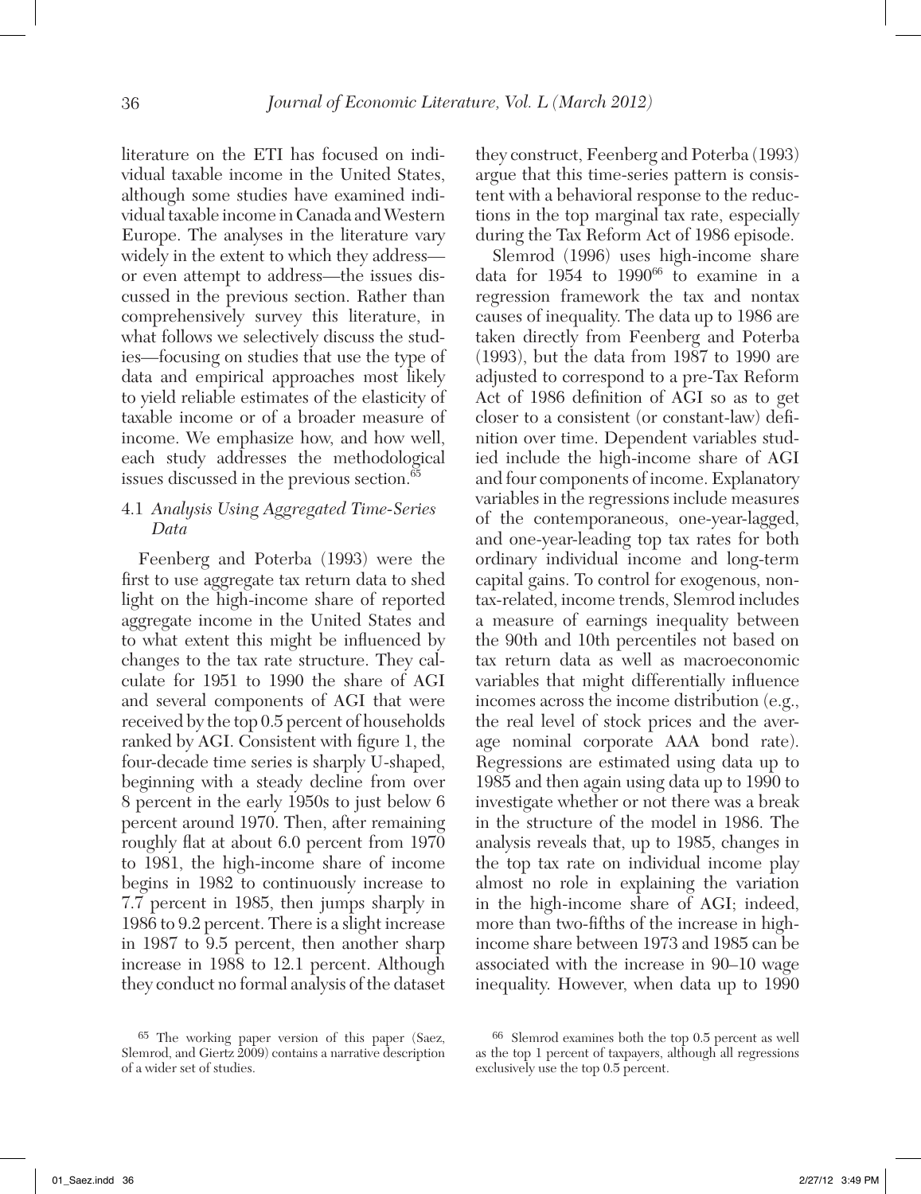literature on the ETI has focused on individual taxable income in the United States, although some studies have examined individual taxable income in Canada and Western Europe. The analyses in the literature vary widely in the extent to which they address—or even attempt to address—the issues discussed in the previous section. Rather than comprehensively survey this literature, in what follows we selectively discuss the studies—focusing on studies that use the type of data and empirical approaches most likely to yield reliable estimates of the elasticity of taxable income or of a broader measure of income. We emphasize how, and how well, each study addresses the methodological issues discussed in the previous section.[65]

### 4.1 *Analysis Using Aggregated Time-Series Data*

Feenberg and Poterba (1993) were the first to use aggregate tax return data to shed light on the high-income share of reported aggregate income in the United States and to what extent this might be influenced by changes to the tax rate structure. They calculate for 1951 to 1990 the share of AGI and several components of AGI that were received by the top 0.5 percent of households ranked by AGI. Consistent with figure 1, the four-decade time series is sharply U-shaped, beginning with a steady decline from over 8 percent in the early 1950s to just below 6 percent around 1970. Then, after remaining roughly flat at about 6.0 percent from 1970 to 1981, the high-income share of income begins in 1982 to continuously increase to 7.7 percent in 1985, then jumps sharply in 1986 to 9.2 percent. There is a slight increase in 1987 to 9.5 percent, then another sharp increase in 1988 to 12.1 percent. Although they conduct no formal analysis of the dataset they construct, Feenberg and Poterba (1993) argue that this time-series pattern is consistent with a behavioral response to the reductions in the top marginal tax rate, especially during the Tax Reform Act of 1986 episode.

Slemrod (1996) uses high-income share data for 1954 to 1990[66] to examine in a regression framework the tax and nontax causes of inequality. The data up to 1986 are taken directly from Feenberg and Poterba (1993), but the data from 1987 to 1990 are adjusted to correspond to a pre-Tax Reform Act of 1986 definition of AGI so as to get closer to a consistent (or constant-law) definition over time. Dependent variables studied include the high-income share of AGI and four components of income. Explanatory variables in the regressions include measures of the contemporaneous, one-year-lagged, and one-year-leading top tax rates for both ordinary individual income and long-term capital gains. To control for exogenous, nontax-related, income trends, Slemrod includes a measure of earnings inequality between the 90th and 10th percentiles not based on tax return data as well as macroeconomic variables that might differentially influence incomes across the income distribution (e.g., the real level of stock prices and the average nominal corporate AAA bond rate). Regressions are estimated using data up to 1985 and then again using data up to 1990 to investigate whether or not there was a break in the structure of the model in 1986. The analysis reveals that, up to 1985, changes in the top tax rate on individual income play almost no role in explaining the variation in the high-income share of AGI; indeed, more than two-fifths of the increase in high-income share between 1973 and 1985 can be associated with the increase in 90–10 wage inequality. However, when data up to 1990

[65] The working paper version of this paper (Saez, Slemrod, and Giertz 2009) contains a narrative description of a wider set of studies.

[66] Slemrod examines both the top 0.5 percent as well as the top 1 percent of taxpayers, although all regressions exclusively use the top 0.5 percent.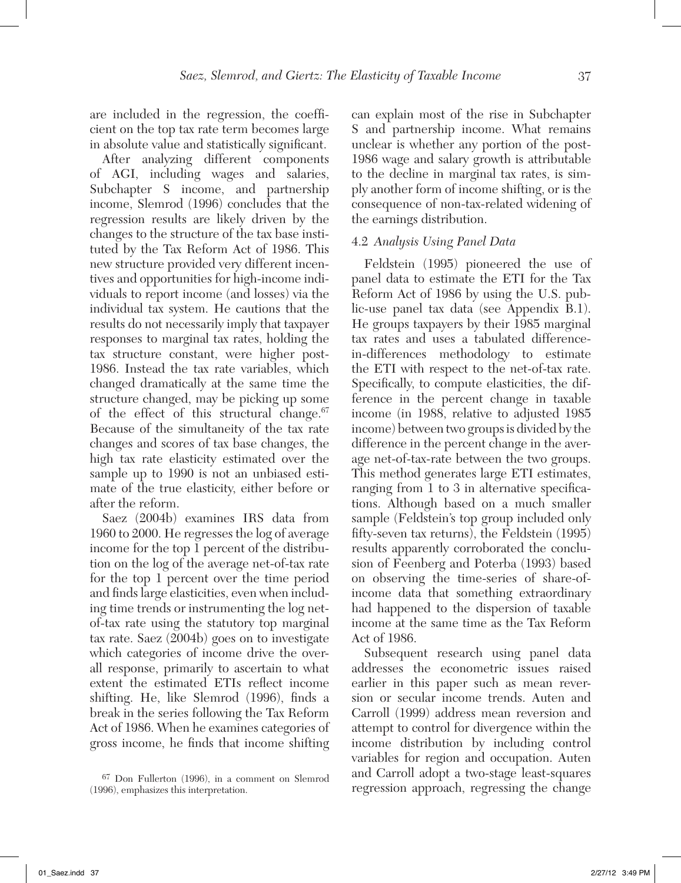are included in the regression, the coefficient on the top tax rate term becomes large in absolute value and statistically significant.

After analyzing different components of AGI, including wages and salaries, Subchapter S income, and partnership income, Slemrod (1996) concludes that the regression results are likely driven by the changes to the structure of the tax base instituted by the Tax Reform Act of 1986. This new structure provided very different incentives and opportunities for high-income individuals to report income (and losses) via the individual tax system. He cautions that the results do not necessarily imply that taxpayer responses to marginal tax rates, holding the tax structure constant, were higher post-1986. Instead the tax rate variables, which changed dramatically at the same time the structure changed, may be picking up some of the effect of this structural change.[67] Because of the simultaneity of the tax rate changes and scores of tax base changes, the high tax rate elasticity estimated over the sample up to 1990 is not an unbiased estimate of the true elasticity, either before or after the reform.

Saez (2004b) examines IRS data from 1960 to 2000. He regresses the log of average income for the top 1 percent of the distribution on the log of the average net-of-tax rate for the top 1 percent over the time period and finds large elasticities, even when including time trends or instrumenting the log net-of-tax rate using the statutory top marginal tax rate. Saez (2004b) goes on to investigate which categories of income drive the overall response, primarily to ascertain to what extent the estimated ETIs reflect income shifting. He, like Slemrod (1996), finds a break in the series following the Tax Reform Act of 1986. When he examines categories of gross income, he finds that income shifting can explain most of the rise in Subchapter S and partnership income. What remains unclear is whether any portion of the post-1986 wage and salary growth is attributable to the decline in marginal tax rates, is simply another form of income shifting, or is the consequence of non-tax-related widening of the earnings distribution.

### 4.2 *Analysis Using Panel Data*

Feldstein (1995) pioneered the use of panel data to estimate the ETI for the Tax Reform Act of 1986 by using the U.S. public-use panel tax data (see Appendix B.1). He groups taxpayers by their 1985 marginal tax rates and uses a tabulated difference-in-differences methodology to estimate the ETI with respect to the net-of-tax rate. Specifically, to compute elasticities, the difference in the percent change in taxable income (in 1988, relative to adjusted 1985 income) between two groups is divided by the difference in the percent change in the average net-of-tax-rate between the two groups. This method generates large ETI estimates, ranging from 1 to 3 in alternative specifications. Although based on a much smaller sample (Feldstein's top group included only fifty-seven tax returns), the Feldstein (1995) results apparently corroborated the conclusion of Feenberg and Poterba (1993) based on observing the time-series of share-of-income data that something extraordinary had happened to the dispersion of taxable income at the same time as the Tax Reform Act of 1986.

Subsequent research using panel data addresses the econometric issues raised earlier in this paper such as mean reversion or secular income trends. Auten and Carroll (1999) address mean reversion and attempt to control for divergence within the income distribution by including control variables for region and occupation. Auten and Carroll adopt a two-stage least-squares regression approach, regressing the change

[67] Don Fullerton (1996), in a comment on Slemrod (1996), emphasizes this interpretation.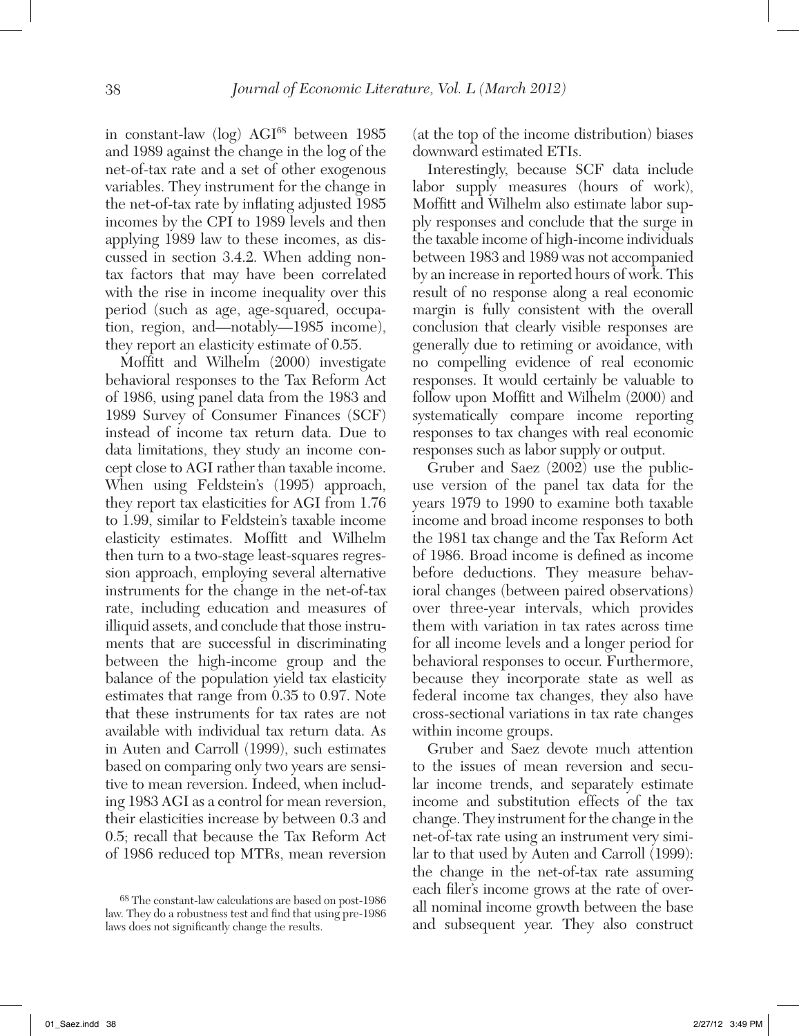in constant-law (log) AGI[68] between 1985 and 1989 against the change in the log of the net-of-tax rate and a set of other exogenous variables. They instrument for the change in the net-of-tax rate by inflating adjusted 1985 incomes by the CPI to 1989 levels and then applying 1989 law to these incomes, as discussed in section 3.4.2. When adding nontax factors that may have been correlated with the rise in income inequality over this period (such as age, age-squared, occupation, region, and—notably—1985 income), they report an elasticity estimate of 0.55.

Moffitt and Wilhelm (2000) investigate behavioral responses to the Tax Reform Act of 1986, using panel data from the 1983 and 1989 Survey of Consumer Finances (SCF) instead of income tax return data. Due to data limitations, they study an income concept close to AGI rather than taxable income. When using Feldstein's (1995) approach, they report tax elasticities for AGI from 1.76 to 1.99, similar to Feldstein's taxable income elasticity estimates. Moffitt and Wilhelm then turn to a two-stage least-squares regression approach, employing several alternative instruments for the change in the net-of-tax rate, including education and measures of illiquid assets, and conclude that those instruments that are successful in discriminating between the high-income group and the balance of the population yield tax elasticity estimates that range from 0.35 to 0.97. Note that these instruments for tax rates are not available with individual tax return data. As in Auten and Carroll (1999), such estimates based on comparing only two years are sensitive to mean reversion. Indeed, when including 1983 AGI as a control for mean reversion, their elasticities increase by between 0.3 and 0.5; recall that because the Tax Reform Act of 1986 reduced top MTRs, mean reversion (at the top of the income distribution) biases downward estimated ETIs.

Interestingly, because SCF data include labor supply measures (hours of work), Moffitt and Wilhelm also estimate labor supply responses and conclude that the surge in the taxable income of high-income individuals between 1983 and 1989 was not accompanied by an increase in reported hours of work. This result of no response along a real economic margin is fully consistent with the overall conclusion that clearly visible responses are generally due to retiming or avoidance, with no compelling evidence of real economic responses. It would certainly be valuable to follow upon Moffitt and Wilhelm (2000) and systematically compare income reporting responses to tax changes with real economic responses such as labor supply or output.

Gruber and Saez (2002) use the public-use version of the panel tax data for the years 1979 to 1990 to examine both taxable income and broad income responses to both the 1981 tax change and the Tax Reform Act of 1986. Broad income is defined as income before deductions. They measure behavioral changes (between paired observations) over three-year intervals, which provides them with variation in tax rates across time for all income levels and a longer period for behavioral responses to occur. Furthermore, because they incorporate state as well as federal income tax changes, they also have cross-sectional variations in tax rate changes within income groups.

Gruber and Saez devote much attention to the issues of mean reversion and secular income trends, and separately estimate income and substitution effects of the tax change. They instrument for the change in the net-of-tax rate using an instrument very similar to that used by Auten and Carroll (1999): the change in the net-of-tax rate assuming each filer's income grows at the rate of overall nominal income growth between the base and subsequent year. They also construct

[68] The constant-law calculations are based on post-1986 law. They do a robustness test and find that using pre-1986 laws does not significantly change the results.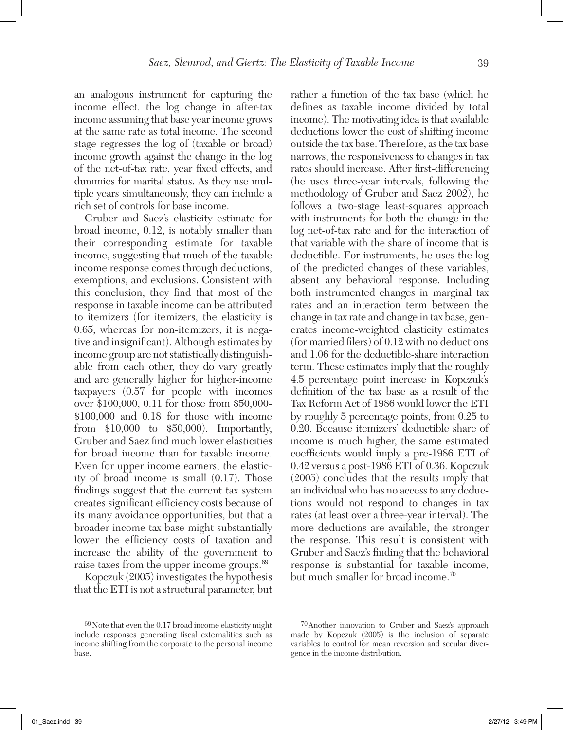an analogous instrument for capturing the income effect, the log change in after-tax income assuming that base year income grows at the same rate as total income. The second stage regresses the log of (taxable or broad) income growth against the change in the log of the net-of-tax rate, year fixed effects, and dummies for marital status. As they use multiple years simultaneously, they can include a rich set of controls for base income.

Gruber and Saez's elasticity estimate for broad income, 0.12, is notably smaller than their corresponding estimate for taxable income, suggesting that much of the taxable income response comes through deductions, exemptions, and exclusions. Consistent with this conclusion, they find that most of the response in taxable income can be attributed to itemizers (for itemizers, the elasticity is 0.65, whereas for non-itemizers, it is negative and insignificant). Although estimates by income group are not statistically distinguishable from each other, they do vary greatly and are generally higher for higher-income taxpayers (0.57 for people with incomes over \$100,000, 0.11 for those from \$50,000-\$100,000 and 0.18 for those with income from \$10,000 to \$50,000). Importantly, Gruber and Saez find much lower elasticities for broad income than for taxable income. Even for upper income earners, the elasticity of broad income is small (0.17). Those findings suggest that the current tax system creates significant efficiency costs because of its many avoidance opportunities, but that a broader income tax base might substantially lower the efficiency costs of taxation and increase the ability of the government to raise taxes from the upper income groups.[69]

Kopczuk (2005) investigates the hypothesis that the ETI is not a structural parameter, but rather a function of the tax base (which he defines as taxable income divided by total income). The motivating idea is that available deductions lower the cost of shifting income outside the tax base. Therefore, as the tax base narrows, the responsiveness to changes in tax rates should increase. After first-differencing (he uses three-year intervals, following the methodology of Gruber and Saez 2002), he follows a two-stage least-squares approach with instruments for both the change in the log net-of-tax rate and for the interaction of that variable with the share of income that is deductible. For instruments, he uses the log of the predicted changes of these variables, absent any behavioral response. Including both instrumented changes in marginal tax rates and an interaction term between the change in tax rate and change in tax base, generates income-weighted elasticity estimates (for married filers) of 0.12 with no deductions and 1.06 for the deductible-share interaction term. These estimates imply that the roughly 4.5 percentage point increase in Kopczuk's definition of the tax base as a result of the Tax Reform Act of 1986 would lower the ETI by roughly 5 percentage points, from 0.25 to 0.20. Because itemizers' deductible share of income is much higher, the same estimated coefficients would imply a pre-1986 ETI of 0.42 versus a post-1986 ETI of 0.36. Kopczuk (2005) concludes that the results imply that an individual who has no access to any deductions would not respond to changes in tax rates (at least over a three-year interval). The more deductions are available, the stronger the response. This result is consistent with Gruber and Saez's finding that the behavioral response is substantial for taxable income, but much smaller for broad income.[70]

[69] Note that even the 0.17 broad income elasticity might include responses generating fiscal externalities such as income shifting from the corporate to the personal income base.

[70] Another innovation to Gruber and Saez's approach made by Kopczuk (2005) is the inclusion of separate variables to control for mean reversion and secular divergence in the income distribution.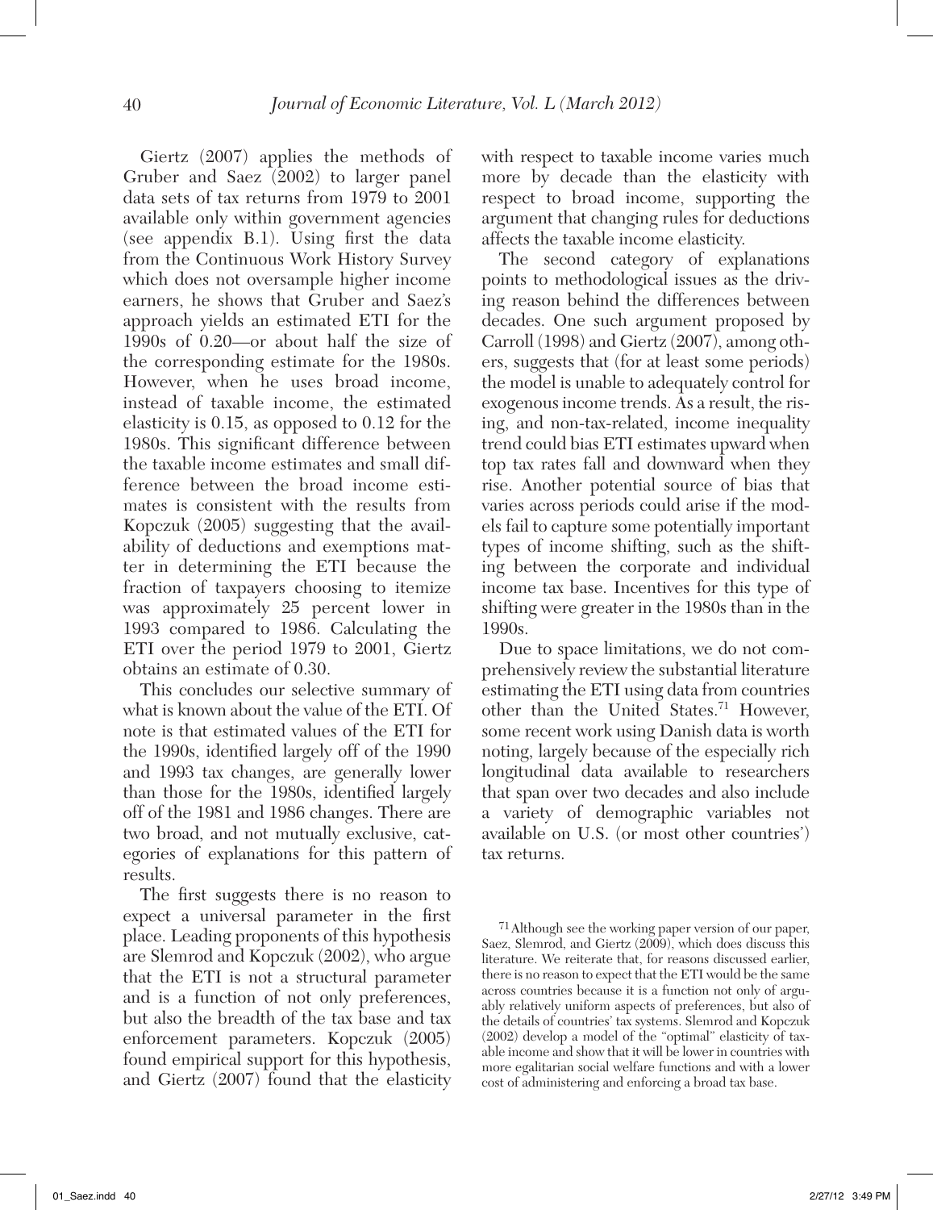Giertz (2007) applies the methods of Gruber and Saez (2002) to larger panel data sets of tax returns from 1979 to 2001 available only within government agencies (see appendix B.1). Using first the data from the Continuous Work History Survey which does not oversample higher income earners, he shows that Gruber and Saez's approach yields an estimated ETI for the 1990s of 0.20—or about half the size of the corresponding estimate for the 1980s. However, when he uses broad income, instead of taxable income, the estimated elasticity is 0.15, as opposed to 0.12 for the 1980s. This significant difference between the taxable income estimates and small difference between the broad income estimates is consistent with the results from Kopczuk (2005) suggesting that the availability of deductions and exemptions matter in determining the ETI because the fraction of taxpayers choosing to itemize was approximately 25 percent lower in 1993 compared to 1986. Calculating the ETI over the period 1979 to 2001, Giertz obtains an estimate of 0.30.

This concludes our selective summary of what is known about the value of the ETI. Of note is that estimated values of the ETI for the 1990s, identified largely off of the 1990 and 1993 tax changes, are generally lower than those for the 1980s, identified largely off of the 1981 and 1986 changes. There are two broad, and not mutually exclusive, categories of explanations for this pattern of results.

The first suggests there is no reason to expect a universal parameter in the first place. Leading proponents of this hypothesis are Slemrod and Kopczuk (2002), who argue that the ETI is not a structural parameter and is a function of not only preferences, but also the breadth of the tax base and tax enforcement parameters. Kopczuk (2005) found empirical support for this hypothesis, and Giertz (2007) found that the elasticity with respect to taxable income varies much more by decade than the elasticity with respect to broad income, supporting the argument that changing rules for deductions affects the taxable income elasticity.

The second category of explanations points to methodological issues as the driving reason behind the differences between decades. One such argument proposed by Carroll (1998) and Giertz (2007), among others, suggests that (for at least some periods) the model is unable to adequately control for exogenous income trends. As a result, the rising, and non-tax-related, income inequality trend could bias ETI estimates upward when top tax rates fall and downward when they rise. Another potential source of bias that varies across periods could arise if the models fail to capture some potentially important types of income shifting, such as the shifting between the corporate and individual income tax base. Incentives for this type of shifting were greater in the 1980s than in the 1990s.

Due to space limitations, we do not comprehensively review the substantial literature estimating the ETI using data from countries other than the United States.[71] However, some recent work using Danish data is worth noting, largely because of the especially rich longitudinal data available to researchers that span over two decades and also include a variety of demographic variables not available on U.S. (or most other countries') tax returns.

[71] Although see the working paper version of our paper, Saez, Slemrod, and Giertz (2009), which does discuss this literature. We reiterate that, for reasons discussed earlier, there is no reason to expect that the ETI would be the same across countries because it is a function not only of arguably relatively uniform aspects of preferences, but also of the details of countries' tax systems. Slemrod and Kopczuk (2002) develop a model of the "optimal" elasticity of taxable income and show that it will be lower in countries with more egalitarian social welfare functions and with a lower cost of administering and enforcing a broad tax base.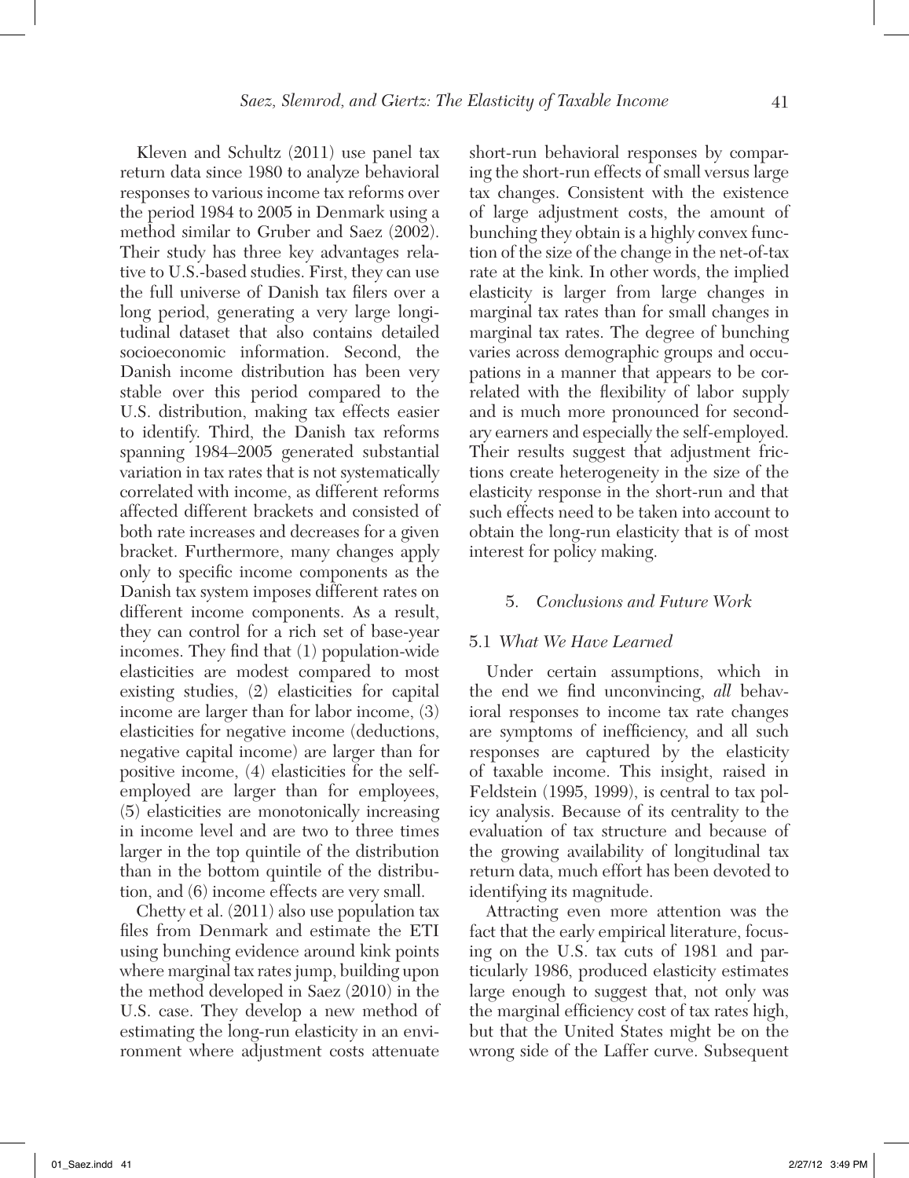Kleven and Schultz (2011) use panel tax return data since 1980 to analyze behavioral responses to various income tax reforms over the period 1984 to 2005 in Denmark using a method similar to Gruber and Saez (2002). Their study has three key advantages relative to U.S.-based studies. First, they can use the full universe of Danish tax filers over a long period, generating a very large longitudinal dataset that also contains detailed socioeconomic information. Second, the Danish income distribution has been very stable over this period compared to the U.S. distribution, making tax effects easier to identify. Third, the Danish tax reforms spanning 1984–2005 generated substantial variation in tax rates that is not systematically correlated with income, as different reforms affected different brackets and consisted of both rate increases and decreases for a given bracket. Furthermore, many changes apply only to specific income components as the Danish tax system imposes different rates on different income components. As a result, they can control for a rich set of base-year incomes. They find that (1) population-wide elasticities are modest compared to most existing studies, (2) elasticities for capital income are larger than for labor income, (3) elasticities for negative income (deductions, negative capital income) are larger than for positive income, (4) elasticities for the self-employed are larger than for employees, (5) elasticities are monotonically increasing in income level and are two to three times larger in the top quintile of the distribution than in the bottom quintile of the distribution, and (6) income effects are very small.

Chetty et al. (2011) also use population tax files from Denmark and estimate the ETI using bunching evidence around kink points where marginal tax rates jump, building upon the method developed in Saez (2010) in the U.S. case. They develop a new method of estimating the long-run elasticity in an environment where adjustment costs attenuate short-run behavioral responses by comparing the short-run effects of small versus large tax changes. Consistent with the existence of large adjustment costs, the amount of bunching they obtain is a highly convex function of the size of the change in the net-of-tax rate at the kink. In other words, the implied elasticity is larger from large changes in marginal tax rates than for small changes in marginal tax rates. The degree of bunching varies across demographic groups and occupations in a manner that appears to be correlated with the flexibility of labor supply and is much more pronounced for secondary earners and especially the self-employed. Their results suggest that adjustment frictions create heterogeneity in the size of the elasticity response in the short-run and that such effects need to be taken into account to obtain the long-run elasticity that is of most interest for policy making.

## 5. *Conclusions and Future Work*

### 5.1 *What We Have Learned*

Under certain assumptions, which in the end we find unconvincing, *all* behavioral responses to income tax rate changes are symptoms of inefficiency, and all such responses are captured by the elasticity of taxable income. This insight, raised in Feldstein (1995, 1999), is central to tax policy analysis. Because of its centrality to the evaluation of tax structure and because of the growing availability of longitudinal tax return data, much effort has been devoted to identifying its magnitude.

Attracting even more attention was the fact that the early empirical literature, focusing on the U.S. tax cuts of 1981 and particularly 1986, produced elasticity estimates large enough to suggest that, not only was the marginal efficiency cost of tax rates high, but that the United States might be on the wrong side of the Laffer curve. Subsequent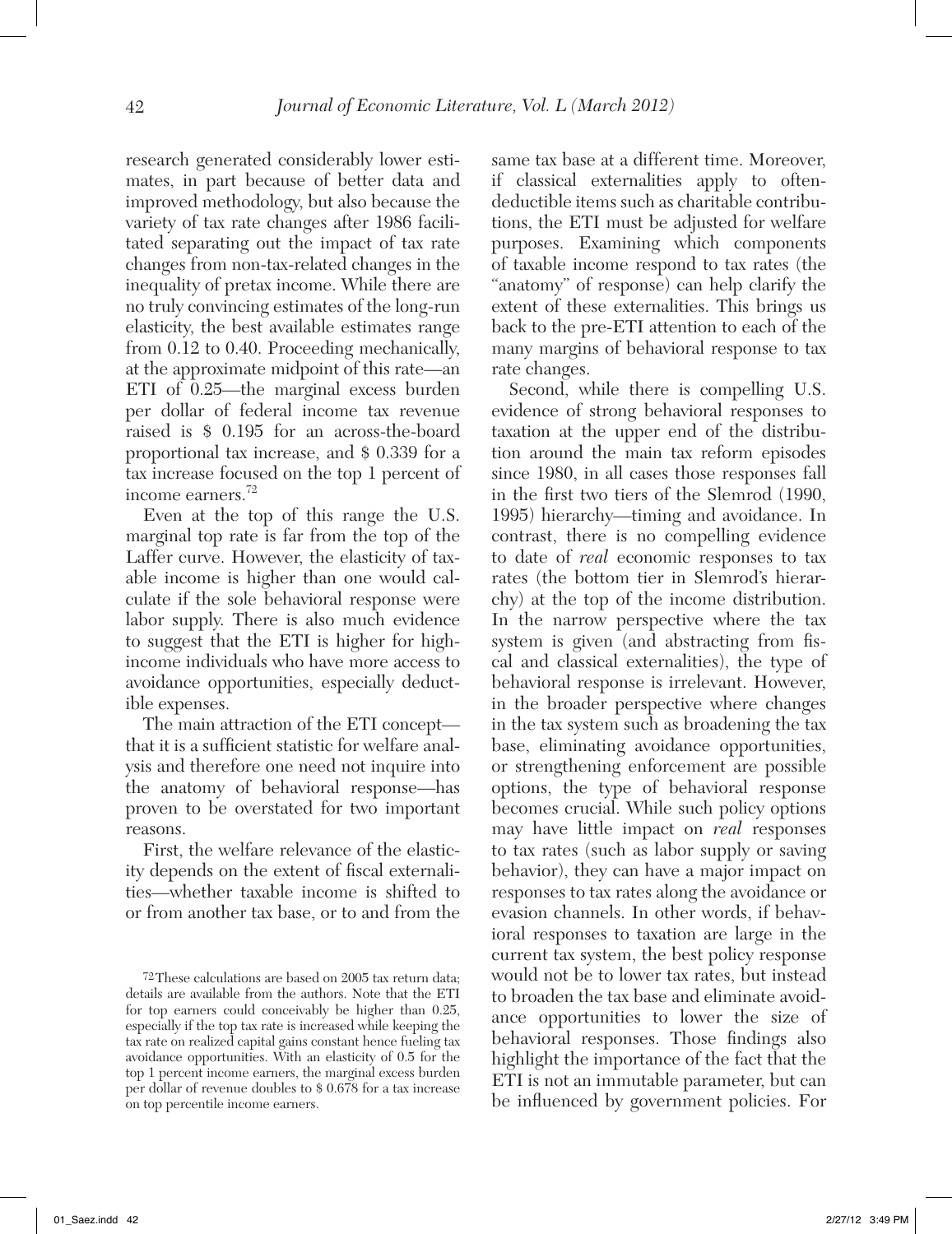research generated considerably lower estimates, in part because of better data and improved methodology, but also because the variety of tax rate changes after 1986 facilitated separating out the impact of tax rate changes from non-tax-related changes in the inequality of pretax income. While there are no truly convincing estimates of the long-run elasticity, the best available estimates range from 0.12 to 0.40. Proceeding mechanically, at the approximate midpoint of this rate—an ETI of 0.25—the marginal excess burden per dollar of federal income tax revenue raised is \$ 0.195 for an across-the-board proportional tax increase, and \$ 0.339 for a tax increase focused on the top 1 percent of income earners.[72]

Even at the top of this range the U.S. marginal top rate is far from the top of the Laffer curve. However, the elasticity of taxable income is higher than one would calculate if the sole behavioral response were labor supply. There is also much evidence to suggest that the ETI is higher for high-income individuals who have more access to avoidance opportunities, especially deductible expenses.

The main attraction of the ETI concept—that it is a sufficient statistic for welfare analysis and therefore one need not inquire into the anatomy of behavioral response—has proven to be overstated for two important reasons.

First, the welfare relevance of the elasticity depends on the extent of fiscal externalities—whether taxable income is shifted to or from another tax base, or to and from the same tax base at a different time. Moreover, if classical externalities apply to often-deductible items such as charitable contributions, the ETI must be adjusted for welfare purposes. Examining which components of taxable income respond to tax rates (the "anatomy" of response) can help clarify the extent of these externalities. This brings us back to the pre-ETI attention to each of the many margins of behavioral response to tax rate changes.

Second, while there is compelling U.S. evidence of strong behavioral responses to taxation at the upper end of the distribution around the main tax reform episodes since 1980, in all cases those responses fall in the first two tiers of the Slemrod (1990, 1995) hierarchy—timing and avoidance. In contrast, there is no compelling evidence to date of *real* economic responses to tax rates (the bottom tier in Slemrod's hierarchy) at the top of the income distribution. In the narrow perspective where the tax system is given (and abstracting from fiscal and classical externalities), the type of behavioral response is irrelevant. However, in the broader perspective where changes in the tax system such as broadening the tax base, eliminating avoidance opportunities, or strengthening enforcement are possible options, the type of behavioral response becomes crucial. While such policy options may have little impact on *real* responses to tax rates (such as labor supply or saving behavior), they can have a major impact on responses to tax rates along the avoidance or evasion channels. In other words, if behavioral responses to taxation are large in the current tax system, the best policy response would not be to lower tax rates, but instead to broaden the tax base and eliminate avoidance opportunities to lower the size of behavioral responses. Those findings also highlight the importance of the fact that the ETI is not an immutable parameter, but can be influenced by government policies. For

[72] These calculations are based on 2005 tax return data; details are available from the authors. Note that the ETI for top earners could conceivably be higher than 0.25, especially if the top tax rate is increased while keeping the tax rate on realized capital gains constant hence fueling tax avoidance opportunities. With an elasticity of 0.5 for the top 1 percent income earners, the marginal excess burden per dollar of revenue doubles to \$ 0.678 for a tax increase on top percentile income earners.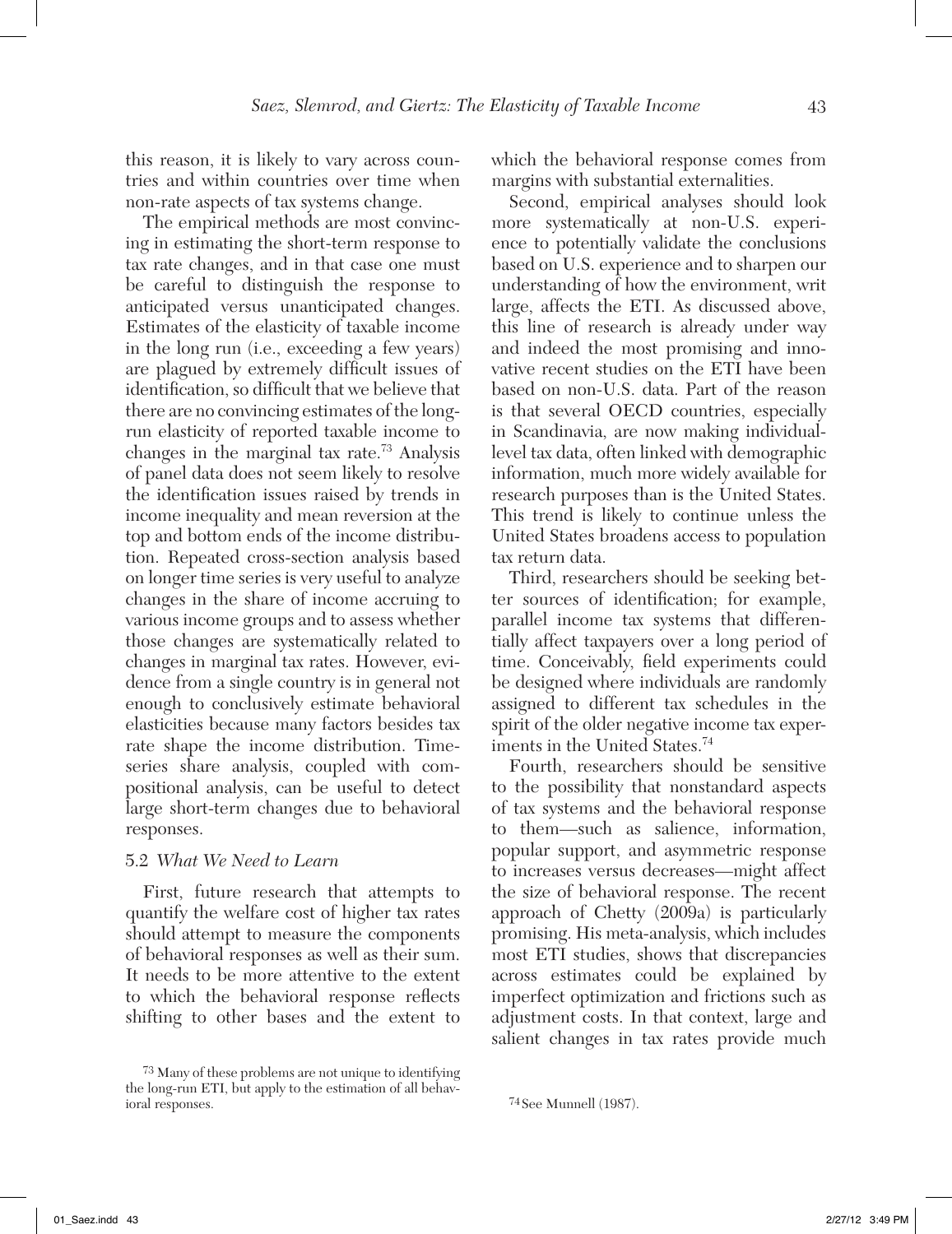this reason, it is likely to vary across countries and within countries over time when non-rate aspects of tax systems change.

The empirical methods are most convincing in estimating the short-term response to tax rate changes, and in that case one must be careful to distinguish the response to anticipated versus unanticipated changes. Estimates of the elasticity of taxable income in the long run (i.e., exceeding a few years) are plagued by extremely difficult issues of identification, so difficult that we believe that there are no convincing estimates of the long-run elasticity of reported taxable income to changes in the marginal tax rate.[73] Analysis of panel data does not seem likely to resolve the identification issues raised by trends in income inequality and mean reversion at the top and bottom ends of the income distribution. Repeated cross-section analysis based on longer time series is very useful to analyze changes in the share of income accruing to various income groups and to assess whether those changes are systematically related to changes in marginal tax rates. However, evidence from a single country is in general not enough to conclusively estimate behavioral elasticities because many factors besides tax rate shape the income distribution. Time-series share analysis, coupled with compositional analysis, can be useful to detect large short-term changes due to behavioral responses.

### 5.2 *What We Need to Learn*

First, future research that attempts to quantify the welfare cost of higher tax rates should attempt to measure the components of behavioral responses as well as their sum. It needs to be more attentive to the extent to which the behavioral response reflects shifting to other bases and the extent to which the behavioral response comes from margins with substantial externalities.

Second, empirical analyses should look more systematically at non-U.S. experience to potentially validate the conclusions based on U.S. experience and to sharpen our understanding of how the environment, writ large, affects the ETI. As discussed above, this line of research is already under way and indeed the most promising and innovative recent studies on the ETI have been based on non-U.S. data. Part of the reason is that several OECD countries, especially in Scandinavia, are now making individual-level tax data, often linked with demographic information, much more widely available for research purposes than is the United States. This trend is likely to continue unless the United States broadens access to population tax return data.

Third, researchers should be seeking better sources of identification; for example, parallel income tax systems that differentially affect taxpayers over a long period of time. Conceivably, field experiments could be designed where individuals are randomly assigned to different tax schedules in the spirit of the older negative income tax experiments in the United States.[74]

Fourth, researchers should be sensitive to the possibility that nonstandard aspects of tax systems and the behavioral response to them—such as salience, information, popular support, and asymmetric response to increases versus decreases—might affect the size of behavioral response. The recent approach of Chetty (2009a) is particularly promising. His meta-analysis, which includes most ETI studies, shows that discrepancies across estimates could be explained by imperfect optimization and frictions such as adjustment costs. In that context, large and salient changes in tax rates provide much

[73] Many of these problems are not unique to identifying the long-run ETI, but apply to the estimation of all behavioral responses.

[74] See Munnell (1987).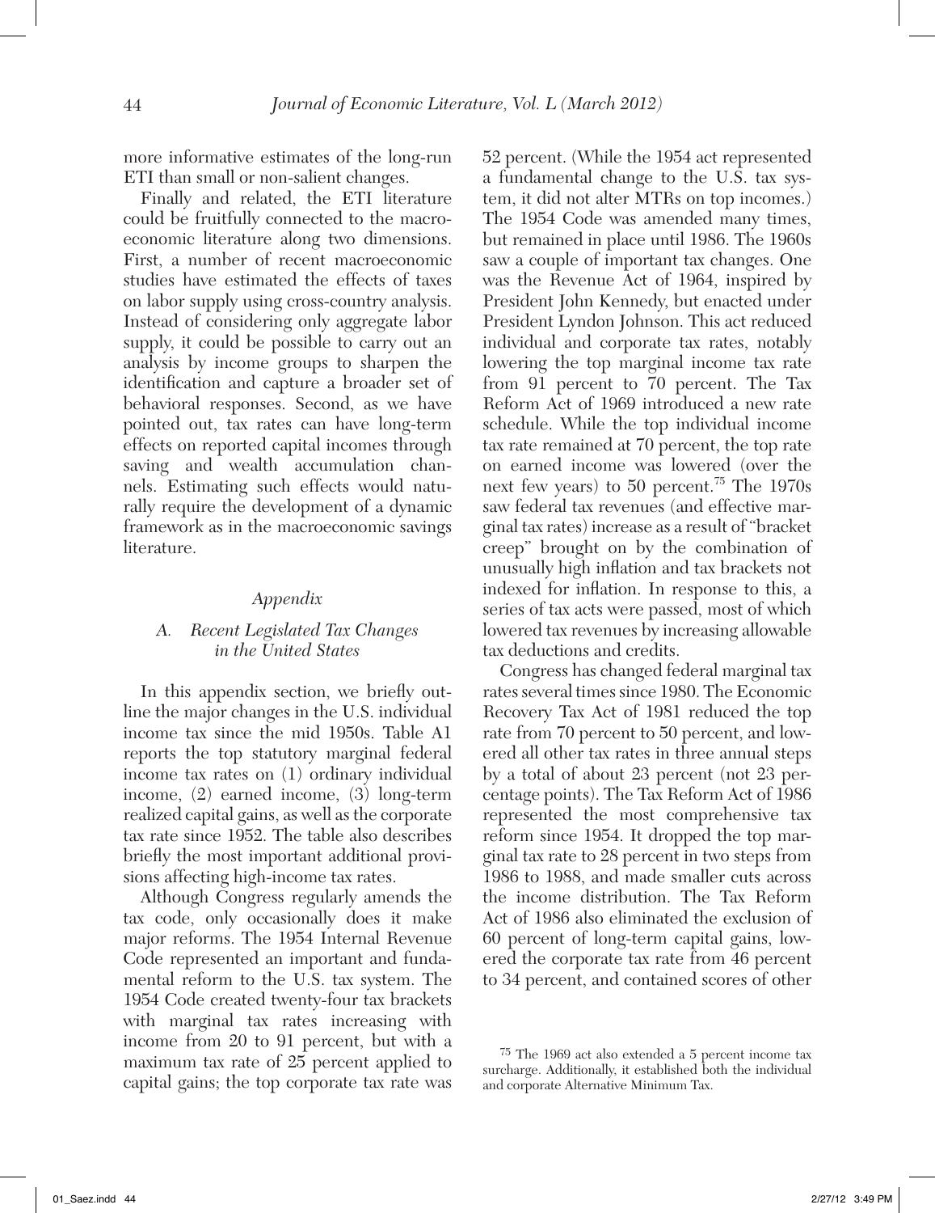more informative estimates of the long-run ETI than small or non-salient changes.

Finally and related, the ETI literature could be fruitfully connected to the macroeconomic literature along two dimensions. First, a number of recent macroeconomic studies have estimated the effects of taxes on labor supply using cross-country analysis. Instead of considering only aggregate labor supply, it could be possible to carry out an analysis by income groups to sharpen the identification and capture a broader set of behavioral responses. Second, as we have pointed out, tax rates can have long-term effects on reported capital incomes through saving and wealth accumulation channels. Estimating such effects would naturally require the development of a dynamic framework as in the macroeconomic savings literature.

## *Appendix*

### *A. Recent Legislated Tax Changes in the United States*

In this appendix section, we briefly outline the major changes in the U.S. individual income tax since the mid 1950s. Table A1 reports the top statutory marginal federal income tax rates on (1) ordinary individual income, (2) earned income, (3) long-term realized capital gains, as well as the corporate tax rate since 1952. The table also describes briefly the most important additional provisions affecting high-income tax rates.

Although Congress regularly amends the tax code, only occasionally does it make major reforms. The 1954 Internal Revenue Code represented an important and fundamental reform to the U.S. tax system. The 1954 Code created twenty-four tax brackets with marginal tax rates increasing with income from 20 to 91 percent, but with a maximum tax rate of 25 percent applied to capital gains; the top corporate tax rate was 52 percent. (While the 1954 act represented a fundamental change to the U.S. tax system, it did not alter MTRs on top incomes.) The 1954 Code was amended many times, but remained in place until 1986. The 1960s saw a couple of important tax changes. One was the Revenue Act of 1964, inspired by President John Kennedy, but enacted under President Lyndon Johnson. This act reduced individual and corporate tax rates, notably lowering the top marginal income tax rate from 91 percent to 70 percent. The Tax Reform Act of 1969 introduced a new rate schedule. While the top individual income tax rate remained at 70 percent, the top rate on earned income was lowered (over the next few years) to 50 percent.[75] The 1970s saw federal tax revenues (and effective marginal tax rates) increase as a result of "bracket creep" brought on by the combination of unusually high inflation and tax brackets not indexed for inflation. In response to this, a series of tax acts were passed, most of which lowered tax revenues by increasing allowable tax deductions and credits.

Congress has changed federal marginal tax rates several times since 1980. The Economic Recovery Tax Act of 1981 reduced the top rate from 70 percent to 50 percent, and lowered all other tax rates in three annual steps by a total of about 23 percent (not 23 percentage points). The Tax Reform Act of 1986 represented the most comprehensive tax reform since 1954. It dropped the top marginal tax rate to 28 percent in two steps from 1986 to 1988, and made smaller cuts across the income distribution. The Tax Reform Act of 1986 also eliminated the exclusion of 60 percent of long-term capital gains, lowered the corporate tax rate from 46 percent to 34 percent, and contained scores of other

[75] The 1969 act also extended a 5 percent income tax surcharge. Additionally, it established both the individual and corporate Alternative Minimum Tax.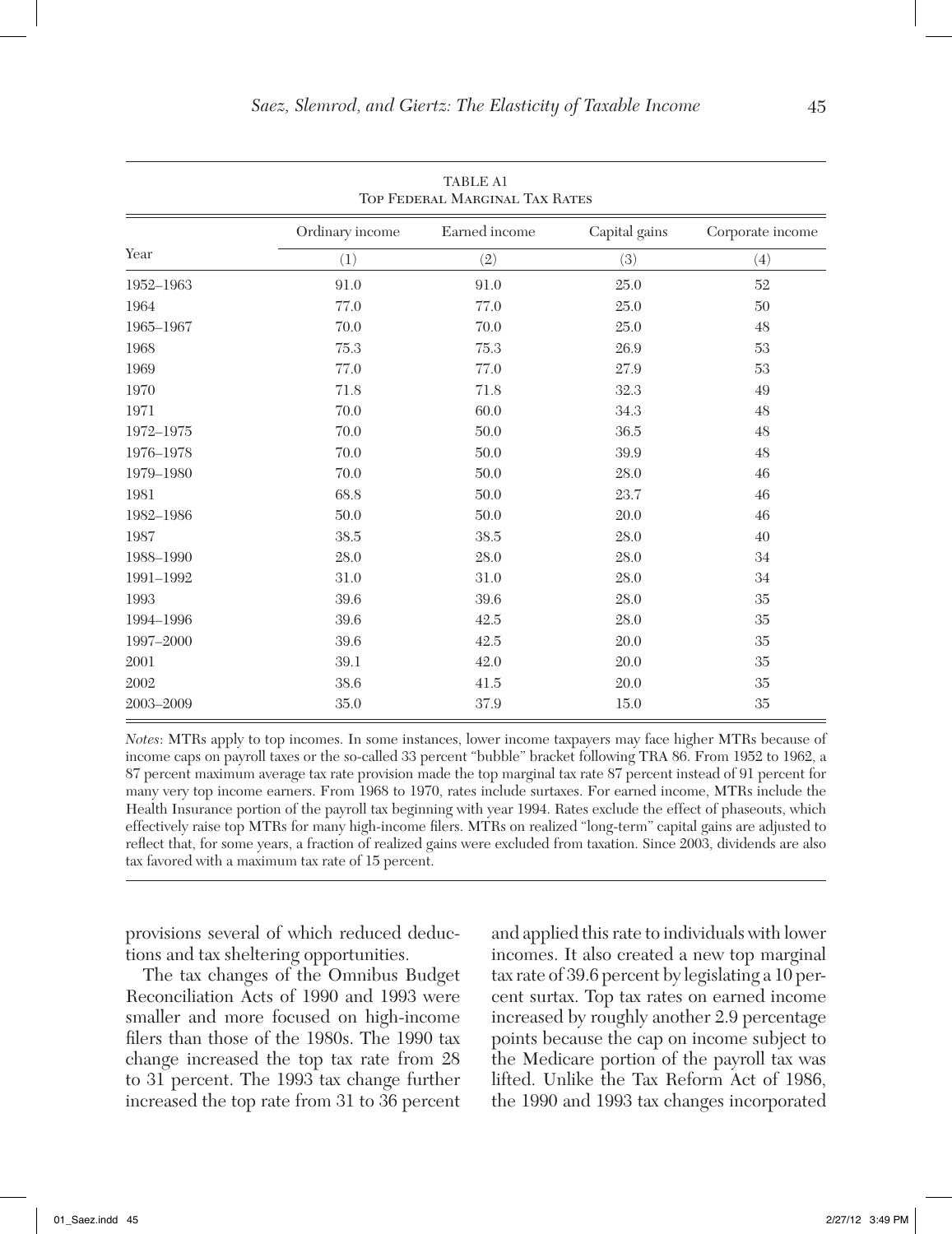TABLE A1
Top Federal Marginal Tax Rates

| Year | Ordinary income | Earned income | Capital gains | Corporate income |
|---|---|---|---|---|
| | (1) | (2) | (3) | (4) |
| 1952–1963 | 91.0 | 91.0 | 25.0 | 52 |
| 1964 | 77.0 | 77.0 | 25.0 | 50 |
| 1965–1967 | 70.0 | 70.0 | 25.0 | 48 |
| 1968 | 75.3 | 75.3 | 26.9 | 53 |
| 1969 | 77.0 | 77.0 | 27.9 | 53 |
| 1970 | 71.8 | 71.8 | 32.3 | 49 |
| 1971 | 70.0 | 60.0 | 34.3 | 48 |
| 1972–1975 | 70.0 | 50.0 | 36.5 | 48 |
| 1976–1978 | 70.0 | 50.0 | 39.9 | 48 |
| 1979–1980 | 70.0 | 50.0 | 28.0 | 46 |
| 1981 | 68.8 | 50.0 | 23.7 | 46 |
| 1982–1986 | 50.0 | 50.0 | 20.0 | 46 |
| 1987 | 38.5 | 38.5 | 28.0 | 40 |
| 1988–1990 | 28.0 | 28.0 | 28.0 | 34 |
| 1991–1992 | 31.0 | 31.0 | 28.0 | 34 |
| 1993 | 39.6 | 39.6 | 28.0 | 35 |
| 1994–1996 | 39.6 | 42.5 | 28.0 | 35 |
| 1997–2000 | 39.6 | 42.5 | 20.0 | 35 |
| 2001 | 39.1 | 42.0 | 20.0 | 35 |
| 2002 | 38.6 | 41.5 | 20.0 | 35 |
| 2003–2009 | 35.0 | 37.9 | 15.0 | 35 |

*Notes*: MTRs apply to top incomes. In some instances, lower income taxpayers may face higher MTRs because of income caps on payroll taxes or the so-called 33 percent "bubble" bracket following TRA 86. From 1952 to 1962, a 87 percent maximum average tax rate provision made the top marginal tax rate 87 percent instead of 91 percent for many very top income earners. From 1968 to 1970, rates include surtaxes. For earned income, MTRs include the Health Insurance portion of the payroll tax beginning with year 1994. Rates exclude the effect of phaseouts, which effectively raise top MTRs for many high-income filers. MTRs on realized "long-term" capital gains are adjusted to reflect that, for some years, a fraction of realized gains were excluded from taxation. Since 2003, dividends are also tax favored with a maximum tax rate of 15 percent.

provisions several of which reduced deductions and tax sheltering opportunities.

The tax changes of the Omnibus Budget Reconciliation Acts of 1990 and 1993 were smaller and more focused on high-income filers than those of the 1980s. The 1990 tax change increased the top tax rate from 28 to 31 percent. The 1993 tax change further increased the top rate from 31 to 36 percent and applied this rate to individuals with lower incomes. It also created a new top marginal tax rate of 39.6 percent by legislating a 10 percent surtax. Top tax rates on earned income increased by roughly another 2.9 percentage points because the cap on income subject to the Medicare portion of the payroll tax was lifted. Unlike the Tax Reform Act of 1986, the 1990 and 1993 tax changes incorporated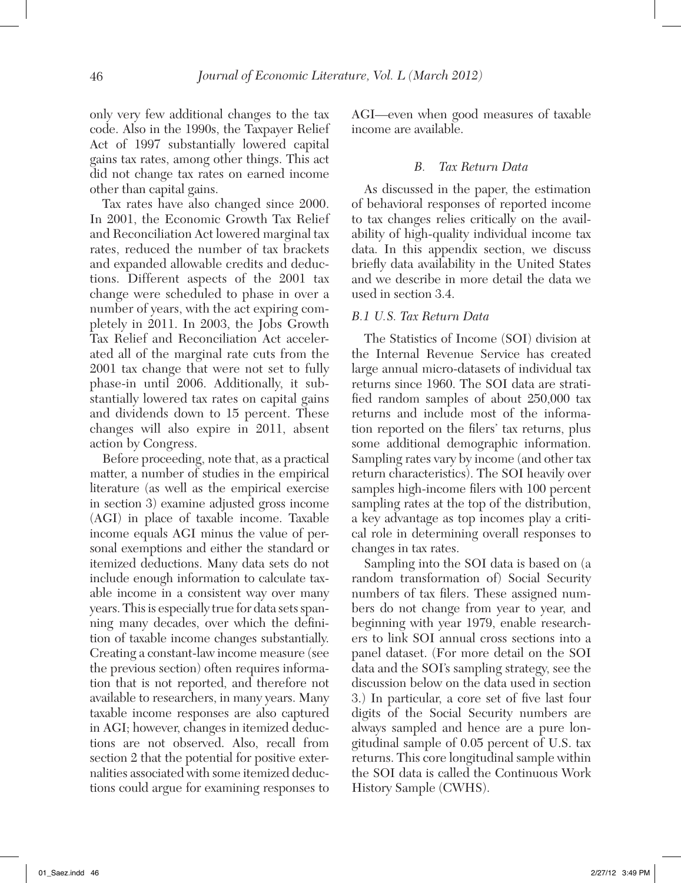only very few additional changes to the tax code. Also in the 1990s, the Taxpayer Relief Act of 1997 substantially lowered capital gains tax rates, among other things. This act did not change tax rates on earned income other than capital gains.

Tax rates have also changed since 2000. In 2001, the Economic Growth Tax Relief and Reconciliation Act lowered marginal tax rates, reduced the number of tax brackets and expanded allowable credits and deductions. Different aspects of the 2001 tax change were scheduled to phase in over a number of years, with the act expiring completely in 2011. In 2003, the Jobs Growth Tax Relief and Reconciliation Act accelerated all of the marginal rate cuts from the 2001 tax change that were not set to fully phase-in until 2006. Additionally, it substantially lowered tax rates on capital gains and dividends down to 15 percent. These changes will also expire in 2011, absent action by Congress.

Before proceeding, note that, as a practical matter, a number of studies in the empirical literature (as well as the empirical exercise in section 3) examine adjusted gross income (AGI) in place of taxable income. Taxable income equals AGI minus the value of personal exemptions and either the standard or itemized deductions. Many data sets do not include enough information to calculate taxable income in a consistent way over many years. This is especially true for data sets spanning many decades, over which the definition of taxable income changes substantially. Creating a constant-law income measure (see the previous section) often requires information that is not reported, and therefore not available to researchers, in many years. Many taxable income responses are also captured in AGI; however, changes in itemized deductions are not observed. Also, recall from section 2 that the potential for positive externalities associated with some itemized deductions could argue for examining responses to AGI—even when good measures of taxable income are available.

### *B. Tax Return Data*

As discussed in the paper, the estimation of behavioral responses of reported income to tax changes relies critically on the availability of high-quality individual income tax data. In this appendix section, we discuss briefly data availability in the United States and we describe in more detail the data we used in section 3.4.

#### *B.1 U.S. Tax Return Data*

The Statistics of Income (SOI) division at the Internal Revenue Service has created large annual micro-datasets of individual tax returns since 1960. The SOI data are stratified random samples of about 250,000 tax returns and include most of the information reported on the filers' tax returns, plus some additional demographic information. Sampling rates vary by income (and other tax return characteristics). The SOI heavily over samples high-income filers with 100 percent sampling rates at the top of the distribution, a key advantage as top incomes play a critical role in determining overall responses to changes in tax rates.

Sampling into the SOI data is based on (a random transformation of) Social Security numbers of tax filers. These assigned numbers do not change from year to year, and beginning with year 1979, enable researchers to link SOI annual cross sections into a panel dataset. (For more detail on the SOI data and the SOI's sampling strategy, see the discussion below on the data used in section 3.) In particular, a core set of five last four digits of the Social Security numbers are always sampled and hence are a pure longitudinal sample of 0.05 percent of U.S. tax returns. This core longitudinal sample within the SOI data is called the Continuous Work History Sample (CWHS).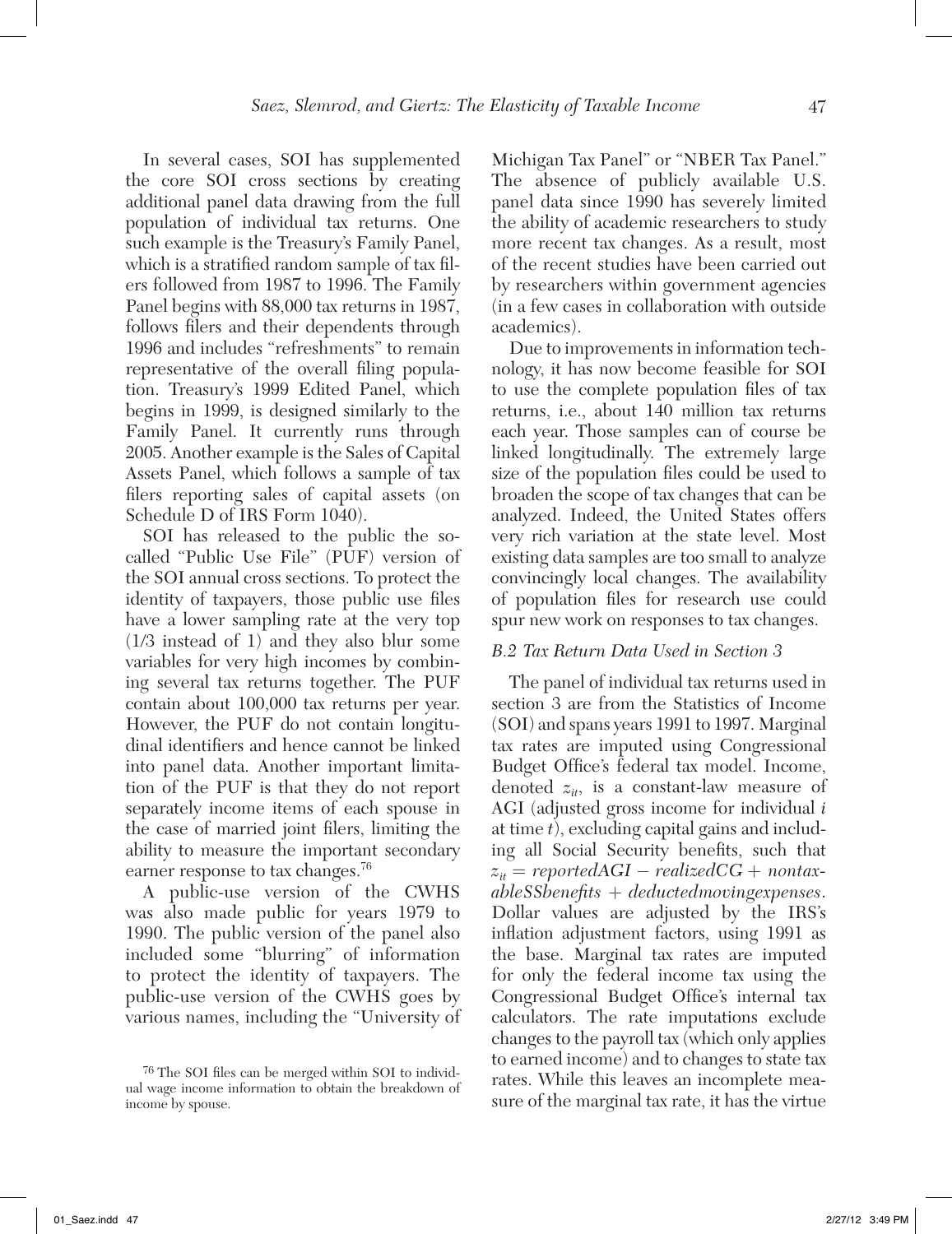In several cases, SOI has supplemented the core SOI cross sections by creating additional panel data drawing from the full population of individual tax returns. One such example is the Treasury's Family Panel, which is a stratified random sample of tax filers followed from 1987 to 1996. The Family Panel begins with 88,000 tax returns in 1987, follows filers and their dependents through 1996 and includes "refreshments" to remain representative of the overall filing population. Treasury's 1999 Edited Panel, which begins in 1999, is designed similarly to the Family Panel. It currently runs through 2005. Another example is the Sales of Capital Assets Panel, which follows a sample of tax filers reporting sales of capital assets (on Schedule D of IRS Form 1040).

SOI has released to the public the so-called "Public Use File" (PUF) version of the SOI annual cross sections. To protect the identity of taxpayers, those public use files have a lower sampling rate at the very top (1/3 instead of 1) and they also blur some variables for very high incomes by combining several tax returns together. The PUF contain about 100,000 tax returns per year. However, the PUF do not contain longitudinal identifiers and hence cannot be linked into panel data. Another important limitation of the PUF is that they do not report separately income items of each spouse in the case of married joint filers, limiting the ability to measure the important secondary earner response to tax changes.[76]

A public-use version of the CWHS was also made public for years 1979 to 1990. The public version of the panel also included some "blurring" of information to protect the identity of taxpayers. The public-use version of the CWHS goes by various names, including the "University of Michigan Tax Panel" or "NBER Tax Panel." The absence of publicly available U.S. panel data since 1990 has severely limited the ability of academic researchers to study more recent tax changes. As a result, most of the recent studies have been carried out by researchers within government agencies (in a few cases in collaboration with outside academics).

Due to improvements in information technology, it has now become feasible for SOI to use the complete population files of tax returns, i.e., about 140 million tax returns each year. Those samples can of course be linked longitudinally. The extremely large size of the population files could be used to broaden the scope of tax changes that can be analyzed. Indeed, the United States offers very rich variation at the state level. Most existing data samples are too small to analyze convincingly local changes. The availability of population files for research use could spur new work on responses to tax changes.

### B.2 Tax Return Data Used in Section 3

The panel of individual tax returns used in section 3 are from the Statistics of Income (SOI) and spans years 1991 to 1997. Marginal tax rates are imputed using Congressional Budget Office's federal tax model. Income, denoted $z_{it}$, is a constant-law measure of AGI (adjusted gross income for individual $i$ at time $t$), excluding capital gains and including all Social Security benefits, such that $z_{it} = reportedAGI - realizedCG + nontaxableSSbenefits + deductedmovingexpenses$. Dollar values are adjusted by the IRS's inflation adjustment factors, using 1991 as the base. Marginal tax rates are imputed for only the federal income tax using the Congressional Budget Office's internal tax calculators. The rate imputations exclude changes to the payroll tax (which only applies to earned income) and to changes to state tax rates. While this leaves an incomplete measure of the marginal tax rate, it has the virtue

[76] The SOI files can be merged within SOI to individual wage income information to obtain the breakdown of income by spouse.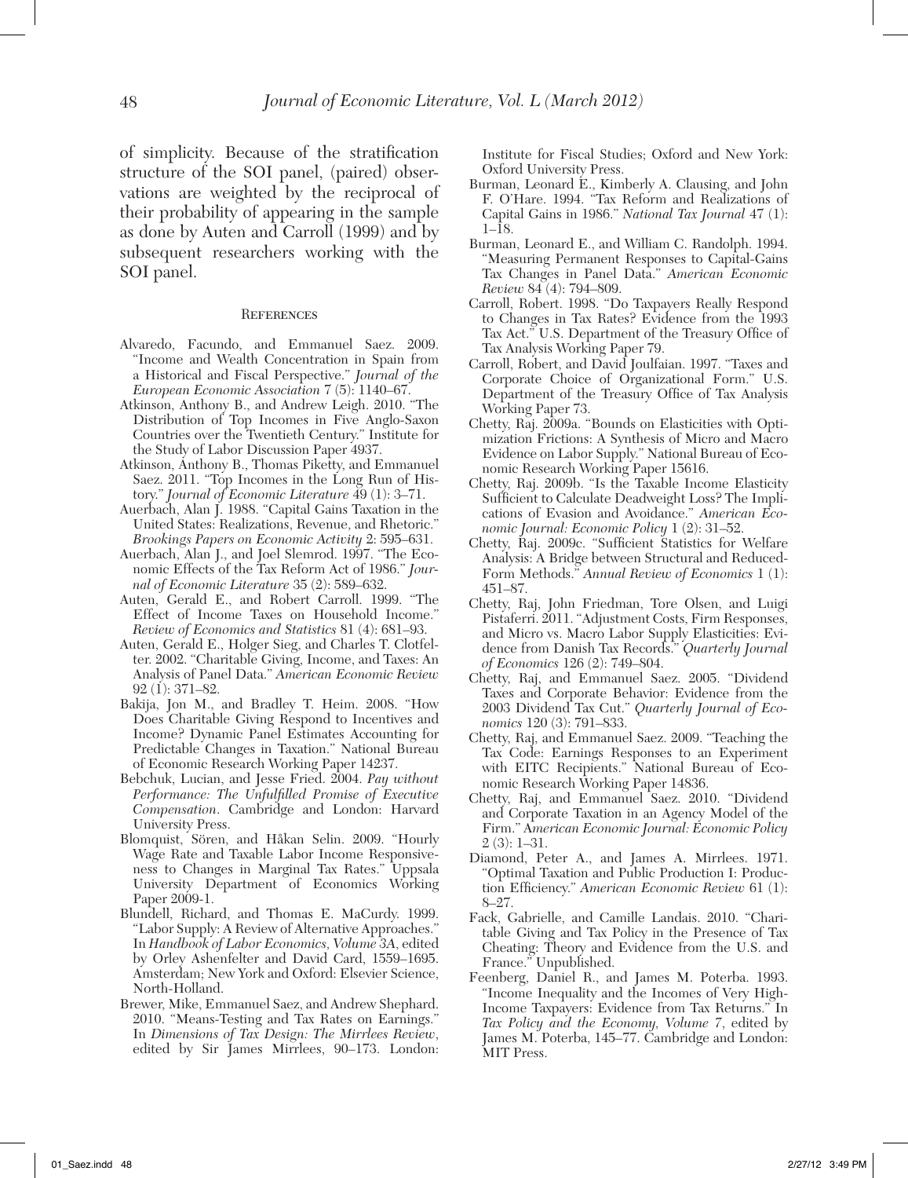of simplicity. Because of the stratification structure of the SOI panel, (paired) observations are weighted by the reciprocal of their probability of appearing in the sample as done by Auten and Carroll (1999) and by subsequent researchers working with the SOI panel.

## References

Alvaredo, Facundo, and Emmanuel Saez. 2009. "Income and Wealth Concentration in Spain from a Historical and Fiscal Perspective." *Journal of the European Economic Association* 7 (5): 1140–67.

Atkinson, Anthony B., and Andrew Leigh. 2010. "The Distribution of Top Incomes in Five Anglo-Saxon Countries over the Twentieth Century." Institute for the Study of Labor Discussion Paper 4937.

Atkinson, Anthony B., Thomas Piketty, and Emmanuel Saez. 2011. "Top Incomes in the Long Run of History." *Journal of Economic Literature* 49 (1): 3–71.

Auerbach, Alan J. 1988. "Capital Gains Taxation in the United States: Realizations, Revenue, and Rhetoric." *Brookings Papers on Economic Activity* 2: 595–631.

Auerbach, Alan J., and Joel Slemrod. 1997. "The Economic Effects of the Tax Reform Act of 1986." *Journal of Economic Literature* 35 (2): 589–632.

Auten, Gerald E., and Robert Carroll. 1999. "The Effect of Income Taxes on Household Income." *Review of Economics and Statistics* 81 (4): 681–93.

Auten, Gerald E., Holger Sieg, and Charles T. Clotfelter. 2002. "Charitable Giving, Income, and Taxes: An Analysis of Panel Data." *American Economic Review* 92 (1): 371–82.

Bakija, Jon M., and Bradley T. Heim. 2008. "How Does Charitable Giving Respond to Incentives and Income? Dynamic Panel Estimates Accounting for Predictable Changes in Taxation." National Bureau of Economic Research Working Paper 14237.

Bebchuk, Lucian, and Jesse Fried. 2004. *Pay without Performance: The Unfulfilled Promise of Executive Compensation*. Cambridge and London: Harvard University Press.

Blomquist, Sören, and Håkan Selin. 2009. "Hourly Wage Rate and Taxable Labor Income Responsiveness to Changes in Marginal Tax Rates." Uppsala University Department of Economics Working Paper 2009-1.

Blundell, Richard, and Thomas E. MaCurdy. 1999. "Labor Supply: A Review of Alternative Approaches." In *Handbook of Labor Economics, Volume 3A*, edited by Orley Ashenfelter and David Card, 1559–1695. Amsterdam; New York and Oxford: Elsevier Science, North-Holland.

Brewer, Mike, Emmanuel Saez, and Andrew Shephard. 2010. "Means-Testing and Tax Rates on Earnings." In *Dimensions of Tax Design: The Mirrlees Review*, edited by Sir James Mirrlees, 90–173. London: Institute for Fiscal Studies; Oxford and New York: Oxford University Press.

Burman, Leonard E., Kimberly A. Clausing, and John F. O'Hare. 1994. "Tax Reform and Realizations of Capital Gains in 1986." *National Tax Journal* 47 (1): 1–18.

Burman, Leonard E., and William C. Randolph. 1994. "Measuring Permanent Responses to Capital-Gains Tax Changes in Panel Data." *American Economic Review* 84 (4): 794–809.

Carroll, Robert. 1998. "Do Taxpayers Really Respond to Changes in Tax Rates? Evidence from the 1993 Tax Act." U.S. Department of the Treasury Office of Tax Analysis Working Paper 79.

Carroll, Robert, and David Joulfaian. 1997. "Taxes and Corporate Choice of Organizational Form." U.S. Department of the Treasury Office of Tax Analysis Working Paper 73.

Chetty, Raj. 2009a. "Bounds on Elasticities with Optimization Frictions: A Synthesis of Micro and Macro Evidence on Labor Supply." National Bureau of Economic Research Working Paper 15616.

Chetty, Raj. 2009b. "Is the Taxable Income Elasticity Sufficient to Calculate Deadweight Loss? The Implications of Evasion and Avoidance." *American Economic Journal: Economic Policy* 1 (2): 31–52.

Chetty, Raj. 2009c. "Sufficient Statistics for Welfare Analysis: A Bridge between Structural and Reduced-Form Methods." *Annual Review of Economics* 1 (1): 451–87.

Chetty, Raj, John Friedman, Tore Olsen, and Luigi Pistaferri. 2011. "Adjustment Costs, Firm Responses, and Micro vs. Macro Labor Supply Elasticities: Evidence from Danish Tax Records." *Quarterly Journal of Economics* 126 (2): 749–804.

Chetty, Raj, and Emmanuel Saez. 2005. "Dividend Taxes and Corporate Behavior: Evidence from the 2003 Dividend Tax Cut." *Quarterly Journal of Economics* 120 (3): 791–833.

Chetty, Raj, and Emmanuel Saez. 2009. "Teaching the Tax Code: Earnings Responses to an Experiment with EITC Recipients." National Bureau of Economic Research Working Paper 14836.

Chetty, Raj, and Emmanuel Saez. 2010. "Dividend and Corporate Taxation in an Agency Model of the Firm." *American Economic Journal: Economic Policy* 2 (3): 1–31.

Diamond, Peter A., and James A. Mirrlees. 1971. "Optimal Taxation and Public Production I: Production Efficiency." *American Economic Review* 61 (1): 8–27.

Fack, Gabrielle, and Camille Landais. 2010. "Charitable Giving and Tax Policy in the Presence of Tax Cheating: Theory and Evidence from the U.S. and France." Unpublished.

Feenberg, Daniel R., and James M. Poterba. 1993. "Income Inequality and the Incomes of Very High-Income Taxpayers: Evidence from Tax Returns." In *Tax Policy and the Economy, Volume 7*, edited by James M. Poterba, 145–77. Cambridge and London: MIT Press.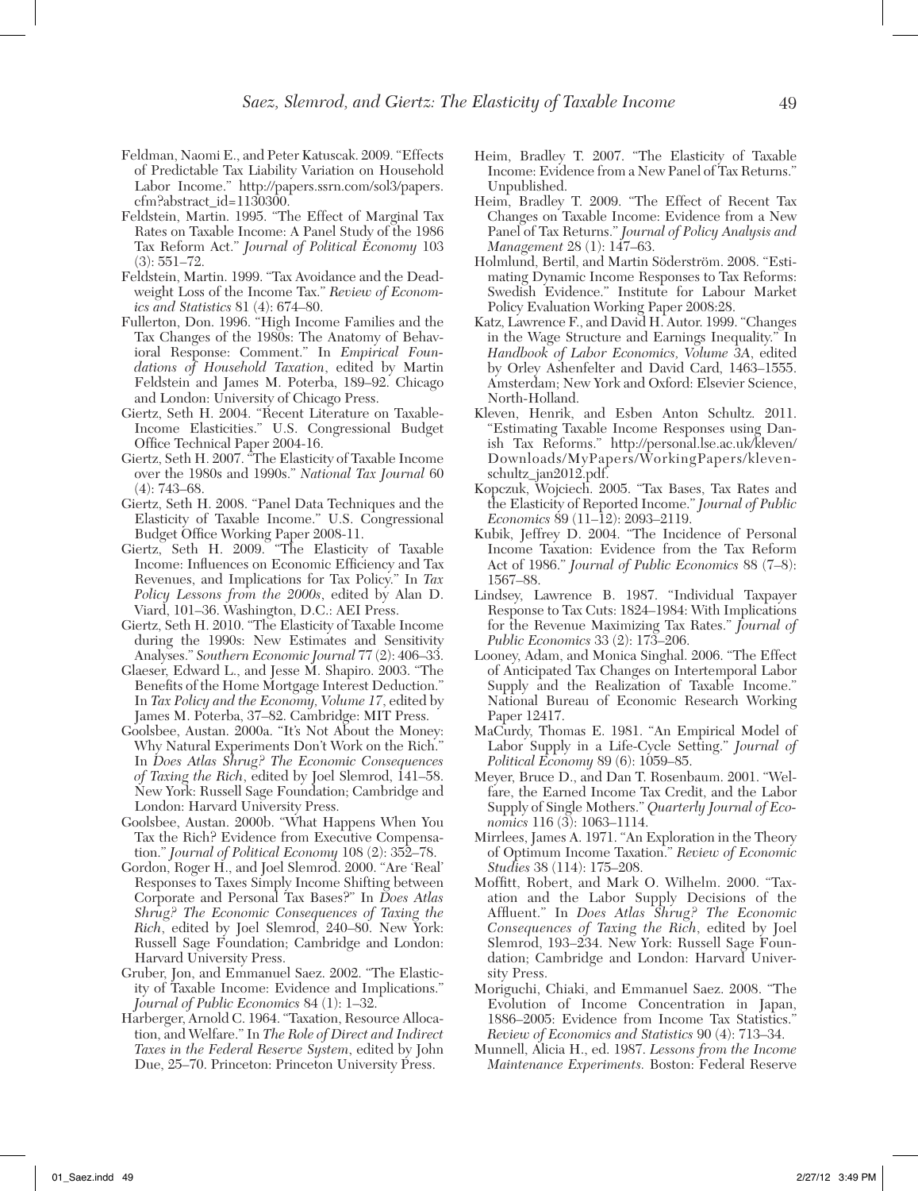Feldman, Naomi E., and Peter Katuscak. 2009. "Effects of Predictable Tax Liability Variation on Household Labor Income." http://papers.ssrn.com/sol3/papers.cfm?abstract_id=1130300.

Feldstein, Martin. 1995. "The Effect of Marginal Tax Rates on Taxable Income: A Panel Study of the 1986 Tax Reform Act." *Journal of Political Economy* 103 (3): 551–72.

Feldstein, Martin. 1999. "Tax Avoidance and the Deadweight Loss of the Income Tax." *Review of Economics and Statistics* 81 (4): 674–80.

Fullerton, Don. 1996. "High Income Families and the Tax Changes of the 1980s: The Anatomy of Behavioral Response: Comment." In *Empirical Foundations of Household Taxation*, edited by Martin Feldstein and James M. Poterba, 189–92. Chicago and London: University of Chicago Press.

Giertz, Seth H. 2004. "Recent Literature on Taxable-Income Elasticities." U.S. Congressional Budget Office Technical Paper 2004-16.

Giertz, Seth H. 2007. "The Elasticity of Taxable Income over the 1980s and 1990s." *National Tax Journal* 60 (4): 743–68.

Giertz, Seth H. 2008. "Panel Data Techniques and the Elasticity of Taxable Income." U.S. Congressional Budget Office Working Paper 2008-11.

Giertz, Seth H. 2009. "The Elasticity of Taxable Income: Influences on Economic Efficiency and Tax Revenues, and Implications for Tax Policy." In *Tax Policy Lessons from the 2000s*, edited by Alan D. Viard, 101–36. Washington, D.C.: AEI Press.

Giertz, Seth H. 2010. "The Elasticity of Taxable Income during the 1990s: New Estimates and Sensitivity Analyses." *Southern Economic Journal* 77 (2): 406–33.

Glaeser, Edward L., and Jesse M. Shapiro. 2003. "The Benefits of the Home Mortgage Interest Deduction." In *Tax Policy and the Economy, Volume 17*, edited by James M. Poterba, 37–82. Cambridge: MIT Press.

Goolsbee, Austan. 2000a. "It's Not About the Money: Why Natural Experiments Don't Work on the Rich." In *Does Atlas Shrug? The Economic Consequences of Taxing the Rich*, edited by Joel Slemrod, 141–58. New York: Russell Sage Foundation; Cambridge and London: Harvard University Press.

Goolsbee, Austan. 2000b. "What Happens When You Tax the Rich? Evidence from Executive Compensation." *Journal of Political Economy* 108 (2): 352–78.

Gordon, Roger H., and Joel Slemrod. 2000. "Are 'Real' Responses to Taxes Simply Income Shifting between Corporate and Personal Tax Bases?" In *Does Atlas Shrug? The Economic Consequences of Taxing the Rich*, edited by Joel Slemrod, 240–80. New York: Russell Sage Foundation; Cambridge and London: Harvard University Press.

Gruber, Jon, and Emmanuel Saez. 2002. "The Elasticity of Taxable Income: Evidence and Implications." *Journal of Public Economics* 84 (1): 1–32.

Harberger, Arnold C. 1964. "Taxation, Resource Allocation, and Welfare." In *The Role of Direct and Indirect Taxes in the Federal Reserve System*, edited by John Due, 25–70. Princeton: Princeton University Press.

Heim, Bradley T. 2007. "The Elasticity of Taxable Income: Evidence from a New Panel of Tax Returns." Unpublished.

Heim, Bradley T. 2009. "The Effect of Recent Tax Changes on Taxable Income: Evidence from a New Panel of Tax Returns." *Journal of Policy Analysis and Management* 28 (1): 147–63.

Holmlund, Bertil, and Martin Söderström. 2008. "Estimating Dynamic Income Responses to Tax Reforms: Swedish Evidence." Institute for Labour Market Policy Evaluation Working Paper 2008:28.

Katz, Lawrence F., and David H. Autor. 1999. "Changes in the Wage Structure and Earnings Inequality." In *Handbook of Labor Economics, Volume 3A*, edited by Orley Ashenfelter and David Card, 1463–1555. Amsterdam; New York and Oxford: Elsevier Science, North-Holland.

Kleven, Henrik, and Esben Anton Schultz. 2011. "Estimating Taxable Income Responses using Danish Tax Reforms." http://personal.lse.ac.uk/kleven/Downloads/MyPapers/WorkingPapers/kleven-schultz_jan2012.pdf.

Kopczuk, Wojciech. 2005. "Tax Bases, Tax Rates and the Elasticity of Reported Income." *Journal of Public Economics* 89 (11–12): 2093–2119.

Kubik, Jeffrey D. 2004. "The Incidence of Personal Income Taxation: Evidence from the Tax Reform Act of 1986." *Journal of Public Economics* 88 (7–8): 1567–88.

Lindsey, Lawrence B. 1987. "Individual Taxpayer Response to Tax Cuts: 1824–1984: With Implications for the Revenue Maximizing Tax Rates." *Journal of Public Economics* 33 (2): 173–206.

Looney, Adam, and Monica Singhal. 2006. "The Effect of Anticipated Tax Changes on Intertemporal Labor Supply and the Realization of Taxable Income." National Bureau of Economic Research Working Paper 12417.

MaCurdy, Thomas E. 1981. "An Empirical Model of Labor Supply in a Life-Cycle Setting." *Journal of Political Economy* 89 (6): 1059–85.

Meyer, Bruce D., and Dan T. Rosenbaum. 2001. "Welfare, the Earned Income Tax Credit, and the Labor Supply of Single Mothers." *Quarterly Journal of Economics* 116 (3): 1063–1114.

Mirrlees, James A. 1971. "An Exploration in the Theory of Optimum Income Taxation." *Review of Economic Studies* 38 (114): 175–208.

Moffitt, Robert, and Mark O. Wilhelm. 2000. "Taxation and the Labor Supply Decisions of the Affluent." In *Does Atlas Shrug? The Economic Consequences of Taxing the Rich*, edited by Joel Slemrod, 193–234. New York: Russell Sage Foundation; Cambridge and London: Harvard University Press.

Moriguchi, Chiaki, and Emmanuel Saez. 2008. "The Evolution of Income Concentration in Japan, 1886–2005: Evidence from Income Tax Statistics." *Review of Economics and Statistics* 90 (4): 713–34.

Munnell, Alicia H., ed. 1987. *Lessons from the Income Maintenance Experiments.* Boston: Federal Reserve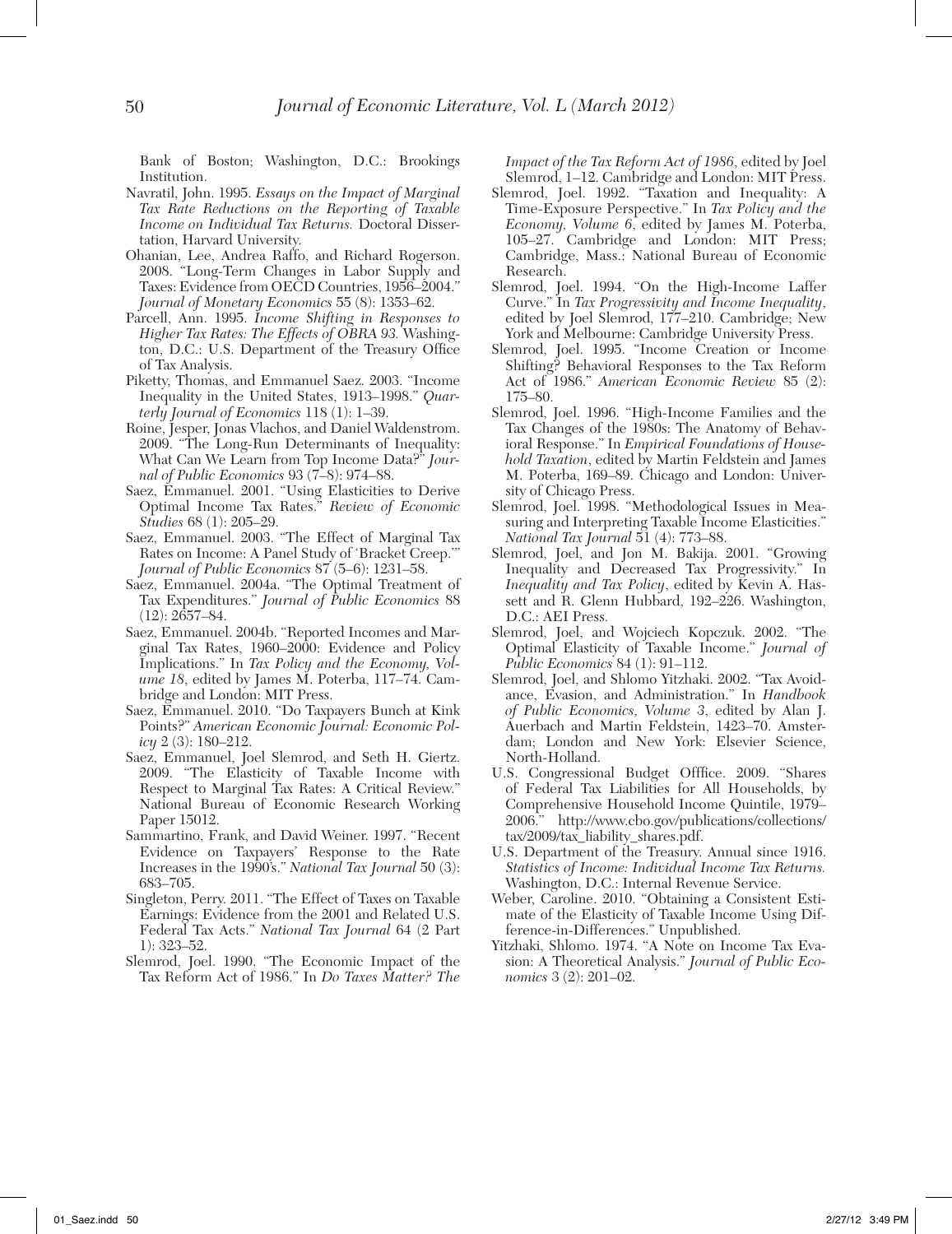Bank of Boston; Washington, D.C.: Brookings Institution.

Navratil, John. 1995. *Essays on the Impact of Marginal Tax Rate Reductions on the Reporting of Taxable Income on Individual Tax Returns.* Doctoral Dissertation, Harvard University.

Ohanian, Lee, Andrea Raffo, and Richard Rogerson. 2008. "Long-Term Changes in Labor Supply and Taxes: Evidence from OECD Countries, 1956–2004." *Journal of Monetary Economics* 55 (8): 1353–62.

Parcell, Ann. 1995. *Income Shifting in Responses to Higher Tax Rates: The Effects of OBRA 93.* Washington, D.C.: U.S. Department of the Treasury Office of Tax Analysis.

Piketty, Thomas, and Emmanuel Saez. 2003. "Income Inequality in the United States, 1913–1998." *Quarterly Journal of Economics* 118 (1): 1–39.

Roine, Jesper, Jonas Vlachos, and Daniel Waldenstrom. 2009. "The Long-Run Determinants of Inequality: What Can We Learn from Top Income Data?" *Journal of Public Economics* 93 (7–8): 974–88.

Saez, Emmanuel. 2001. "Using Elasticities to Derive Optimal Income Tax Rates." *Review of Economic Studies* 68 (1): 205–29.

Saez, Emmanuel. 2003. "The Effect of Marginal Tax Rates on Income: A Panel Study of 'Bracket Creep.'" *Journal of Public Economics* 87 (5–6): 1231–58.

Saez, Emmanuel. 2004a. "The Optimal Treatment of Tax Expenditures." *Journal of Public Economics* 88 (12): 2657–84.

Saez, Emmanuel. 2004b. "Reported Incomes and Marginal Tax Rates, 1960–2000: Evidence and Policy Implications." In *Tax Policy and the Economy, Volume 18*, edited by James M. Poterba, 117–74. Cambridge and London: MIT Press.

Saez, Emmanuel. 2010. "Do Taxpayers Bunch at Kink Points?" *American Economic Journal: Economic Policy* 2 (3): 180–212.

Saez, Emmanuel, Joel Slemrod, and Seth H. Giertz. 2009. "The Elasticity of Taxable Income with Respect to Marginal Tax Rates: A Critical Review." National Bureau of Economic Research Working Paper 15012.

Sammartino, Frank, and David Weiner. 1997. "Recent Evidence on Taxpayers' Response to the Rate Increases in the 1990's." *National Tax Journal* 50 (3): 683–705.

Singleton, Perry. 2011. "The Effect of Taxes on Taxable Earnings: Evidence from the 2001 and Related U.S. Federal Tax Acts." *National Tax Journal* 64 (2 Part 1): 323–52.

Slemrod, Joel. 1990. "The Economic Impact of the Tax Reform Act of 1986." In *Do Taxes Matter? The Impact of the Tax Reform Act of 1986*, edited by Joel Slemrod, 1–12. Cambridge and London: MIT Press.

Slemrod, Joel. 1992. "Taxation and Inequality: A Time-Exposure Perspective." In *Tax Policy and the Economy, Volume 6*, edited by James M. Poterba, 105–27. Cambridge and London: MIT Press; Cambridge, Mass.: National Bureau of Economic Research.

Slemrod, Joel. 1994. "On the High-Income Laffer Curve." In *Tax Progressivity and Income Inequality*, edited by Joel Slemrod, 177–210. Cambridge; New York and Melbourne: Cambridge University Press.

Slemrod, Joel. 1995. "Income Creation or Income Shifting? Behavioral Responses to the Tax Reform Act of 1986." *American Economic Review* 85 (2): 175–80.

Slemrod, Joel. 1996. "High-Income Families and the Tax Changes of the 1980s: The Anatomy of Behavioral Response." In *Empirical Foundations of Household Taxation*, edited by Martin Feldstein and James M. Poterba, 169–89. Chicago and London: University of Chicago Press.

Slemrod, Joel. 1998. "Methodological Issues in Measuring and Interpreting Taxable Income Elasticities." *National Tax Journal* 51 (4): 773–88.

Slemrod, Joel, and Jon M. Bakija. 2001. "Growing Inequality and Decreased Tax Progressivity." In *Inequality and Tax Policy*, edited by Kevin A. Hassett and R. Glenn Hubbard, 192–226. Washington, D.C.: AEI Press.

Slemrod, Joel, and Wojciech Kopczuk. 2002. "The Optimal Elasticity of Taxable Income." *Journal of Public Economics* 84 (1): 91–112.

Slemrod, Joel, and Shlomo Yitzhaki. 2002. "Tax Avoidance, Evasion, and Administration." In *Handbook of Public Economics, Volume 3*, edited by Alan J. Auerbach and Martin Feldstein, 1423–70. Amsterdam; London and New York: Elsevier Science, North-Holland.

U.S. Congressional Budget Offfice. 2009. "Shares of Federal Tax Liabilities for All Households, by Comprehensive Household Income Quintile, 1979–2006." http://www.cbo.gov/publications/collections/tax/2009/tax_liability_shares.pdf.

U.S. Department of the Treasury. Annual since 1916. *Statistics of Income: Individual Income Tax Returns.* Washington, D.C.: Internal Revenue Service.

Weber, Caroline. 2010. "Obtaining a Consistent Estimate of the Elasticity of Taxable Income Using Difference-in-Differences." Unpublished.

Yitzhaki, Shlomo. 1974. "A Note on Income Tax Evasion: A Theoretical Analysis." *Journal of Public Economics* 3 (2): 201–02.